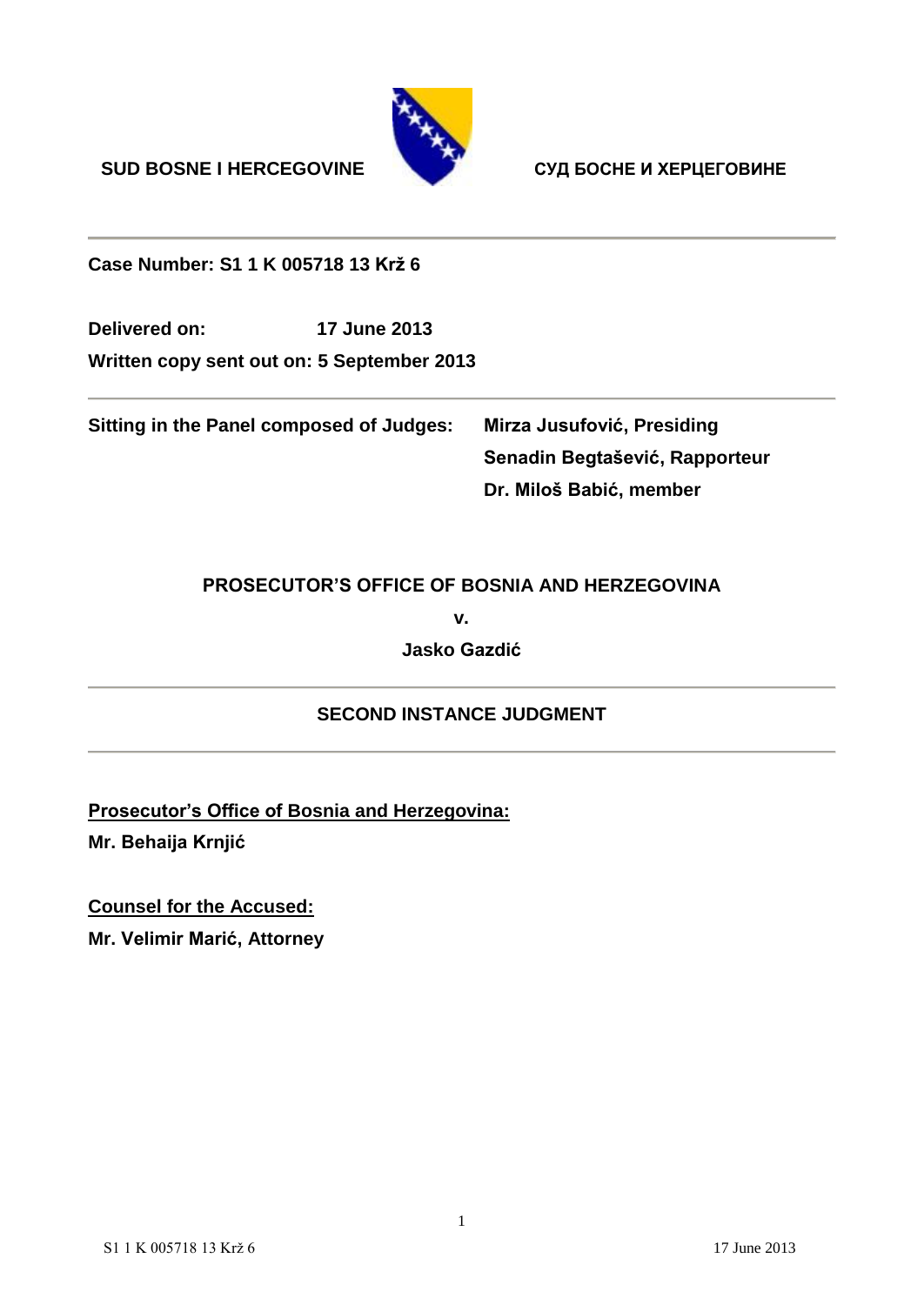**SUD BOSNE I HERCEGOVINE** **СУД БОСНЕ И ХЕРЦЕГОВИНЕ**

---

**Case Number: S1 1 K 005718 13 Krž 6**

**Delivered on:** **17 June 2013**

**Written copy sent out on: 5 September 2013**

---

| **Sitting in the Panel composed of Judges:** | **Mirza Jusufović, Presiding** |
|---|---|
| | **Senadin Begtašević, Rapporteur** |
| | **Dr. Miloš Babić, member** |

**PROSECUTOR'S OFFICE OF BOSNIA AND HERZEGOVINA**

**v.**

**Jasko Gazdić**

---

## SECOND INSTANCE JUDGMENT

---

**Prosecutor's Office of Bosnia and Herzegovina:**

**Mr. Behaija Krnjić**

**Counsel for the Accused:**

**Mr. Velimir Marić, Attorney**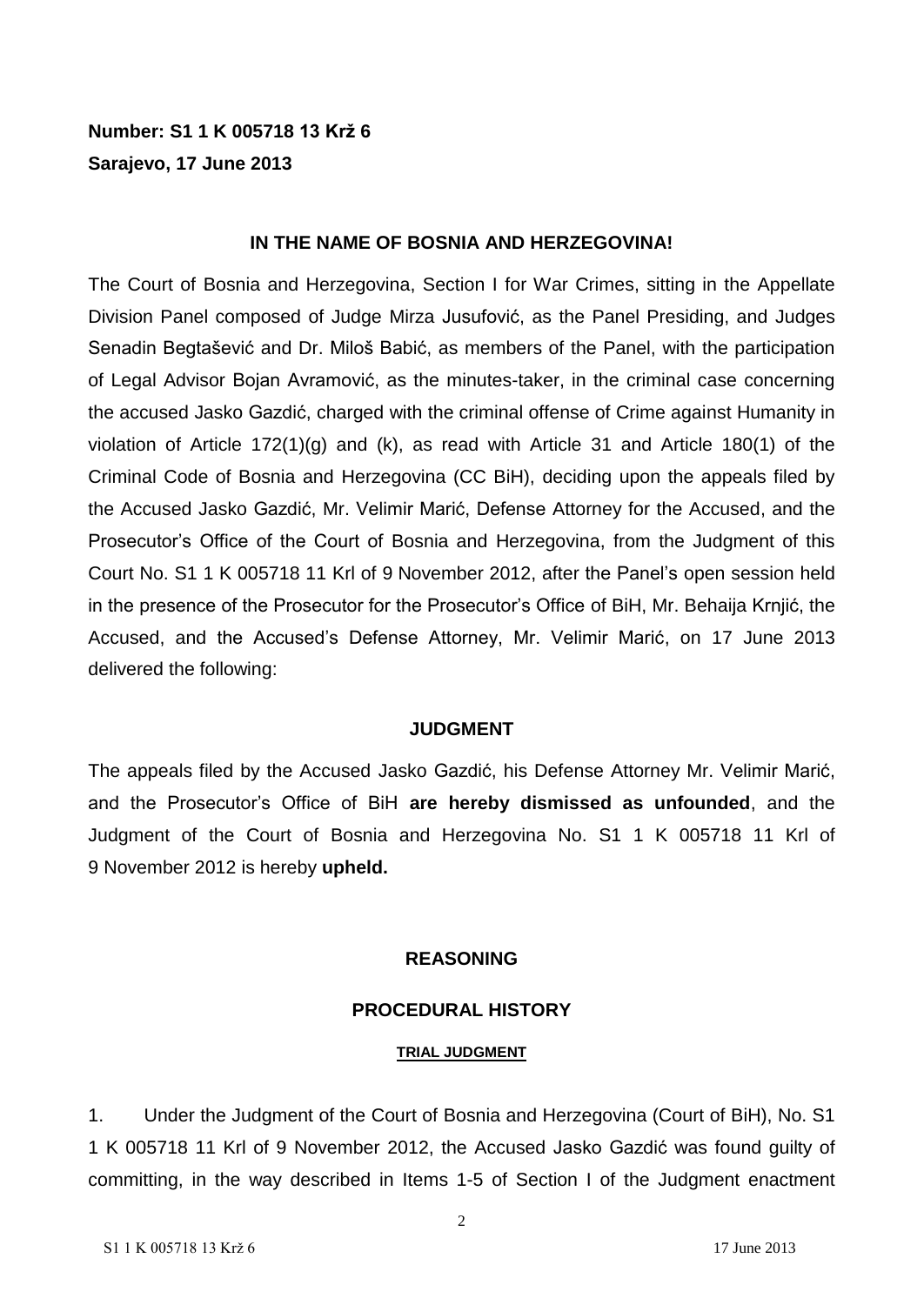**Number: S1 1 K 005718 13 Krž 6**
**Sarajevo, 17 June 2013**

**IN THE NAME OF BOSNIA AND HERZEGOVINA!**

The Court of Bosnia and Herzegovina, Section I for War Crimes, sitting in the Appellate Division Panel composed of Judge Mirza Jusufović, as the Panel Presiding, and Judges Senadin Begtašević and Dr. Miloš Babić, as members of the Panel, with the participation of Legal Advisor Bojan Avramović, as the minutes-taker, in the criminal case concerning the accused Jasko Gazdić, charged with the criminal offense of Crime against Humanity in violation of Article 172(1)(g) and (k), as read with Article 31 and Article 180(1) of the Criminal Code of Bosnia and Herzegovina (CC BiH), deciding upon the appeals filed by the Accused Jasko Gazdić, Mr. Velimir Marić, Defense Attorney for the Accused, and the Prosecutor's Office of the Court of Bosnia and Herzegovina, from the Judgment of this Court No. S1 1 K 005718 11 Krl of 9 November 2012, after the Panel's open session held in the presence of the Prosecutor for the Prosecutor's Office of BiH, Mr. Behaija Krnjić, the Accused, and the Accused's Defense Attorney, Mr. Velimir Marić, on 17 June 2013 delivered the following:

**JUDGMENT**

The appeals filed by the Accused Jasko Gazdić, his Defense Attorney Mr. Velimir Marić, and the Prosecutor's Office of BiH **are hereby dismissed as unfounded**, and the Judgment of the Court of Bosnia and Herzegovina No. S1 1 K 005718 11 Krl of 9 November 2012 is hereby **upheld.**

## REASONING

## PROCEDURAL HISTORY

### TRIAL JUDGMENT

1. Under the Judgment of the Court of Bosnia and Herzegovina (Court of BiH), No. S1 1 K 005718 11 Krl of 9 November 2012, the Accused Jasko Gazdić was found guilty of committing, in the way described in Items 1-5 of Section I of the Judgment enactment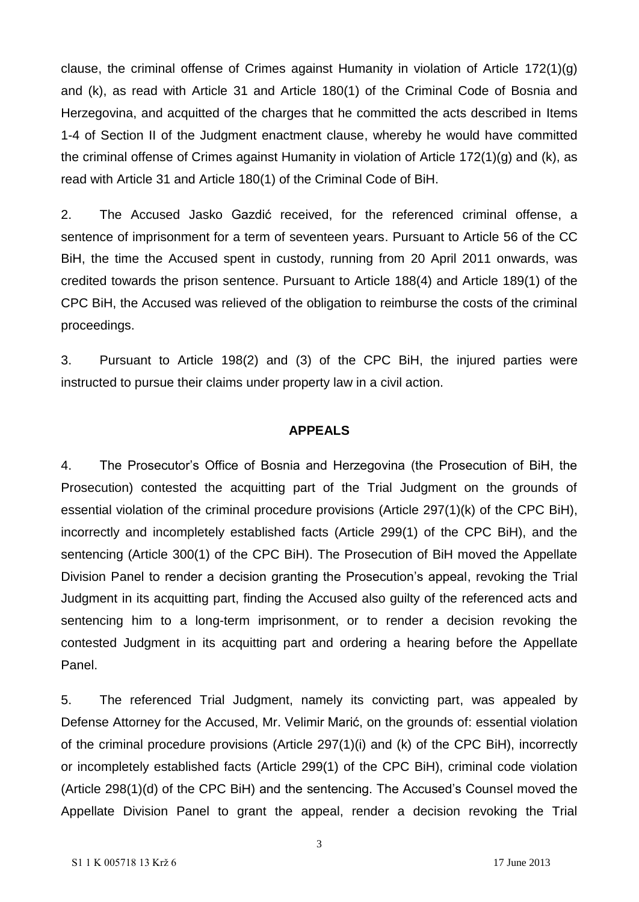clause, the criminal offense of Crimes against Humanity in violation of Article 172(1)(g) and (k), as read with Article 31 and Article 180(1) of the Criminal Code of Bosnia and Herzegovina, and acquitted of the charges that he committed the acts described in Items 1-4 of Section II of the Judgment enactment clause, whereby he would have committed the criminal offense of Crimes against Humanity in violation of Article 172(1)(g) and (k), as read with Article 31 and Article 180(1) of the Criminal Code of BiH.

2. The Accused Jasko Gazdić received, for the referenced criminal offense, a sentence of imprisonment for a term of seventeen years. Pursuant to Article 56 of the CC BiH, the time the Accused spent in custody, running from 20 April 2011 onwards, was credited towards the prison sentence. Pursuant to Article 188(4) and Article 189(1) of the CPC BiH, the Accused was relieved of the obligation to reimburse the costs of the criminal proceedings.

3. Pursuant to Article 198(2) and (3) of the CPC BiH, the injured parties were instructed to pursue their claims under property law in a civil action.

## APPEALS

4. The Prosecutor's Office of Bosnia and Herzegovina (the Prosecution of BiH, the Prosecution) contested the acquitting part of the Trial Judgment on the grounds of essential violation of the criminal procedure provisions (Article 297(1)(k) of the CPC BiH), incorrectly and incompletely established facts (Article 299(1) of the CPC BiH), and the sentencing (Article 300(1) of the CPC BiH). The Prosecution of BiH moved the Appellate Division Panel to render a decision granting the Prosecution's appeal, revoking the Trial Judgment in its acquitting part, finding the Accused also guilty of the referenced acts and sentencing him to a long-term imprisonment, or to render a decision revoking the contested Judgment in its acquitting part and ordering a hearing before the Appellate Panel.

5. The referenced Trial Judgment, namely its convicting part, was appealed by Defense Attorney for the Accused, Mr. Velimir Marić, on the grounds of: essential violation of the criminal procedure provisions (Article 297(1)(i) and (k) of the CPC BiH), incorrectly or incompletely established facts (Article 299(1) of the CPC BiH), criminal code violation (Article 298(1)(d) of the CPC BiH) and the sentencing. The Accused's Counsel moved the Appellate Division Panel to grant the appeal, render a decision revoking the Trial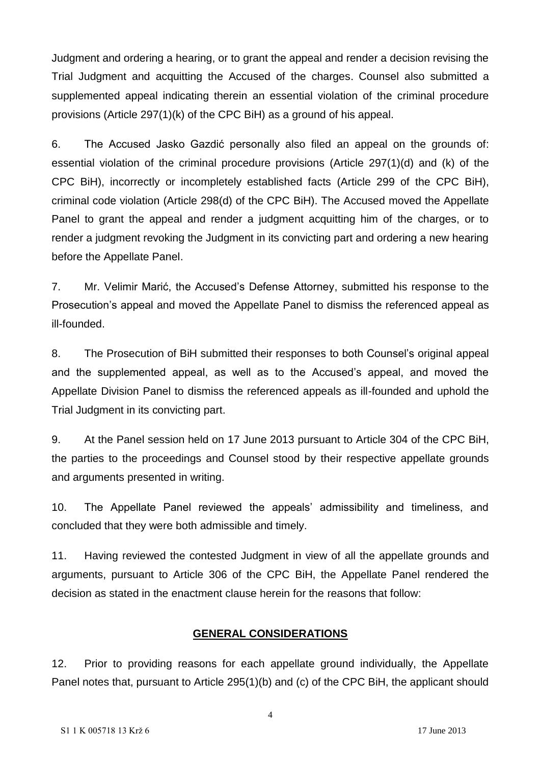Judgment and ordering a hearing, or to grant the appeal and render a decision revising the Trial Judgment and acquitting the Accused of the charges. Counsel also submitted a supplemented appeal indicating therein an essential violation of the criminal procedure provisions (Article 297(1)(k) of the CPC BiH) as a ground of his appeal.

6. The Accused Jasko Gazdić personally also filed an appeal on the grounds of: essential violation of the criminal procedure provisions (Article 297(1)(d) and (k) of the CPC BiH), incorrectly or incompletely established facts (Article 299 of the CPC BiH), criminal code violation (Article 298(d) of the CPC BiH). The Accused moved the Appellate Panel to grant the appeal and render a judgment acquitting him of the charges, or to render a judgment revoking the Judgment in its convicting part and ordering a new hearing before the Appellate Panel.

7. Mr. Velimir Marić, the Accused's Defense Attorney, submitted his response to the Prosecution's appeal and moved the Appellate Panel to dismiss the referenced appeal as ill-founded.

8. The Prosecution of BiH submitted their responses to both Counsel's original appeal and the supplemented appeal, as well as to the Accused's appeal, and moved the Appellate Division Panel to dismiss the referenced appeals as ill-founded and uphold the Trial Judgment in its convicting part.

9. At the Panel session held on 17 June 2013 pursuant to Article 304 of the CPC BiH, the parties to the proceedings and Counsel stood by their respective appellate grounds and arguments presented in writing.

10. The Appellate Panel reviewed the appeals' admissibility and timeliness, and concluded that they were both admissible and timely.

11. Having reviewed the contested Judgment in view of all the appellate grounds and arguments, pursuant to Article 306 of the CPC BiH, the Appellate Panel rendered the decision as stated in the enactment clause herein for the reasons that follow:

## GENERAL CONSIDERATIONS

12. Prior to providing reasons for each appellate ground individually, the Appellate Panel notes that, pursuant to Article 295(1)(b) and (c) of the CPC BiH, the applicant should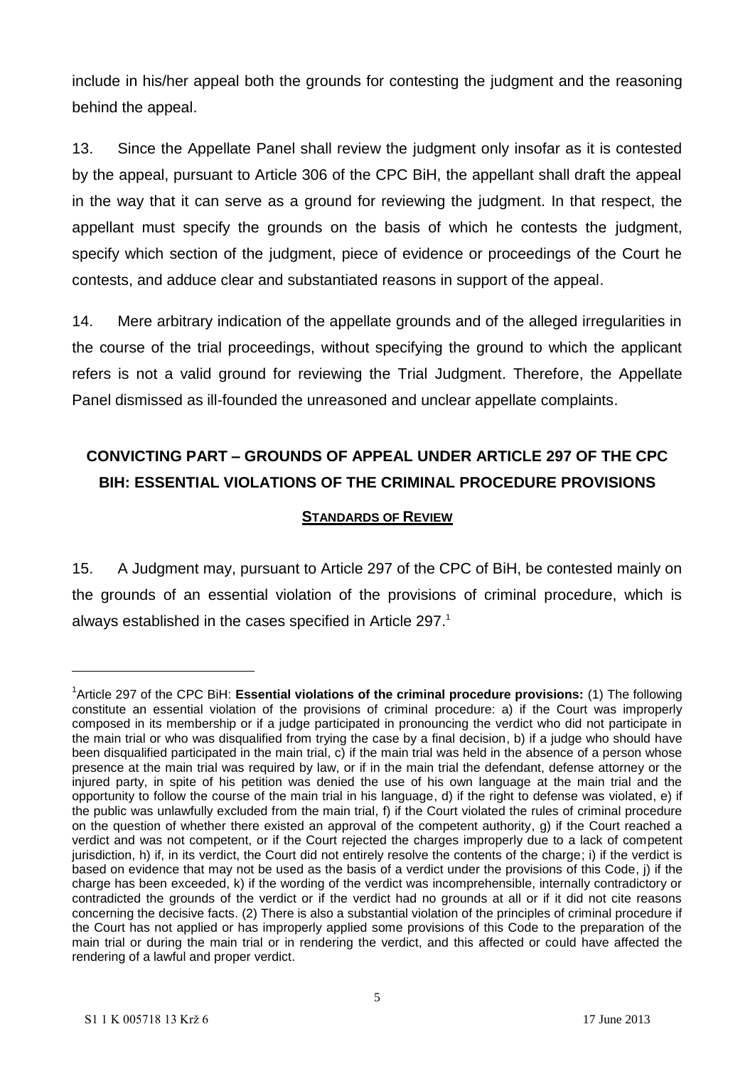include in his/her appeal both the grounds for contesting the judgment and the reasoning behind the appeal.

13. Since the Appellate Panel shall review the judgment only insofar as it is contested by the appeal, pursuant to Article 306 of the CPC BiH, the appellant shall draft the appeal in the way that it can serve as a ground for reviewing the judgment. In that respect, the appellant must specify the grounds on the basis of which he contests the judgment, specify which section of the judgment, piece of evidence or proceedings of the Court he contests, and adduce clear and substantiated reasons in support of the appeal.

14. Mere arbitrary indication of the appellate grounds and of the alleged irregularities in the course of the trial proceedings, without specifying the ground to which the applicant refers is not a valid ground for reviewing the Trial Judgment. Therefore, the Appellate Panel dismissed as ill-founded the unreasoned and unclear appellate complaints.

## CONVICTING PART – GROUNDS OF APPEAL UNDER ARTICLE 297 OF THE CPC BIH: ESSENTIAL VIOLATIONS OF THE CRIMINAL PROCEDURE PROVISIONS

### STANDARDS OF REVIEW

15. A Judgment may, pursuant to Article 297 of the CPC of BiH, be contested mainly on the grounds of an essential violation of the provisions of criminal procedure, which is always established in the cases specified in Article 297.[1]

---

[1] Article 297 of the CPC BiH: **Essential violations of the criminal procedure provisions:** (1) The following constitute an essential violation of the provisions of criminal procedure: a) if the Court was improperly composed in its membership or if a judge participated in pronouncing the verdict who did not participate in the main trial or who was disqualified from trying the case by a final decision, b) if a judge who should have been disqualified participated in the main trial, c) if the main trial was held in the absence of a person whose presence at the main trial was required by law, or if in the main trial the defendant, defense attorney or the injured party, in spite of his petition was denied the use of his own language at the main trial and the opportunity to follow the course of the main trial in his language, d) if the right to defense was violated, e) if the public was unlawfully excluded from the main trial, f) if the Court violated the rules of criminal procedure on the question of whether there existed an approval of the competent authority, g) if the Court reached a verdict and was not competent, or if the Court rejected the charges improperly due to a lack of competent jurisdiction, h) if, in its verdict, the Court did not entirely resolve the contents of the charge; i) if the verdict is based on evidence that may not be used as the basis of a verdict under the provisions of this Code, j) if the charge has been exceeded, k) if the wording of the verdict was incomprehensible, internally contradictory or contradicted the grounds of the verdict or if the verdict had no grounds at all or if it did not cite reasons concerning the decisive facts. (2) There is also a substantial violation of the principles of criminal procedure if the Court has not applied or has improperly applied some provisions of this Code to the preparation of the main trial or during the main trial or in rendering the verdict, and this affected or could have affected the rendering of a lawful and proper verdict.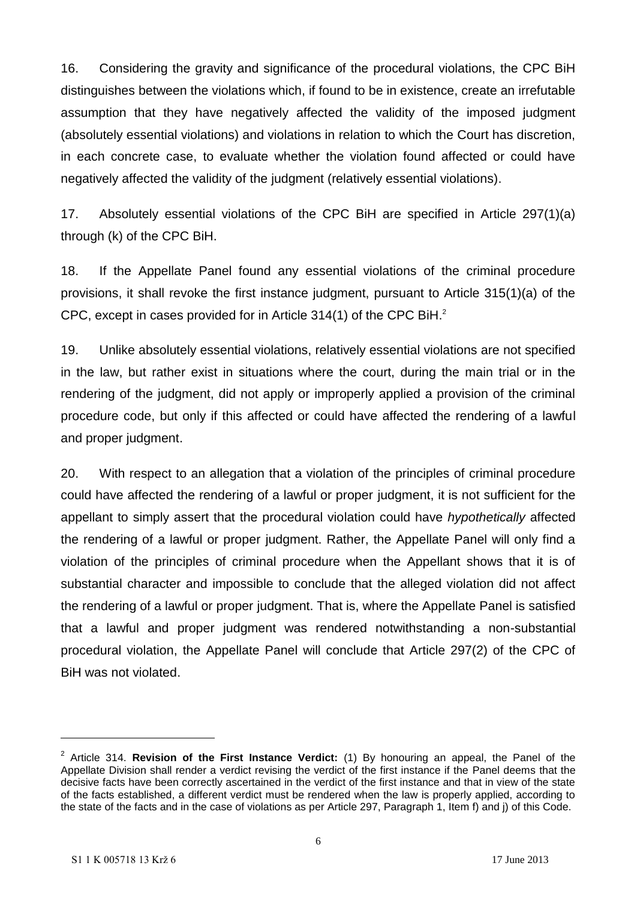16. Considering the gravity and significance of the procedural violations, the CPC BiH distinguishes between the violations which, if found to be in existence, create an irrefutable assumption that they have negatively affected the validity of the imposed judgment (absolutely essential violations) and violations in relation to which the Court has discretion, in each concrete case, to evaluate whether the violation found affected or could have negatively affected the validity of the judgment (relatively essential violations).

17. Absolutely essential violations of the CPC BiH are specified in Article 297(1)(a) through (k) of the CPC BiH.

18. If the Appellate Panel found any essential violations of the criminal procedure provisions, it shall revoke the first instance judgment, pursuant to Article 315(1)(a) of the CPC, except in cases provided for in Article 314(1) of the CPC BiH.[2]

19. Unlike absolutely essential violations, relatively essential violations are not specified in the law, but rather exist in situations where the court, during the main trial or in the rendering of the judgment, did not apply or improperly applied a provision of the criminal procedure code, but only if this affected or could have affected the rendering of a lawful and proper judgment.

20. With respect to an allegation that a violation of the principles of criminal procedure could have affected the rendering of a lawful or proper judgment, it is not sufficient for the appellant to simply assert that the procedural violation could have *hypothetically* affected the rendering of a lawful or proper judgment. Rather, the Appellate Panel will only find a violation of the principles of criminal procedure when the Appellant shows that it is of substantial character and impossible to conclude that the alleged violation did not affect the rendering of a lawful or proper judgment. That is, where the Appellate Panel is satisfied that a lawful and proper judgment was rendered notwithstanding a non-substantial procedural violation, the Appellate Panel will conclude that Article 297(2) of the CPC of BiH was not violated.

---

[2] Article 314. **Revision of the First Instance Verdict:** (1) By honouring an appeal, the Panel of the Appellate Division shall render a verdict revising the verdict of the first instance if the Panel deems that the decisive facts have been correctly ascertained in the verdict of the first instance and that in view of the state of the facts established, a different verdict must be rendered when the law is properly applied, according to the state of the facts and in the case of violations as per Article 297, Paragraph 1, Item f) and j) of this Code.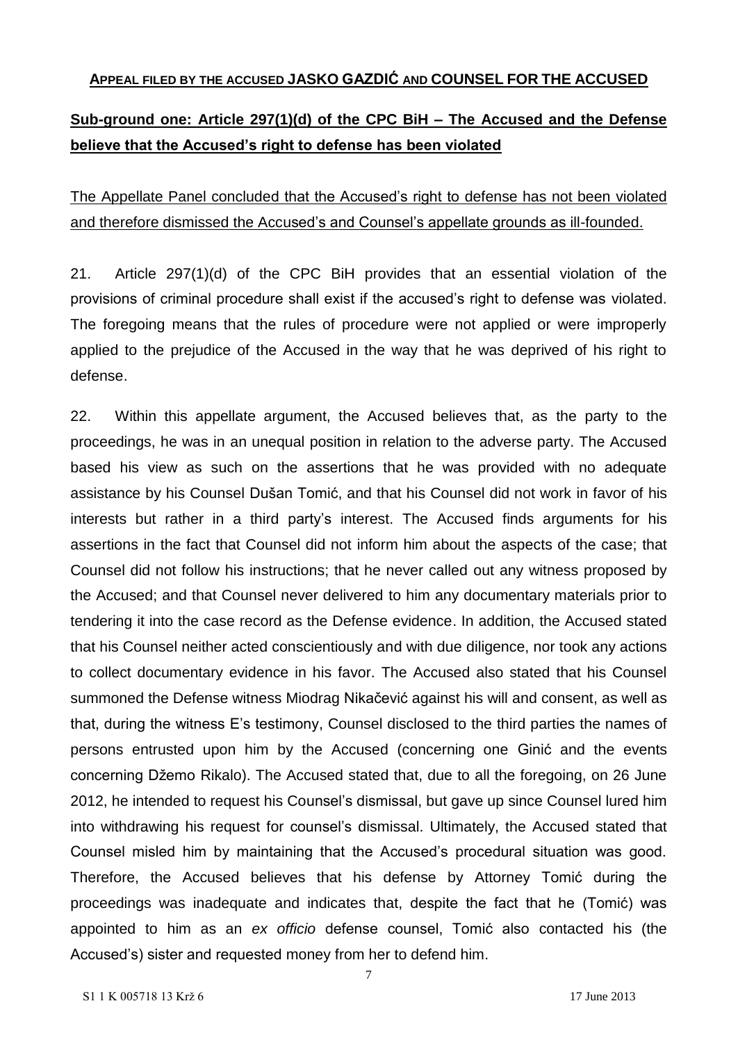**<u>APPEAL FILED BY THE ACCUSED JASKO GAZDIĆ AND COUNSEL FOR THE ACCUSED</u>**

**<u>Sub-ground one: Article 297(1)(d) of the CPC BiH – The Accused and the Defense believe that the Accused's right to defense has been violated</u>**

<u>The Appellate Panel concluded that the Accused's right to defense has not been violated and therefore dismissed the Accused's and Counsel's appellate grounds as ill-founded.</u>

21. Article 297(1)(d) of the CPC BiH provides that an essential violation of the provisions of criminal procedure shall exist if the accused's right to defense was violated. The foregoing means that the rules of procedure were not applied or were improperly applied to the prejudice of the Accused in the way that he was deprived of his right to defense.

22. Within this appellate argument, the Accused believes that, as the party to the proceedings, he was in an unequal position in relation to the adverse party. The Accused based his view as such on the assertions that he was provided with no adequate assistance by his Counsel Dušan Tomić, and that his Counsel did not work in favor of his interests but rather in a third party's interest. The Accused finds arguments for his assertions in the fact that Counsel did not inform him about the aspects of the case; that Counsel did not follow his instructions; that he never called out any witness proposed by the Accused; and that Counsel never delivered to him any documentary materials prior to tendering it into the case record as the Defense evidence. In addition, the Accused stated that his Counsel neither acted conscientiously and with due diligence, nor took any actions to collect documentary evidence in his favor. The Accused also stated that his Counsel summoned the Defense witness Miodrag Nikačević against his will and consent, as well as that, during the witness E's testimony, Counsel disclosed to the third parties the names of persons entrusted upon him by the Accused (concerning one Ginić and the events concerning Džemo Rikalo). The Accused stated that, due to all the foregoing, on 26 June 2012, he intended to request his Counsel's dismissal, but gave up since Counsel lured him into withdrawing his request for counsel's dismissal. Ultimately, the Accused stated that Counsel misled him by maintaining that the Accused's procedural situation was good. Therefore, the Accused believes that his defense by Attorney Tomić during the proceedings was inadequate and indicates that, despite the fact that he (Tomić) was appointed to him as an *ex officio* defense counsel, Tomić also contacted his (the Accused's) sister and requested money from her to defend him.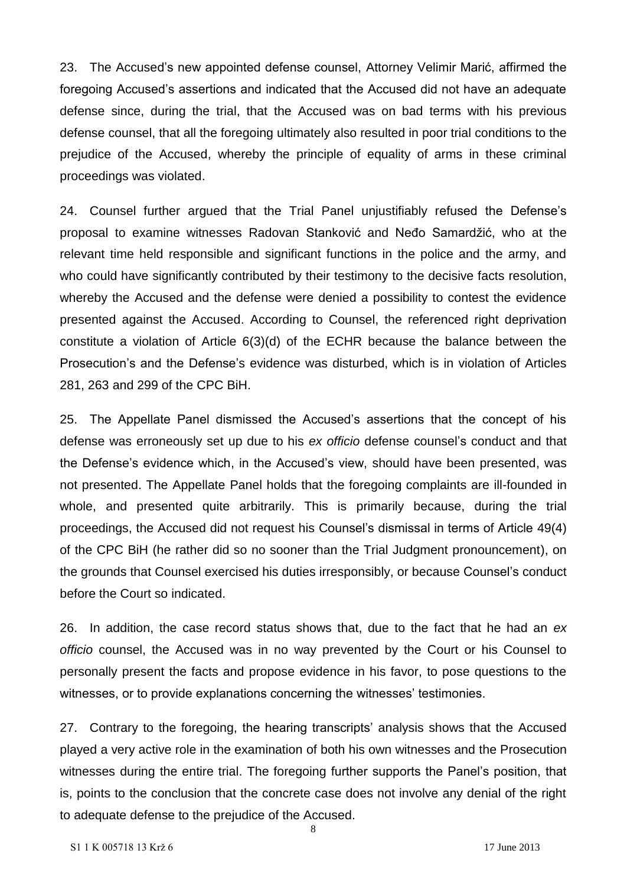23. The Accused's new appointed defense counsel, Attorney Velimir Marić, affirmed the foregoing Accused's assertions and indicated that the Accused did not have an adequate defense since, during the trial, that the Accused was on bad terms with his previous defense counsel, that all the foregoing ultimately also resulted in poor trial conditions to the prejudice of the Accused, whereby the principle of equality of arms in these criminal proceedings was violated.

24. Counsel further argued that the Trial Panel unjustifiably refused the Defense's proposal to examine witnesses Radovan Stanković and Neđo Samardžić, who at the relevant time held responsible and significant functions in the police and the army, and who could have significantly contributed by their testimony to the decisive facts resolution, whereby the Accused and the defense were denied a possibility to contest the evidence presented against the Accused. According to Counsel, the referenced right deprivation constitute a violation of Article 6(3)(d) of the ECHR because the balance between the Prosecution's and the Defense's evidence was disturbed, which is in violation of Articles 281, 263 and 299 of the CPC BiH.

25. The Appellate Panel dismissed the Accused's assertions that the concept of his defense was erroneously set up due to his *ex officio* defense counsel's conduct and that the Defense's evidence which, in the Accused's view, should have been presented, was not presented. The Appellate Panel holds that the foregoing complaints are ill-founded in whole, and presented quite arbitrarily. This is primarily because, during the trial proceedings, the Accused did not request his Counsel's dismissal in terms of Article 49(4) of the CPC BiH (he rather did so no sooner than the Trial Judgment pronouncement), on the grounds that Counsel exercised his duties irresponsibly, or because Counsel's conduct before the Court so indicated.

26. In addition, the case record status shows that, due to the fact that he had an *ex officio* counsel, the Accused was in no way prevented by the Court or his Counsel to personally present the facts and propose evidence in his favor, to pose questions to the witnesses, or to provide explanations concerning the witnesses' testimonies.

27. Contrary to the foregoing, the hearing transcripts' analysis shows that the Accused played a very active role in the examination of both his own witnesses and the Prosecution witnesses during the entire trial. The foregoing further supports the Panel's position, that is, points to the conclusion that the concrete case does not involve any denial of the right to adequate defense to the prejudice of the Accused.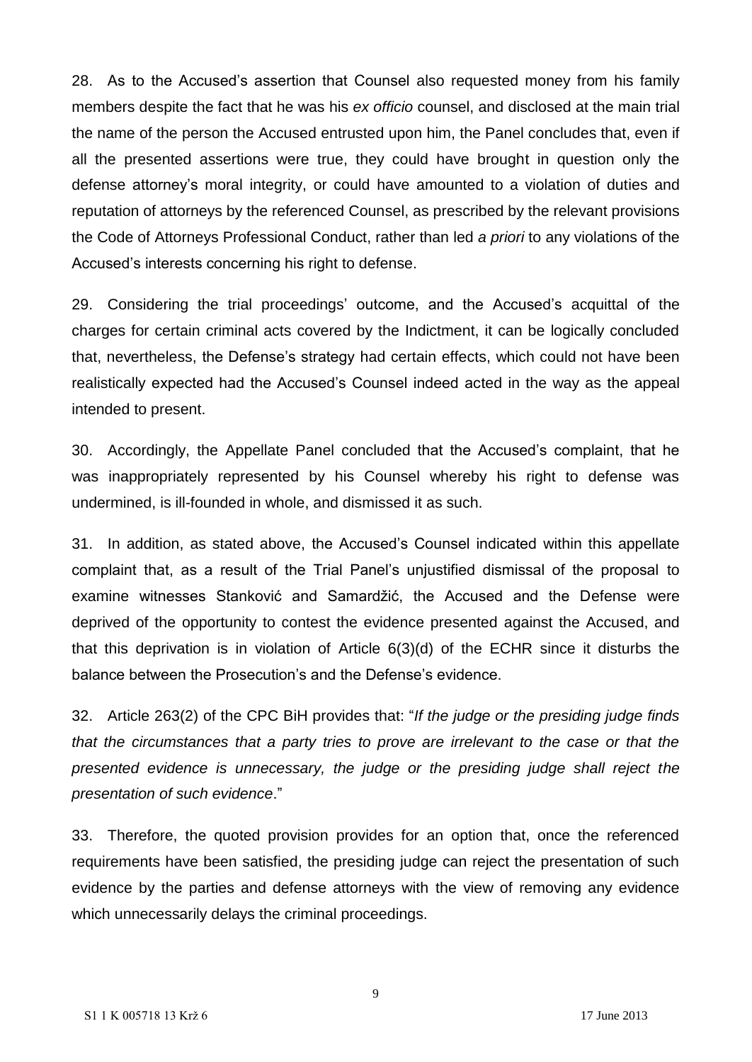28. As to the Accused's assertion that Counsel also requested money from his family members despite the fact that he was his *ex officio* counsel, and disclosed at the main trial the name of the person the Accused entrusted upon him, the Panel concludes that, even if all the presented assertions were true, they could have brought in question only the defense attorney's moral integrity, or could have amounted to a violation of duties and reputation of attorneys by the referenced Counsel, as prescribed by the relevant provisions the Code of Attorneys Professional Conduct, rather than led *a priori* to any violations of the Accused's interests concerning his right to defense.

29. Considering the trial proceedings' outcome, and the Accused's acquittal of the charges for certain criminal acts covered by the Indictment, it can be logically concluded that, nevertheless, the Defense's strategy had certain effects, which could not have been realistically expected had the Accused's Counsel indeed acted in the way as the appeal intended to present.

30. Accordingly, the Appellate Panel concluded that the Accused's complaint, that he was inappropriately represented by his Counsel whereby his right to defense was undermined, is ill-founded in whole, and dismissed it as such.

31. In addition, as stated above, the Accused's Counsel indicated within this appellate complaint that, as a result of the Trial Panel's unjustified dismissal of the proposal to examine witnesses Stanković and Samardžić, the Accused and the Defense were deprived of the opportunity to contest the evidence presented against the Accused, and that this deprivation is in violation of Article 6(3)(d) of the ECHR since it disturbs the balance between the Prosecution's and the Defense's evidence.

32. Article 263(2) of the CPC BiH provides that: "*If the judge or the presiding judge finds that the circumstances that a party tries to prove are irrelevant to the case or that the presented evidence is unnecessary, the judge or the presiding judge shall reject the presentation of such evidence*."

33. Therefore, the quoted provision provides for an option that, once the referenced requirements have been satisfied, the presiding judge can reject the presentation of such evidence by the parties and defense attorneys with the view of removing any evidence which unnecessarily delays the criminal proceedings.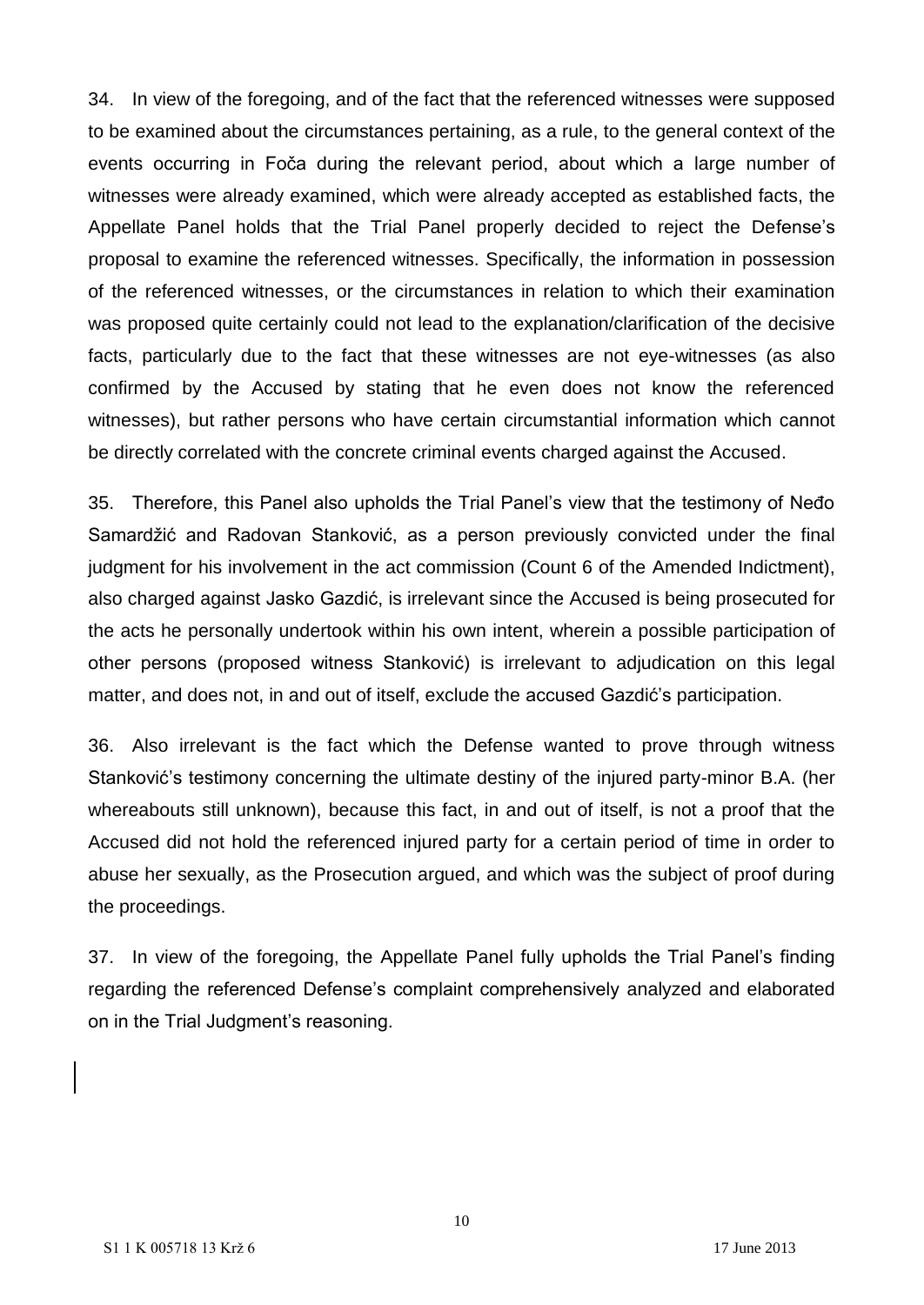34. In view of the foregoing, and of the fact that the referenced witnesses were supposed to be examined about the circumstances pertaining, as a rule, to the general context of the events occurring in Foča during the relevant period, about which a large number of witnesses were already examined, which were already accepted as established facts, the Appellate Panel holds that the Trial Panel properly decided to reject the Defense's proposal to examine the referenced witnesses. Specifically, the information in possession of the referenced witnesses, or the circumstances in relation to which their examination was proposed quite certainly could not lead to the explanation/clarification of the decisive facts, particularly due to the fact that these witnesses are not eye-witnesses (as also confirmed by the Accused by stating that he even does not know the referenced witnesses), but rather persons who have certain circumstantial information which cannot be directly correlated with the concrete criminal events charged against the Accused.

35. Therefore, this Panel also upholds the Trial Panel's view that the testimony of Neđo Samardžić and Radovan Stanković, as a person previously convicted under the final judgment for his involvement in the act commission (Count 6 of the Amended Indictment), also charged against Jasko Gazdić, is irrelevant since the Accused is being prosecuted for the acts he personally undertook within his own intent, wherein a possible participation of other persons (proposed witness Stanković) is irrelevant to adjudication on this legal matter, and does not, in and out of itself, exclude the accused Gazdić's participation.

36. Also irrelevant is the fact which the Defense wanted to prove through witness Stanković's testimony concerning the ultimate destiny of the injured party-minor B.A. (her whereabouts still unknown), because this fact, in and out of itself, is not a proof that the Accused did not hold the referenced injured party for a certain period of time in order to abuse her sexually, as the Prosecution argued, and which was the subject of proof during the proceedings.

37. In view of the foregoing, the Appellate Panel fully upholds the Trial Panel's finding regarding the referenced Defense's complaint comprehensively analyzed and elaborated on in the Trial Judgment's reasoning.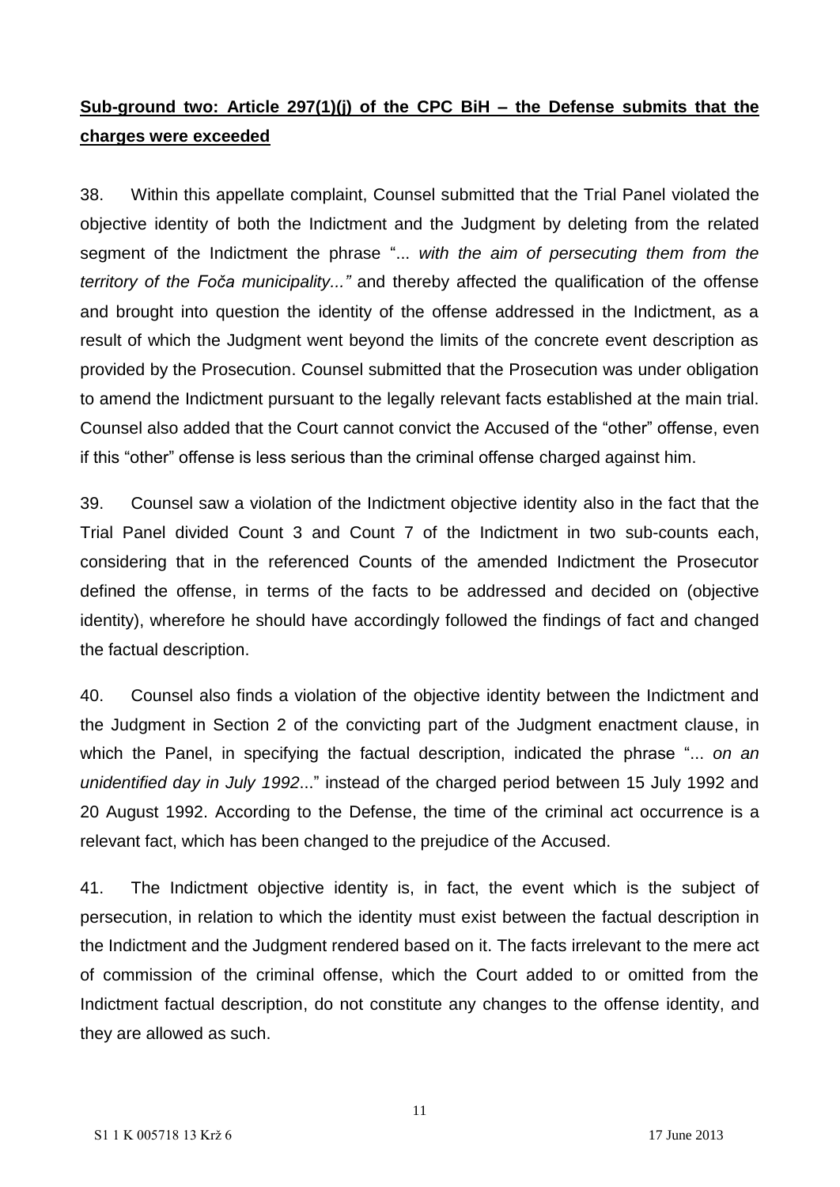**Sub-ground two: Article 297(1)(j) of the CPC BiH – the Defense submits that the charges were exceeded**

38. Within this appellate complaint, Counsel submitted that the Trial Panel violated the objective identity of both the Indictment and the Judgment by deleting from the related segment of the Indictment the phrase "... *with the aim of persecuting them from the territory of the Foča municipality..."* and thereby affected the qualification of the offense and brought into question the identity of the offense addressed in the Indictment, as a result of which the Judgment went beyond the limits of the concrete event description as provided by the Prosecution. Counsel submitted that the Prosecution was under obligation to amend the Indictment pursuant to the legally relevant facts established at the main trial. Counsel also added that the Court cannot convict the Accused of the "other" offense, even if this "other" offense is less serious than the criminal offense charged against him.

39. Counsel saw a violation of the Indictment objective identity also in the fact that the Trial Panel divided Count 3 and Count 7 of the Indictment in two sub-counts each, considering that in the referenced Counts of the amended Indictment the Prosecutor defined the offense, in terms of the facts to be addressed and decided on (objective identity), wherefore he should have accordingly followed the findings of fact and changed the factual description.

40. Counsel also finds a violation of the objective identity between the Indictment and the Judgment in Section 2 of the convicting part of the Judgment enactment clause, in which the Panel, in specifying the factual description, indicated the phrase "... *on an unidentified day in July 1992*..." instead of the charged period between 15 July 1992 and 20 August 1992. According to the Defense, the time of the criminal act occurrence is a relevant fact, which has been changed to the prejudice of the Accused.

41. The Indictment objective identity is, in fact, the event which is the subject of persecution, in relation to which the identity must exist between the factual description in the Indictment and the Judgment rendered based on it. The facts irrelevant to the mere act of commission of the criminal offense, which the Court added to or omitted from the Indictment factual description, do not constitute any changes to the offense identity, and they are allowed as such.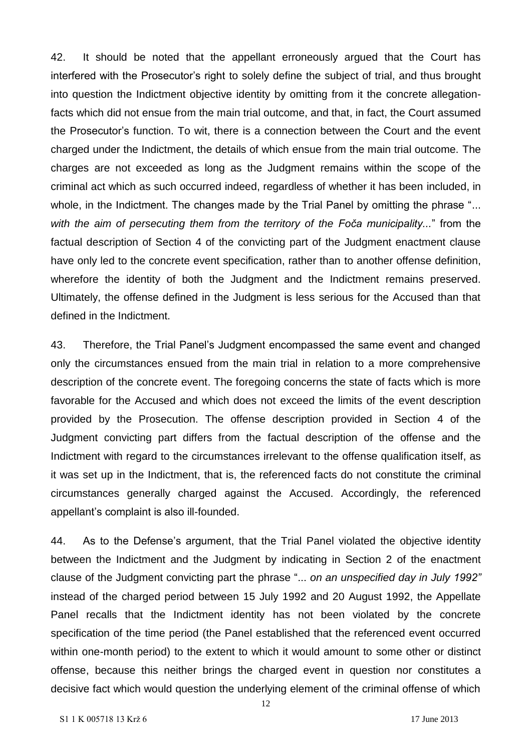42. It should be noted that the appellant erroneously argued that the Court has interfered with the Prosecutor's right to solely define the subject of trial, and thus brought into question the Indictment objective identity by omitting from it the concrete allegation-facts which did not ensue from the main trial outcome, and that, in fact, the Court assumed the Prosecutor's function. To wit, there is a connection between the Court and the event charged under the Indictment, the details of which ensue from the main trial outcome. The charges are not exceeded as long as the Judgment remains within the scope of the criminal act which as such occurred indeed, regardless of whether it has been included, in whole, in the Indictment. The changes made by the Trial Panel by omitting the phrase "... *with the aim of persecuting them from the territory of the Foča municipality...*" from the factual description of Section 4 of the convicting part of the Judgment enactment clause have only led to the concrete event specification, rather than to another offense definition, wherefore the identity of both the Judgment and the Indictment remains preserved. Ultimately, the offense defined in the Judgment is less serious for the Accused than that defined in the Indictment.

43. Therefore, the Trial Panel's Judgment encompassed the same event and changed only the circumstances ensued from the main trial in relation to a more comprehensive description of the concrete event. The foregoing concerns the state of facts which is more favorable for the Accused and which does not exceed the limits of the event description provided by the Prosecution. The offense description provided in Section 4 of the Judgment convicting part differs from the factual description of the offense and the Indictment with regard to the circumstances irrelevant to the offense qualification itself, as it was set up in the Indictment, that is, the referenced facts do not constitute the criminal circumstances generally charged against the Accused. Accordingly, the referenced appellant's complaint is also ill-founded.

44. As to the Defense's argument, that the Trial Panel violated the objective identity between the Indictment and the Judgment by indicating in Section 2 of the enactment clause of the Judgment convicting part the phrase "... *on an unspecified day in July 1992"* instead of the charged period between 15 July 1992 and 20 August 1992, the Appellate Panel recalls that the Indictment identity has not been violated by the concrete specification of the time period (the Panel established that the referenced event occurred within one-month period) to the extent to which it would amount to some other or distinct offense, because this neither brings the charged event in question nor constitutes a decisive fact which would question the underlying element of the criminal offense of which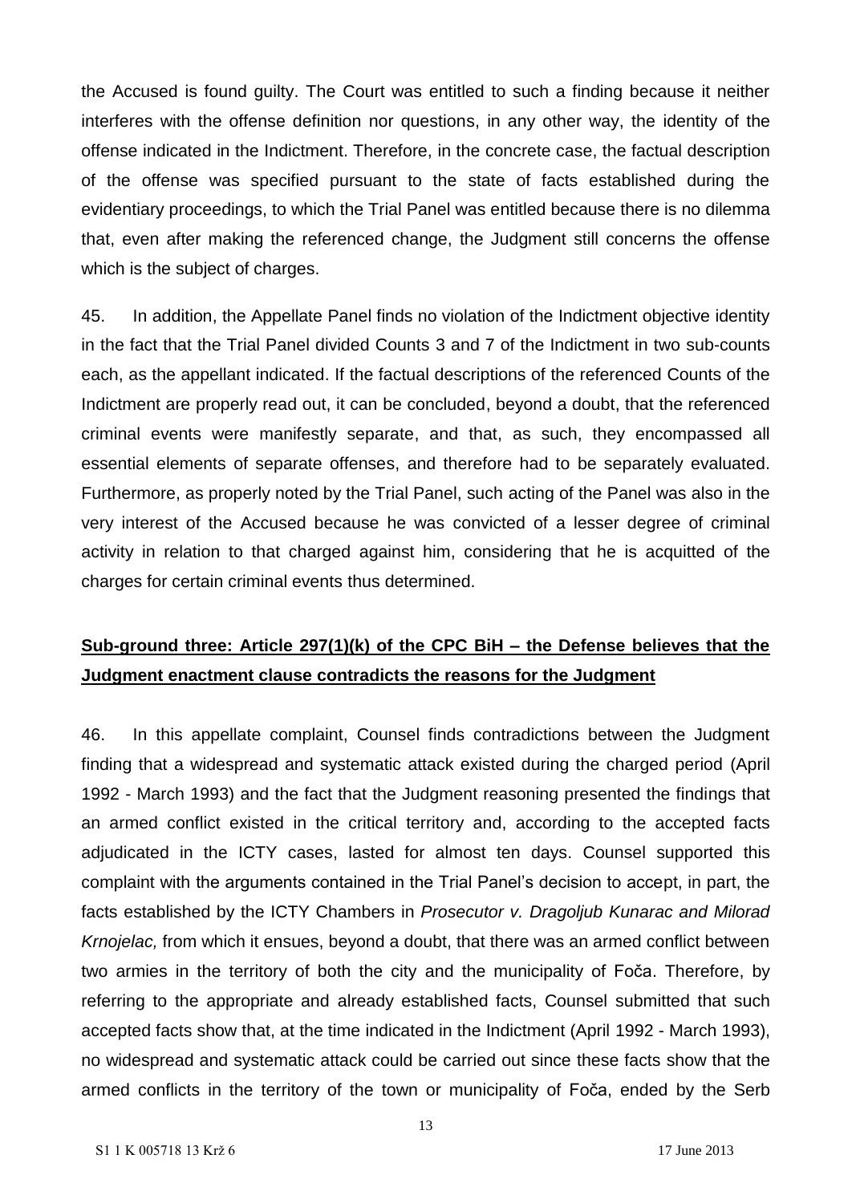the Accused is found guilty. The Court was entitled to such a finding because it neither interferes with the offense definition nor questions, in any other way, the identity of the offense indicated in the Indictment. Therefore, in the concrete case, the factual description of the offense was specified pursuant to the state of facts established during the evidentiary proceedings, to which the Trial Panel was entitled because there is no dilemma that, even after making the referenced change, the Judgment still concerns the offense which is the subject of charges.

45. In addition, the Appellate Panel finds no violation of the Indictment objective identity in the fact that the Trial Panel divided Counts 3 and 7 of the Indictment in two sub-counts each, as the appellant indicated. If the factual descriptions of the referenced Counts of the Indictment are properly read out, it can be concluded, beyond a doubt, that the referenced criminal events were manifestly separate, and that, as such, they encompassed all essential elements of separate offenses, and therefore had to be separately evaluated. Furthermore, as properly noted by the Trial Panel, such acting of the Panel was also in the very interest of the Accused because he was convicted of a lesser degree of criminal activity in relation to that charged against him, considering that he is acquitted of the charges for certain criminal events thus determined.

**Sub-ground three: Article 297(1)(k) of the CPC BiH – the Defense believes that the Judgment enactment clause contradicts the reasons for the Judgment**

46. In this appellate complaint, Counsel finds contradictions between the Judgment finding that a widespread and systematic attack existed during the charged period (April 1992 - March 1993) and the fact that the Judgment reasoning presented the findings that an armed conflict existed in the critical territory and, according to the accepted facts adjudicated in the ICTY cases, lasted for almost ten days. Counsel supported this complaint with the arguments contained in the Trial Panel's decision to accept, in part, the facts established by the ICTY Chambers in *Prosecutor v. Dragoljub Kunarac and Milorad Krnojelac,* from which it ensues, beyond a doubt, that there was an armed conflict between two armies in the territory of both the city and the municipality of Foča. Therefore, by referring to the appropriate and already established facts, Counsel submitted that such accepted facts show that, at the time indicated in the Indictment (April 1992 - March 1993), no widespread and systematic attack could be carried out since these facts show that the armed conflicts in the territory of the town or municipality of Foča, ended by the Serb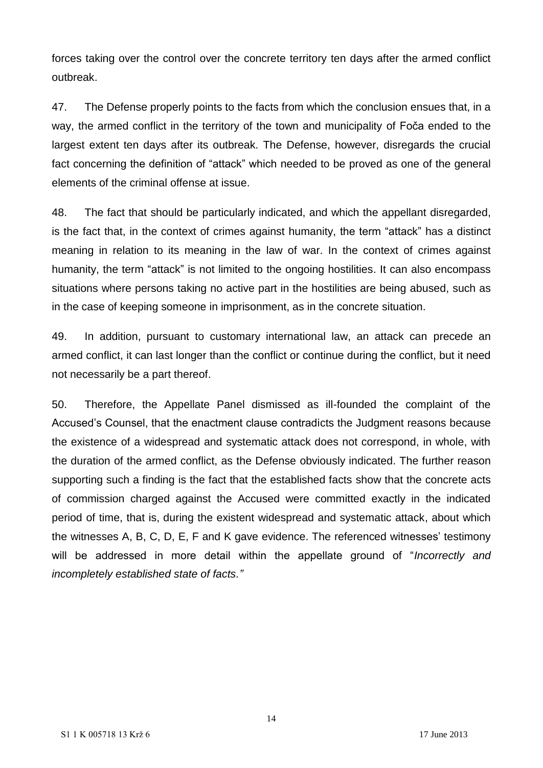forces taking over the control over the concrete territory ten days after the armed conflict outbreak.

47. The Defense properly points to the facts from which the conclusion ensues that, in a way, the armed conflict in the territory of the town and municipality of Foča ended to the largest extent ten days after its outbreak. The Defense, however, disregards the crucial fact concerning the definition of "attack" which needed to be proved as one of the general elements of the criminal offense at issue.

48. The fact that should be particularly indicated, and which the appellant disregarded, is the fact that, in the context of crimes against humanity, the term "attack" has a distinct meaning in relation to its meaning in the law of war. In the context of crimes against humanity, the term "attack" is not limited to the ongoing hostilities. It can also encompass situations where persons taking no active part in the hostilities are being abused, such as in the case of keeping someone in imprisonment, as in the concrete situation.

49. In addition, pursuant to customary international law, an attack can precede an armed conflict, it can last longer than the conflict or continue during the conflict, but it need not necessarily be a part thereof.

50. Therefore, the Appellate Panel dismissed as ill-founded the complaint of the Accused's Counsel, that the enactment clause contradicts the Judgment reasons because the existence of a widespread and systematic attack does not correspond, in whole, with the duration of the armed conflict, as the Defense obviously indicated. The further reason supporting such a finding is the fact that the established facts show that the concrete acts of commission charged against the Accused were committed exactly in the indicated period of time, that is, during the existent widespread and systematic attack, about which the witnesses A, B, C, D, E, F and K gave evidence. The referenced witnesses' testimony will be addressed in more detail within the appellate ground of "*Incorrectly and incompletely established state of facts."*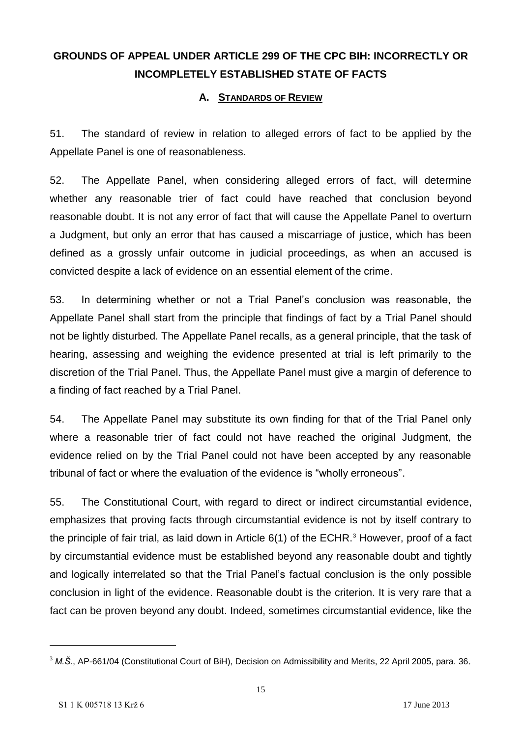## GROUNDS OF APPEAL UNDER ARTICLE 299 OF THE CPC BIH: INCORRECTLY OR INCOMPLETELY ESTABLISHED STATE OF FACTS

### A. STANDARDS OF REVIEW

51. The standard of review in relation to alleged errors of fact to be applied by the Appellate Panel is one of reasonableness.

52. The Appellate Panel, when considering alleged errors of fact, will determine whether any reasonable trier of fact could have reached that conclusion beyond reasonable doubt. It is not any error of fact that will cause the Appellate Panel to overturn a Judgment, but only an error that has caused a miscarriage of justice, which has been defined as a grossly unfair outcome in judicial proceedings, as when an accused is convicted despite a lack of evidence on an essential element of the crime.

53. In determining whether or not a Trial Panel's conclusion was reasonable, the Appellate Panel shall start from the principle that findings of fact by a Trial Panel should not be lightly disturbed. The Appellate Panel recalls, as a general principle, that the task of hearing, assessing and weighing the evidence presented at trial is left primarily to the discretion of the Trial Panel. Thus, the Appellate Panel must give a margin of deference to a finding of fact reached by a Trial Panel.

54. The Appellate Panel may substitute its own finding for that of the Trial Panel only where a reasonable trier of fact could not have reached the original Judgment, the evidence relied on by the Trial Panel could not have been accepted by any reasonable tribunal of fact or where the evaluation of the evidence is "wholly erroneous".

55. The Constitutional Court, with regard to direct or indirect circumstantial evidence, emphasizes that proving facts through circumstantial evidence is not by itself contrary to the principle of fair trial, as laid down in Article 6(1) of the ECHR.[3] However, proof of a fact by circumstantial evidence must be established beyond any reasonable doubt and tightly and logically interrelated so that the Trial Panel's factual conclusion is the only possible conclusion in light of the evidence. Reasonable doubt is the criterion. It is very rare that a fact can be proven beyond any doubt. Indeed, sometimes circumstantial evidence, like the

---

[3] *M.Š.*, AP-661/04 (Constitutional Court of BiH), Decision on Admissibility and Merits, 22 April 2005, para. 36.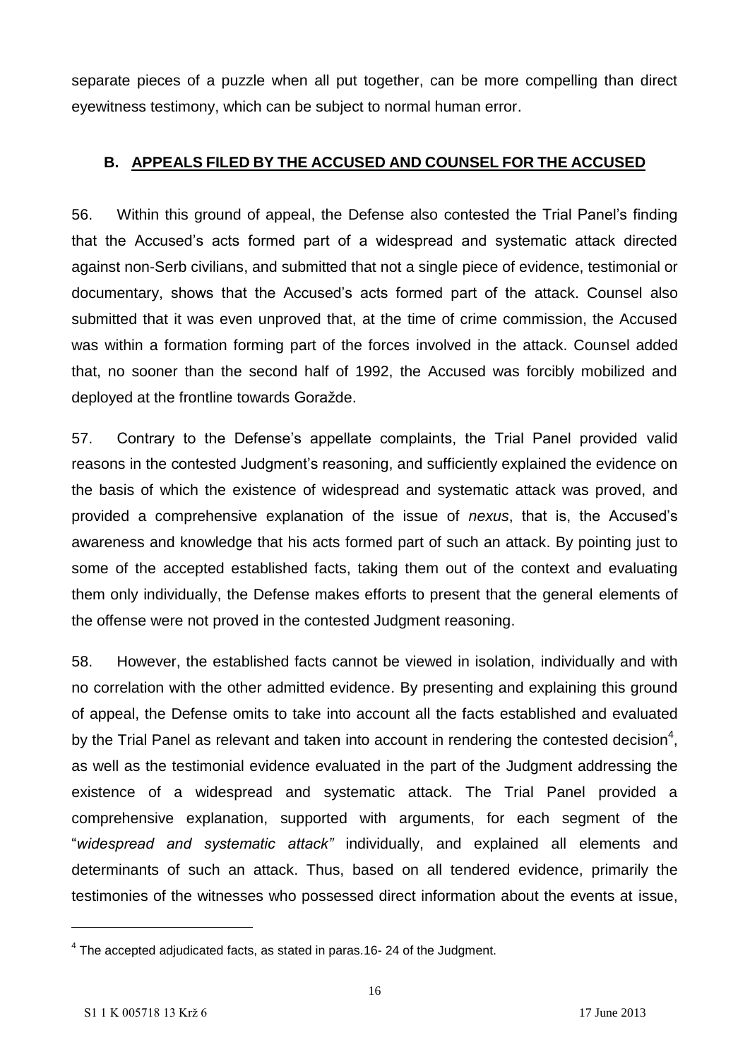separate pieces of a puzzle when all put together, can be more compelling than direct eyewitness testimony, which can be subject to normal human error.

### B. APPEALS FILED BY THE ACCUSED AND COUNSEL FOR THE ACCUSED

56. Within this ground of appeal, the Defense also contested the Trial Panel's finding that the Accused's acts formed part of a widespread and systematic attack directed against non-Serb civilians, and submitted that not a single piece of evidence, testimonial or documentary, shows that the Accused's acts formed part of the attack. Counsel also submitted that it was even unproved that, at the time of crime commission, the Accused was within a formation forming part of the forces involved in the attack. Counsel added that, no sooner than the second half of 1992, the Accused was forcibly mobilized and deployed at the frontline towards Goražde.

57. Contrary to the Defense's appellate complaints, the Trial Panel provided valid reasons in the contested Judgment's reasoning, and sufficiently explained the evidence on the basis of which the existence of widespread and systematic attack was proved, and provided a comprehensive explanation of the issue of *nexus*, that is, the Accused's awareness and knowledge that his acts formed part of such an attack. By pointing just to some of the accepted established facts, taking them out of the context and evaluating them only individually, the Defense makes efforts to present that the general elements of the offense were not proved in the contested Judgment reasoning.

58. However, the established facts cannot be viewed in isolation, individually and with no correlation with the other admitted evidence. By presenting and explaining this ground of appeal, the Defense omits to take into account all the facts established and evaluated by the Trial Panel as relevant and taken into account in rendering the contested decision[4], as well as the testimonial evidence evaluated in the part of the Judgment addressing the existence of a widespread and systematic attack. The Trial Panel provided a comprehensive explanation, supported with arguments, for each segment of the "*widespread and systematic attack"* individually, and explained all elements and determinants of such an attack. Thus, based on all tendered evidence, primarily the testimonies of the witnesses who possessed direct information about the events at issue,

---

[4] The accepted adjudicated facts, as stated in paras.16- 24 of the Judgment.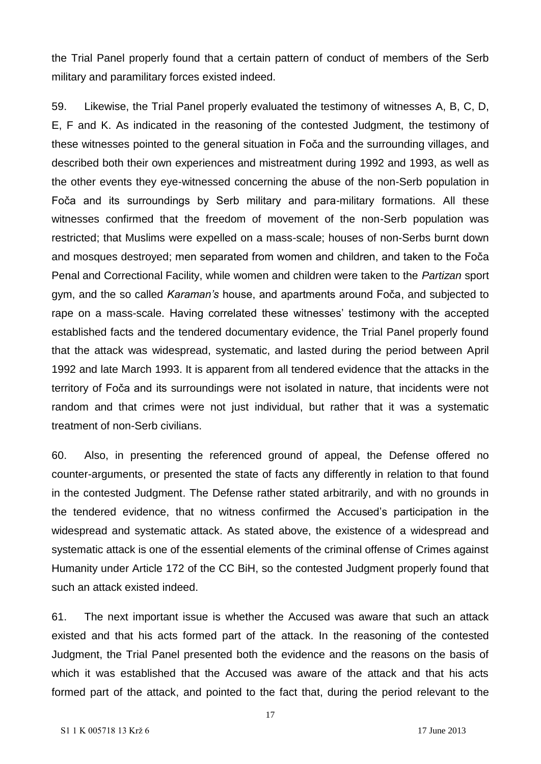the Trial Panel properly found that a certain pattern of conduct of members of the Serb military and paramilitary forces existed indeed.

59. Likewise, the Trial Panel properly evaluated the testimony of witnesses A, B, C, D, E, F and K. As indicated in the reasoning of the contested Judgment, the testimony of these witnesses pointed to the general situation in Foča and the surrounding villages, and described both their own experiences and mistreatment during 1992 and 1993, as well as the other events they eye-witnessed concerning the abuse of the non-Serb population in Foča and its surroundings by Serb military and para-military formations. All these witnesses confirmed that the freedom of movement of the non-Serb population was restricted; that Muslims were expelled on a mass-scale; houses of non-Serbs burnt down and mosques destroyed; men separated from women and children, and taken to the Foča Penal and Correctional Facility, while women and children were taken to the *Partizan* sport gym, and the so called *Karaman's* house, and apartments around Foča, and subjected to rape on a mass-scale. Having correlated these witnesses' testimony with the accepted established facts and the tendered documentary evidence, the Trial Panel properly found that the attack was widespread, systematic, and lasted during the period between April 1992 and late March 1993. It is apparent from all tendered evidence that the attacks in the territory of Foča and its surroundings were not isolated in nature, that incidents were not random and that crimes were not just individual, but rather that it was a systematic treatment of non-Serb civilians.

60. Also, in presenting the referenced ground of appeal, the Defense offered no counter-arguments, or presented the state of facts any differently in relation to that found in the contested Judgment. The Defense rather stated arbitrarily, and with no grounds in the tendered evidence, that no witness confirmed the Accused's participation in the widespread and systematic attack. As stated above, the existence of a widespread and systematic attack is one of the essential elements of the criminal offense of Crimes against Humanity under Article 172 of the CC BiH, so the contested Judgment properly found that such an attack existed indeed.

61. The next important issue is whether the Accused was aware that such an attack existed and that his acts formed part of the attack. In the reasoning of the contested Judgment, the Trial Panel presented both the evidence and the reasons on the basis of which it was established that the Accused was aware of the attack and that his acts formed part of the attack, and pointed to the fact that, during the period relevant to the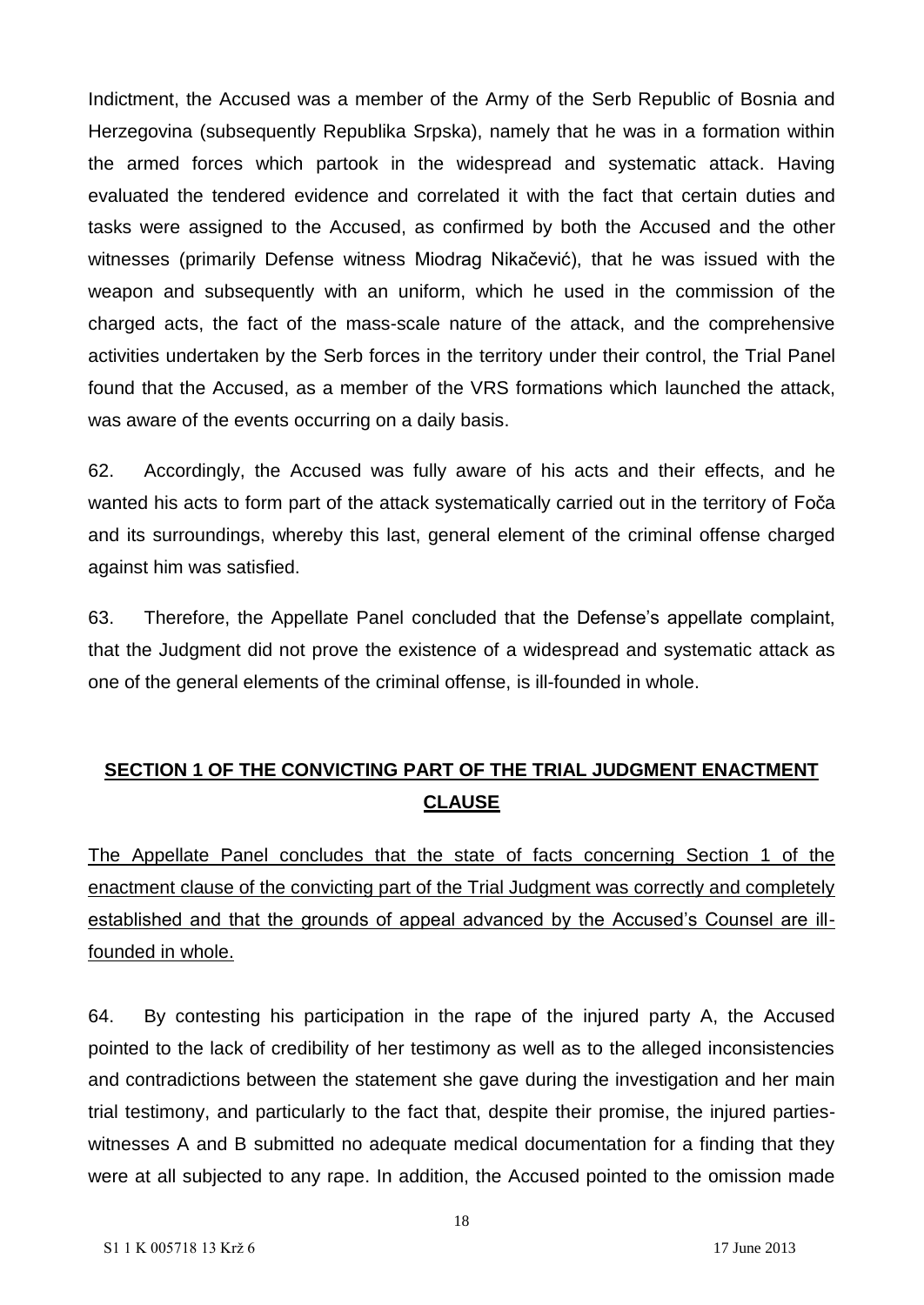Indictment, the Accused was a member of the Army of the Serb Republic of Bosnia and Herzegovina (subsequently Republika Srpska), namely that he was in a formation within the armed forces which partook in the widespread and systematic attack. Having evaluated the tendered evidence and correlated it with the fact that certain duties and tasks were assigned to the Accused, as confirmed by both the Accused and the other witnesses (primarily Defense witness Miodrag Nikačević), that he was issued with the weapon and subsequently with an uniform, which he used in the commission of the charged acts, the fact of the mass-scale nature of the attack, and the comprehensive activities undertaken by the Serb forces in the territory under their control, the Trial Panel found that the Accused, as a member of the VRS formations which launched the attack, was aware of the events occurring on a daily basis.

62. Accordingly, the Accused was fully aware of his acts and their effects, and he wanted his acts to form part of the attack systematically carried out in the territory of Foča and its surroundings, whereby this last, general element of the criminal offense charged against him was satisfied.

63. Therefore, the Appellate Panel concluded that the Defense's appellate complaint, that the Judgment did not prove the existence of a widespread and systematic attack as one of the general elements of the criminal offense, is ill-founded in whole.

## SECTION 1 OF THE CONVICTING PART OF THE TRIAL JUDGMENT ENACTMENT CLAUSE

The Appellate Panel concludes that the state of facts concerning Section 1 of the enactment clause of the convicting part of the Trial Judgment was correctly and completely established and that the grounds of appeal advanced by the Accused's Counsel are ill-founded in whole.

64. By contesting his participation in the rape of the injured party A, the Accused pointed to the lack of credibility of her testimony as well as to the alleged inconsistencies and contradictions between the statement she gave during the investigation and her main trial testimony, and particularly to the fact that, despite their promise, the injured parties-witnesses A and B submitted no adequate medical documentation for a finding that they were at all subjected to any rape. In addition, the Accused pointed to the omission made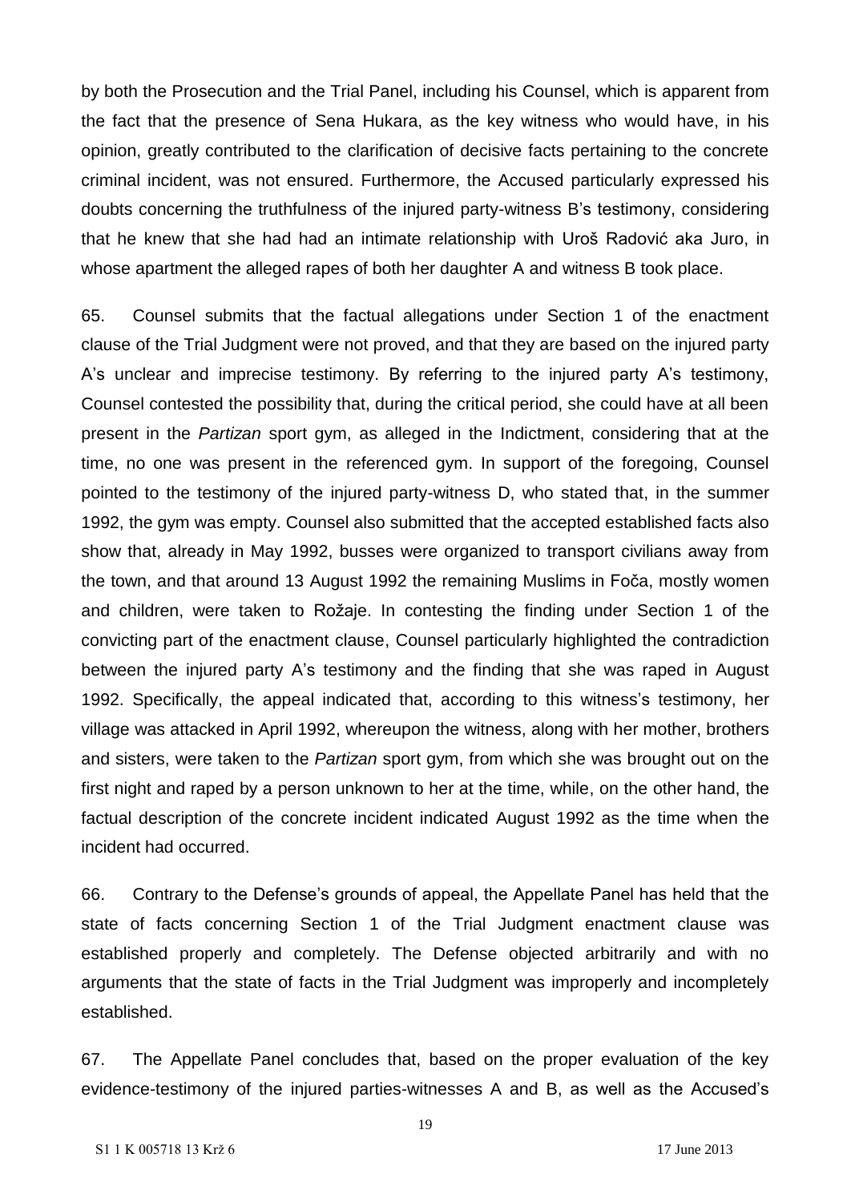by both the Prosecution and the Trial Panel, including his Counsel, which is apparent from the fact that the presence of Sena Hukara, as the key witness who would have, in his opinion, greatly contributed to the clarification of decisive facts pertaining to the concrete criminal incident, was not ensured. Furthermore, the Accused particularly expressed his doubts concerning the truthfulness of the injured party-witness B's testimony, considering that he knew that she had had an intimate relationship with Uroš Radović aka Juro, in whose apartment the alleged rapes of both her daughter A and witness B took place.

65. Counsel submits that the factual allegations under Section 1 of the enactment clause of the Trial Judgment were not proved, and that they are based on the injured party A's unclear and imprecise testimony. By referring to the injured party A's testimony, Counsel contested the possibility that, during the critical period, she could have at all been present in the *Partizan* sport gym, as alleged in the Indictment, considering that at the time, no one was present in the referenced gym. In support of the foregoing, Counsel pointed to the testimony of the injured party-witness D, who stated that, in the summer 1992, the gym was empty. Counsel also submitted that the accepted established facts also show that, already in May 1992, busses were organized to transport civilians away from the town, and that around 13 August 1992 the remaining Muslims in Foča, mostly women and children, were taken to Rožaje. In contesting the finding under Section 1 of the convicting part of the enactment clause, Counsel particularly highlighted the contradiction between the injured party A's testimony and the finding that she was raped in August 1992. Specifically, the appeal indicated that, according to this witness's testimony, her village was attacked in April 1992, whereupon the witness, along with her mother, brothers and sisters, were taken to the *Partizan* sport gym, from which she was brought out on the first night and raped by a person unknown to her at the time, while, on the other hand, the factual description of the concrete incident indicated August 1992 as the time when the incident had occurred.

66. Contrary to the Defense's grounds of appeal, the Appellate Panel has held that the state of facts concerning Section 1 of the Trial Judgment enactment clause was established properly and completely. The Defense objected arbitrarily and with no arguments that the state of facts in the Trial Judgment was improperly and incompletely established.

67. The Appellate Panel concludes that, based on the proper evaluation of the key evidence-testimony of the injured parties-witnesses A and B, as well as the Accused's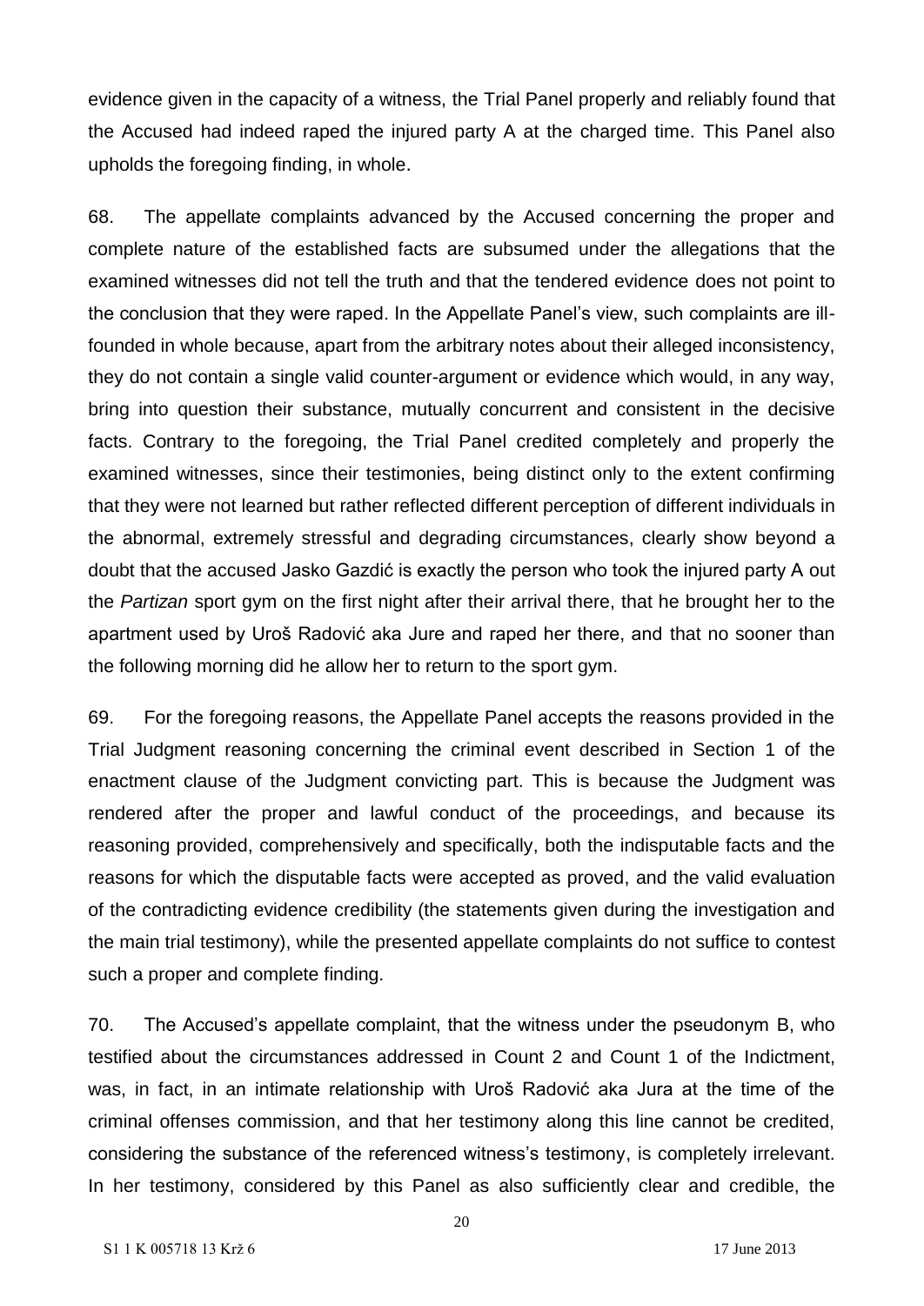evidence given in the capacity of a witness, the Trial Panel properly and reliably found that the Accused had indeed raped the injured party A at the charged time. This Panel also upholds the foregoing finding, in whole.

68. The appellate complaints advanced by the Accused concerning the proper and complete nature of the established facts are subsumed under the allegations that the examined witnesses did not tell the truth and that the tendered evidence does not point to the conclusion that they were raped. In the Appellate Panel's view, such complaints are ill-founded in whole because, apart from the arbitrary notes about their alleged inconsistency, they do not contain a single valid counter-argument or evidence which would, in any way, bring into question their substance, mutually concurrent and consistent in the decisive facts. Contrary to the foregoing, the Trial Panel credited completely and properly the examined witnesses, since their testimonies, being distinct only to the extent confirming that they were not learned but rather reflected different perception of different individuals in the abnormal, extremely stressful and degrading circumstances, clearly show beyond a doubt that the accused Jasko Gazdić is exactly the person who took the injured party A out the *Partizan* sport gym on the first night after their arrival there, that he brought her to the apartment used by Uroš Radović aka Jure and raped her there, and that no sooner than the following morning did he allow her to return to the sport gym.

69. For the foregoing reasons, the Appellate Panel accepts the reasons provided in the Trial Judgment reasoning concerning the criminal event described in Section 1 of the enactment clause of the Judgment convicting part. This is because the Judgment was rendered after the proper and lawful conduct of the proceedings, and because its reasoning provided, comprehensively and specifically, both the indisputable facts and the reasons for which the disputable facts were accepted as proved, and the valid evaluation of the contradicting evidence credibility (the statements given during the investigation and the main trial testimony), while the presented appellate complaints do not suffice to contest such a proper and complete finding.

70. The Accused's appellate complaint, that the witness under the pseudonym B, who testified about the circumstances addressed in Count 2 and Count 1 of the Indictment, was, in fact, in an intimate relationship with Uroš Radović aka Jura at the time of the criminal offenses commission, and that her testimony along this line cannot be credited, considering the substance of the referenced witness's testimony, is completely irrelevant. In her testimony, considered by this Panel as also sufficiently clear and credible, the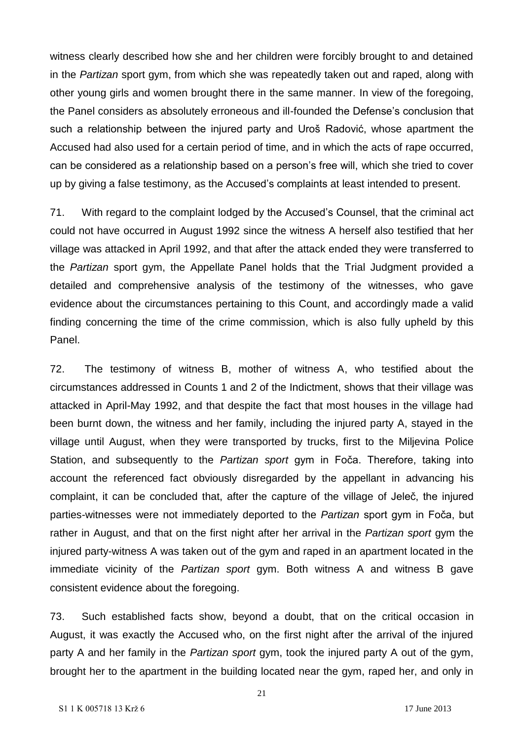witness clearly described how she and her children were forcibly brought to and detained in the *Partizan* sport gym, from which she was repeatedly taken out and raped, along with other young girls and women brought there in the same manner. In view of the foregoing, the Panel considers as absolutely erroneous and ill-founded the Defense's conclusion that such a relationship between the injured party and Uroš Radović, whose apartment the Accused had also used for a certain period of time, and in which the acts of rape occurred, can be considered as a relationship based on a person's free will, which she tried to cover up by giving a false testimony, as the Accused's complaints at least intended to present.

71. With regard to the complaint lodged by the Accused's Counsel, that the criminal act could not have occurred in August 1992 since the witness A herself also testified that her village was attacked in April 1992, and that after the attack ended they were transferred to the *Partizan* sport gym, the Appellate Panel holds that the Trial Judgment provided a detailed and comprehensive analysis of the testimony of the witnesses, who gave evidence about the circumstances pertaining to this Count, and accordingly made a valid finding concerning the time of the crime commission, which is also fully upheld by this Panel.

72. The testimony of witness B, mother of witness A, who testified about the circumstances addressed in Counts 1 and 2 of the Indictment, shows that their village was attacked in April-May 1992, and that despite the fact that most houses in the village had been burnt down, the witness and her family, including the injured party A, stayed in the village until August, when they were transported by trucks, first to the Miljevina Police Station, and subsequently to the *Partizan sport* gym in Foča. Therefore, taking into account the referenced fact obviously disregarded by the appellant in advancing his complaint, it can be concluded that, after the capture of the village of Jeleč, the injured parties-witnesses were not immediately deported to the *Partizan* sport gym in Foča, but rather in August, and that on the first night after her arrival in the *Partizan sport* gym the injured party-witness A was taken out of the gym and raped in an apartment located in the immediate vicinity of the *Partizan sport* gym. Both witness A and witness B gave consistent evidence about the foregoing.

73. Such established facts show, beyond a doubt, that on the critical occasion in August, it was exactly the Accused who, on the first night after the arrival of the injured party A and her family in the *Partizan sport* gym, took the injured party A out of the gym, brought her to the apartment in the building located near the gym, raped her, and only in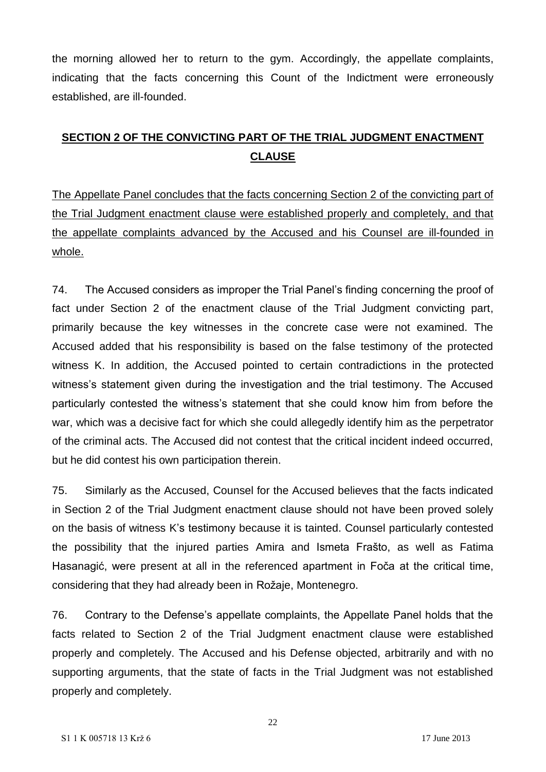the morning allowed her to return to the gym. Accordingly, the appellate complaints, indicating that the facts concerning this Count of the Indictment were erroneously established, are ill-founded.

## **SECTION 2 OF THE CONVICTING PART OF THE TRIAL JUDGMENT ENACTMENT CLAUSE**

The Appellate Panel concludes that the facts concerning Section 2 of the convicting part of the Trial Judgment enactment clause were established properly and completely, and that the appellate complaints advanced by the Accused and his Counsel are ill-founded in whole.

74. The Accused considers as improper the Trial Panel's finding concerning the proof of fact under Section 2 of the enactment clause of the Trial Judgment convicting part, primarily because the key witnesses in the concrete case were not examined. The Accused added that his responsibility is based on the false testimony of the protected witness K. In addition, the Accused pointed to certain contradictions in the protected witness's statement given during the investigation and the trial testimony. The Accused particularly contested the witness's statement that she could know him from before the war, which was a decisive fact for which she could allegedly identify him as the perpetrator of the criminal acts. The Accused did not contest that the critical incident indeed occurred, but he did contest his own participation therein.

75. Similarly as the Accused, Counsel for the Accused believes that the facts indicated in Section 2 of the Trial Judgment enactment clause should not have been proved solely on the basis of witness K's testimony because it is tainted. Counsel particularly contested the possibility that the injured parties Amira and Ismeta Frašto, as well as Fatima Hasanagić, were present at all in the referenced apartment in Foča at the critical time, considering that they had already been in Rožaje, Montenegro.

76. Contrary to the Defense's appellate complaints, the Appellate Panel holds that the facts related to Section 2 of the Trial Judgment enactment clause were established properly and completely. The Accused and his Defense objected, arbitrarily and with no supporting arguments, that the state of facts in the Trial Judgment was not established properly and completely.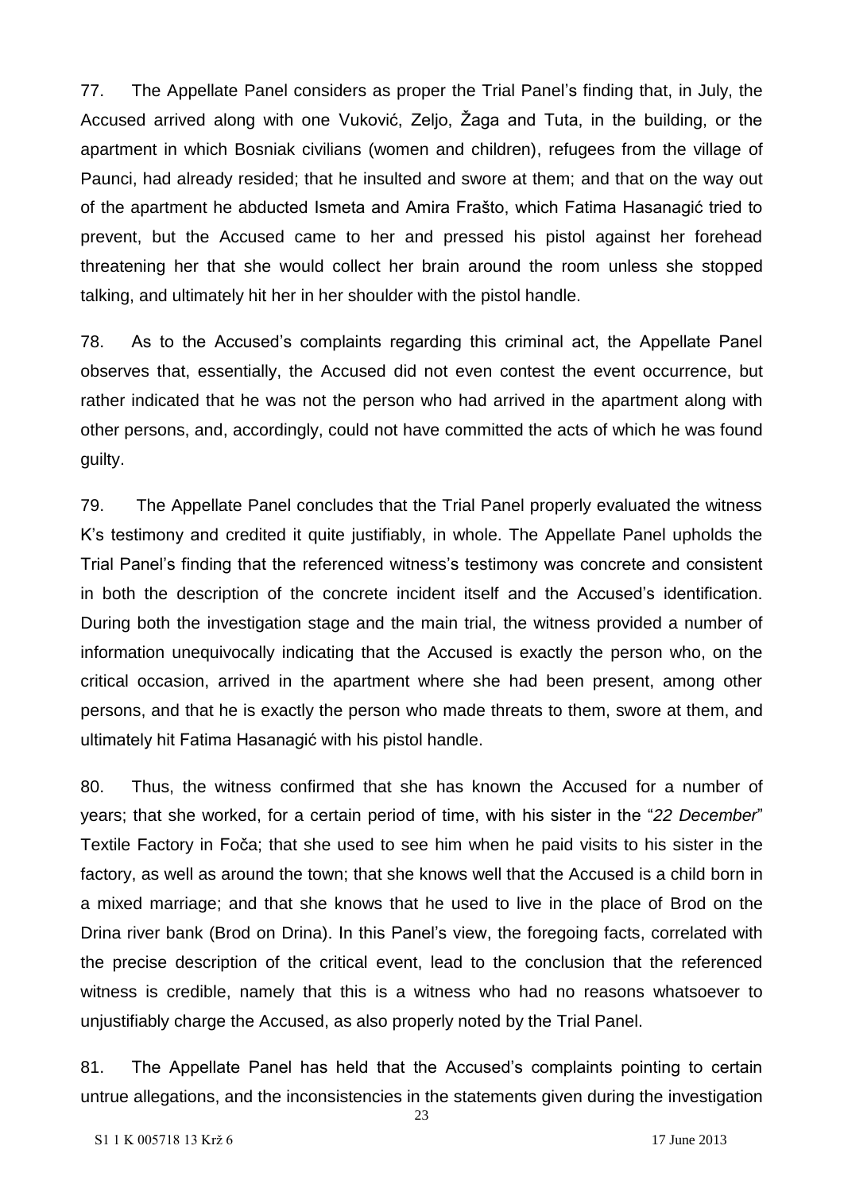77. The Appellate Panel considers as proper the Trial Panel's finding that, in July, the Accused arrived along with one Vuković, Zeljo, Žaga and Tuta, in the building, or the apartment in which Bosniak civilians (women and children), refugees from the village of Paunci, had already resided; that he insulted and swore at them; and that on the way out of the apartment he abducted Ismeta and Amira Frašto, which Fatima Hasanagić tried to prevent, but the Accused came to her and pressed his pistol against her forehead threatening her that she would collect her brain around the room unless she stopped talking, and ultimately hit her in her shoulder with the pistol handle.

78. As to the Accused's complaints regarding this criminal act, the Appellate Panel observes that, essentially, the Accused did not even contest the event occurrence, but rather indicated that he was not the person who had arrived in the apartment along with other persons, and, accordingly, could not have committed the acts of which he was found guilty.

79. The Appellate Panel concludes that the Trial Panel properly evaluated the witness K's testimony and credited it quite justifiably, in whole. The Appellate Panel upholds the Trial Panel's finding that the referenced witness's testimony was concrete and consistent in both the description of the concrete incident itself and the Accused's identification. During both the investigation stage and the main trial, the witness provided a number of information unequivocally indicating that the Accused is exactly the person who, on the critical occasion, arrived in the apartment where she had been present, among other persons, and that he is exactly the person who made threats to them, swore at them, and ultimately hit Fatima Hasanagić with his pistol handle.

80. Thus, the witness confirmed that she has known the Accused for a number of years; that she worked, for a certain period of time, with his sister in the "*22 December*" Textile Factory in Foča; that she used to see him when he paid visits to his sister in the factory, as well as around the town; that she knows well that the Accused is a child born in a mixed marriage; and that she knows that he used to live in the place of Brod on the Drina river bank (Brod on Drina). In this Panel's view, the foregoing facts, correlated with the precise description of the critical event, lead to the conclusion that the referenced witness is credible, namely that this is a witness who had no reasons whatsoever to unjustifiably charge the Accused, as also properly noted by the Trial Panel.

81. The Appellate Panel has held that the Accused's complaints pointing to certain untrue allegations, and the inconsistencies in the statements given during the investigation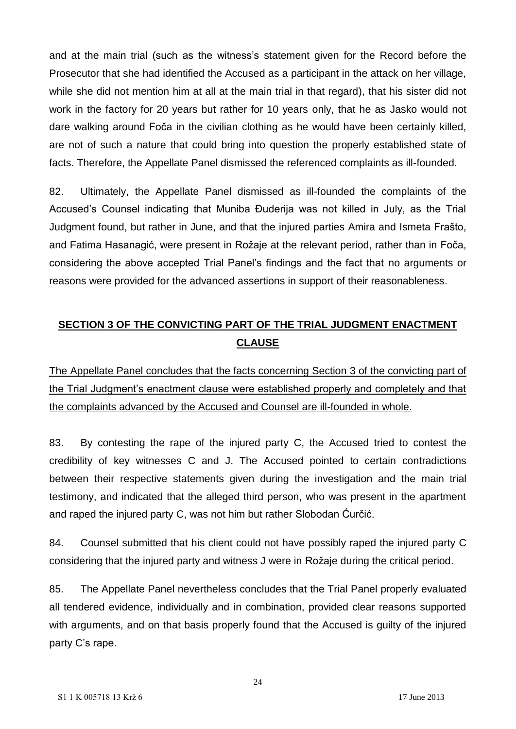and at the main trial (such as the witness's statement given for the Record before the Prosecutor that she had identified the Accused as a participant in the attack on her village, while she did not mention him at all at the main trial in that regard), that his sister did not work in the factory for 20 years but rather for 10 years only, that he as Jasko would not dare walking around Foča in the civilian clothing as he would have been certainly killed, are not of such a nature that could bring into question the properly established state of facts. Therefore, the Appellate Panel dismissed the referenced complaints as ill-founded.

82. Ultimately, the Appellate Panel dismissed as ill-founded the complaints of the Accused's Counsel indicating that Muniba Đuderija was not killed in July, as the Trial Judgment found, but rather in June, and that the injured parties Amira and Ismeta Fräšto, and Fatima Hasanagić, were present in Rožaje at the relevant period, rather than in Foča, considering the above accepted Trial Panel's findings and the fact that no arguments or reasons were provided for the advanced assertions in support of their reasonableness.

## SECTION 3 OF THE CONVICTING PART OF THE TRIAL JUDGMENT ENACTMENT CLAUSE

The Appellate Panel concludes that the facts concerning Section 3 of the convicting part of the Trial Judgment's enactment clause were established properly and completely and that the complaints advanced by the Accused and Counsel are ill-founded in whole.

83. By contesting the rape of the injured party C, the Accused tried to contest the credibility of key witnesses C and J. The Accused pointed to certain contradictions between their respective statements given during the investigation and the main trial testimony, and indicated that the alleged third person, who was present in the apartment and raped the injured party C, was not him but rather Slobodan Ćurčić.

84. Counsel submitted that his client could not have possibly raped the injured party C considering that the injured party and witness J were in Rožaje during the critical period.

85. The Appellate Panel nevertheless concludes that the Trial Panel properly evaluated all tendered evidence, individually and in combination, provided clear reasons supported with arguments, and on that basis properly found that the Accused is guilty of the injured party C's rape.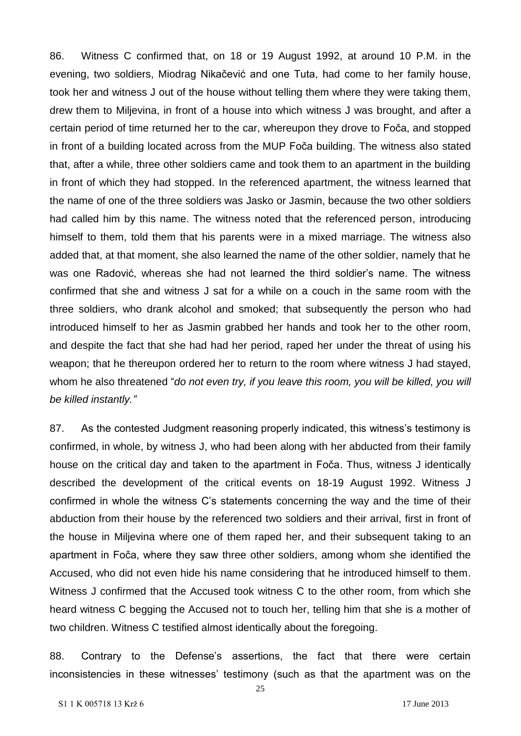86. Witness C confirmed that, on 18 or 19 August 1992, at around 10 P.M. in the evening, two soldiers, Miodrag Nikačević and one Tuta, had come to her family house, took her and witness J out of the house without telling them where they were taking them, drew them to Miljevina, in front of a house into which witness J was brought, and after a certain period of time returned her to the car, whereupon they drove to Foča, and stopped in front of a building located across from the MUP Foča building. The witness also stated that, after a while, three other soldiers came and took them to an apartment in the building in front of which they had stopped. In the referenced apartment, the witness learned that the name of one of the three soldiers was Jasko or Jasmin, because the two other soldiers had called him by this name. The witness noted that the referenced person, introducing himself to them, told them that his parents were in a mixed marriage. The witness also added that, at that moment, she also learned the name of the other soldier, namely that he was one Radović, whereas she had not learned the third soldier's name. The witness confirmed that she and witness J sat for a while on a couch in the same room with the three soldiers, who drank alcohol and smoked; that subsequently the person who had introduced himself to her as Jasmin grabbed her hands and took her to the other room, and despite the fact that she had had her period, raped her under the threat of using his weapon; that he thereupon ordered her to return to the room where witness J had stayed, whom he also threatened "*do not even try, if you leave this room, you will be killed, you will be killed instantly."*

87. As the contested Judgment reasoning properly indicated, this witness's testimony is confirmed, in whole, by witness J, who had been along with her abducted from their family house on the critical day and taken to the apartment in Foča. Thus, witness J identically described the development of the critical events on 18-19 August 1992. Witness J confirmed in whole the witness C's statements concerning the way and the time of their abduction from their house by the referenced two soldiers and their arrival, first in front of the house in Miljevina where one of them raped her, and their subsequent taking to an apartment in Foča, where they saw three other soldiers, among whom she identified the Accused, who did not even hide his name considering that he introduced himself to them. Witness J confirmed that the Accused took witness C to the other room, from which she heard witness C begging the Accused not to touch her, telling him that she is a mother of two children. Witness C testified almost identically about the foregoing.

88. Contrary to the Defense's assertions, the fact that there were certain inconsistencies in these witnesses' testimony (such as that the apartment was on the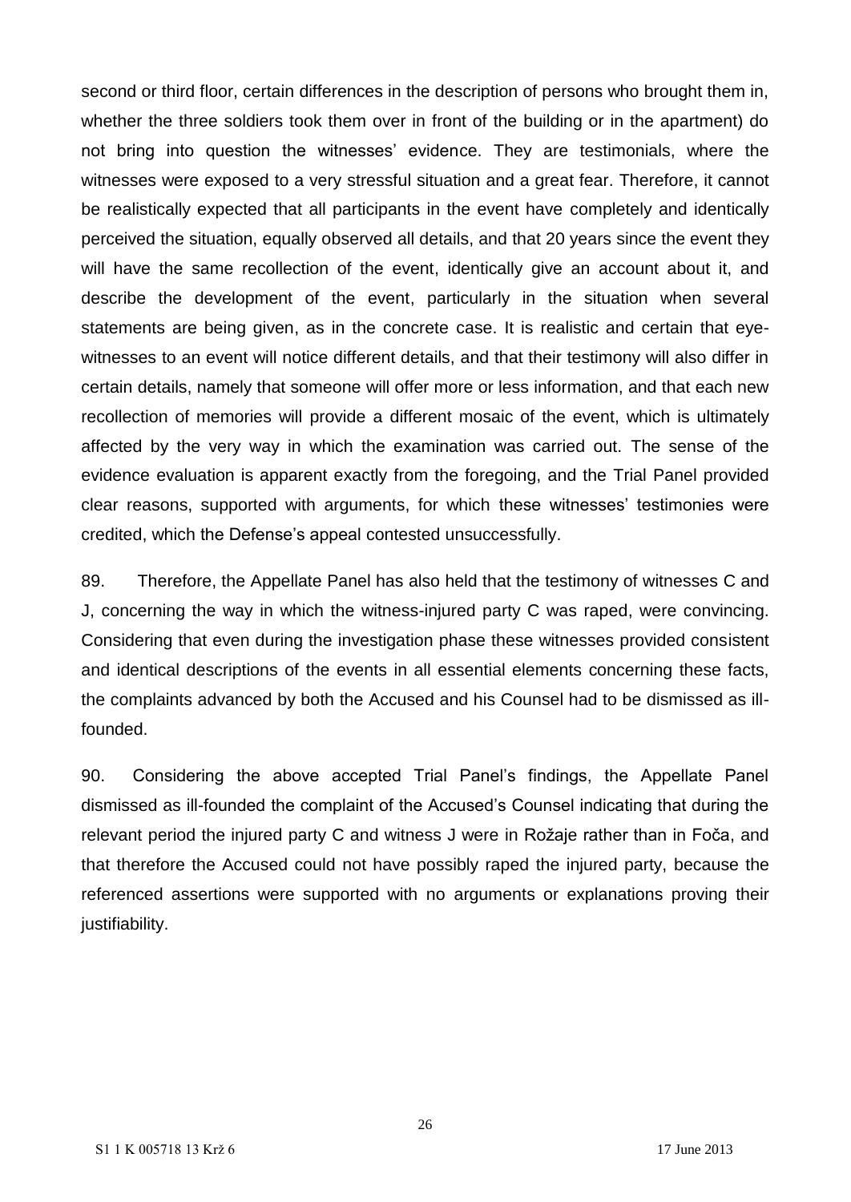second or third floor, certain differences in the description of persons who brought them in, whether the three soldiers took them over in front of the building or in the apartment) do not bring into question the witnesses' evidence. They are testimonials, where the witnesses were exposed to a very stressful situation and a great fear. Therefore, it cannot be realistically expected that all participants in the event have completely and identically perceived the situation, equally observed all details, and that 20 years since the event they will have the same recollection of the event, identically give an account about it, and describe the development of the event, particularly in the situation when several statements are being given, as in the concrete case. It is realistic and certain that eye-witnesses to an event will notice different details, and that their testimony will also differ in certain details, namely that someone will offer more or less information, and that each new recollection of memories will provide a different mosaic of the event, which is ultimately affected by the very way in which the examination was carried out. The sense of the evidence evaluation is apparent exactly from the foregoing, and the Trial Panel provided clear reasons, supported with arguments, for which these witnesses' testimonies were credited, which the Defense's appeal contested unsuccessfully.

89. Therefore, the Appellate Panel has also held that the testimony of witnesses C and J, concerning the way in which the witness-injured party C was raped, were convincing. Considering that even during the investigation phase these witnesses provided consistent and identical descriptions of the events in all essential elements concerning these facts, the complaints advanced by both the Accused and his Counsel had to be dismissed as ill-founded.

90. Considering the above accepted Trial Panel's findings, the Appellate Panel dismissed as ill-founded the complaint of the Accused's Counsel indicating that during the relevant period the injured party C and witness J were in Rožaje rather than in Foča, and that therefore the Accused could not have possibly raped the injured party, because the referenced assertions were supported with no arguments or explanations proving their justifiability.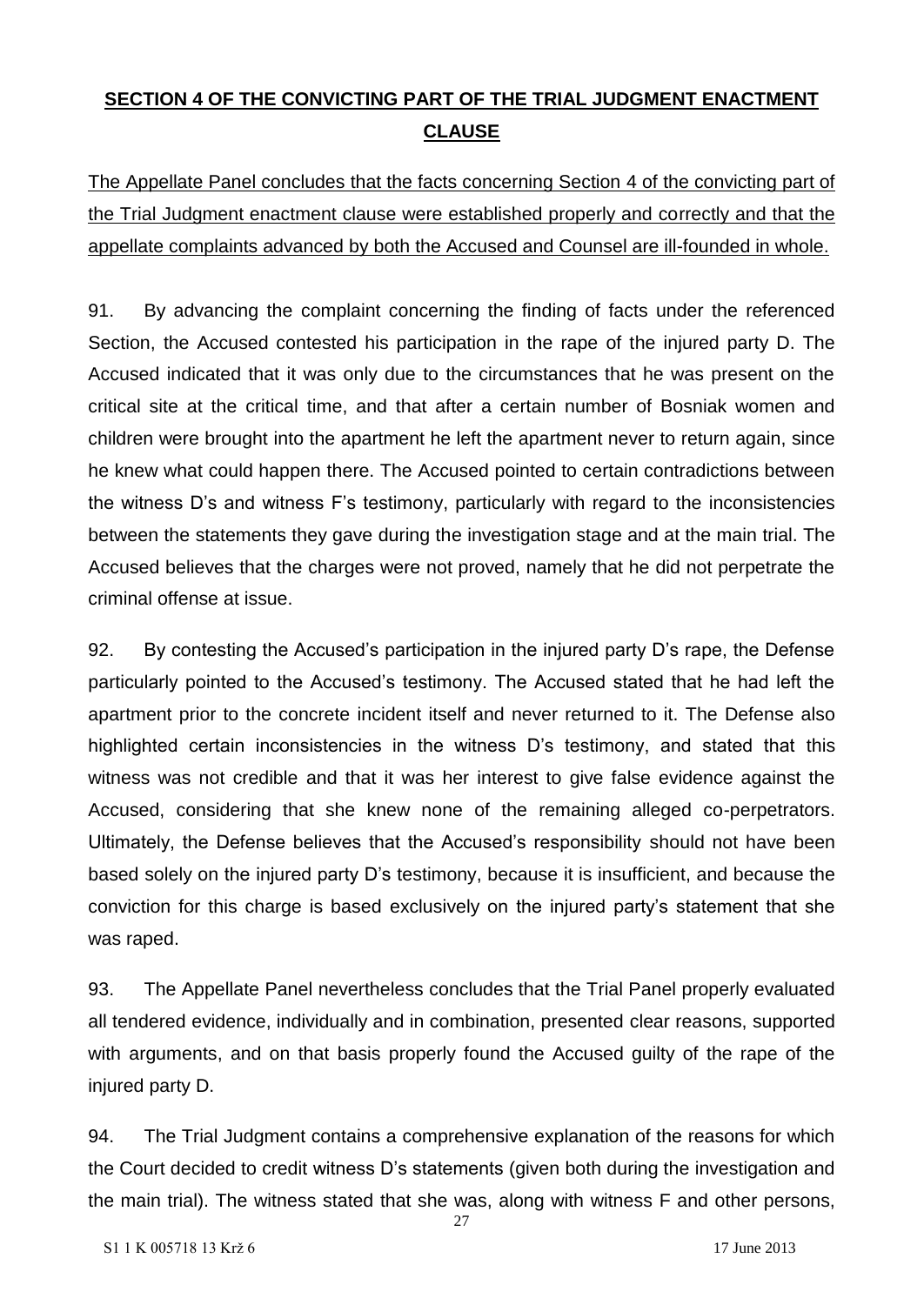## **SECTION 4 OF THE CONVICTING PART OF THE TRIAL JUDGMENT ENACTMENT CLAUSE**

The Appellate Panel concludes that the facts concerning Section 4 of the convicting part of the Trial Judgment enactment clause were established properly and correctly and that the appellate complaints advanced by both the Accused and Counsel are ill-founded in whole.

91. By advancing the complaint concerning the finding of facts under the referenced Section, the Accused contested his participation in the rape of the injured party D. The Accused indicated that it was only due to the circumstances that he was present on the critical site at the critical time, and that after a certain number of Bosniak women and children were brought into the apartment he left the apartment never to return again, since he knew what could happen there. The Accused pointed to certain contradictions between the witness D's and witness F's testimony, particularly with regard to the inconsistencies between the statements they gave during the investigation stage and at the main trial. The Accused believes that the charges were not proved, namely that he did not perpetrate the criminal offense at issue.

92. By contesting the Accused's participation in the injured party D's rape, the Defense particularly pointed to the Accused's testimony. The Accused stated that he had left the apartment prior to the concrete incident itself and never returned to it. The Defense also highlighted certain inconsistencies in the witness D's testimony, and stated that this witness was not credible and that it was her interest to give false evidence against the Accused, considering that she knew none of the remaining alleged co-perpetrators. Ultimately, the Defense believes that the Accused's responsibility should not have been based solely on the injured party D's testimony, because it is insufficient, and because the conviction for this charge is based exclusively on the injured party's statement that she was raped.

93. The Appellate Panel nevertheless concludes that the Trial Panel properly evaluated all tendered evidence, individually and in combination, presented clear reasons, supported with arguments, and on that basis properly found the Accused guilty of the rape of the injured party D.

94. The Trial Judgment contains a comprehensive explanation of the reasons for which the Court decided to credit witness D's statements (given both during the investigation and the main trial). The witness stated that she was, along with witness F and other persons,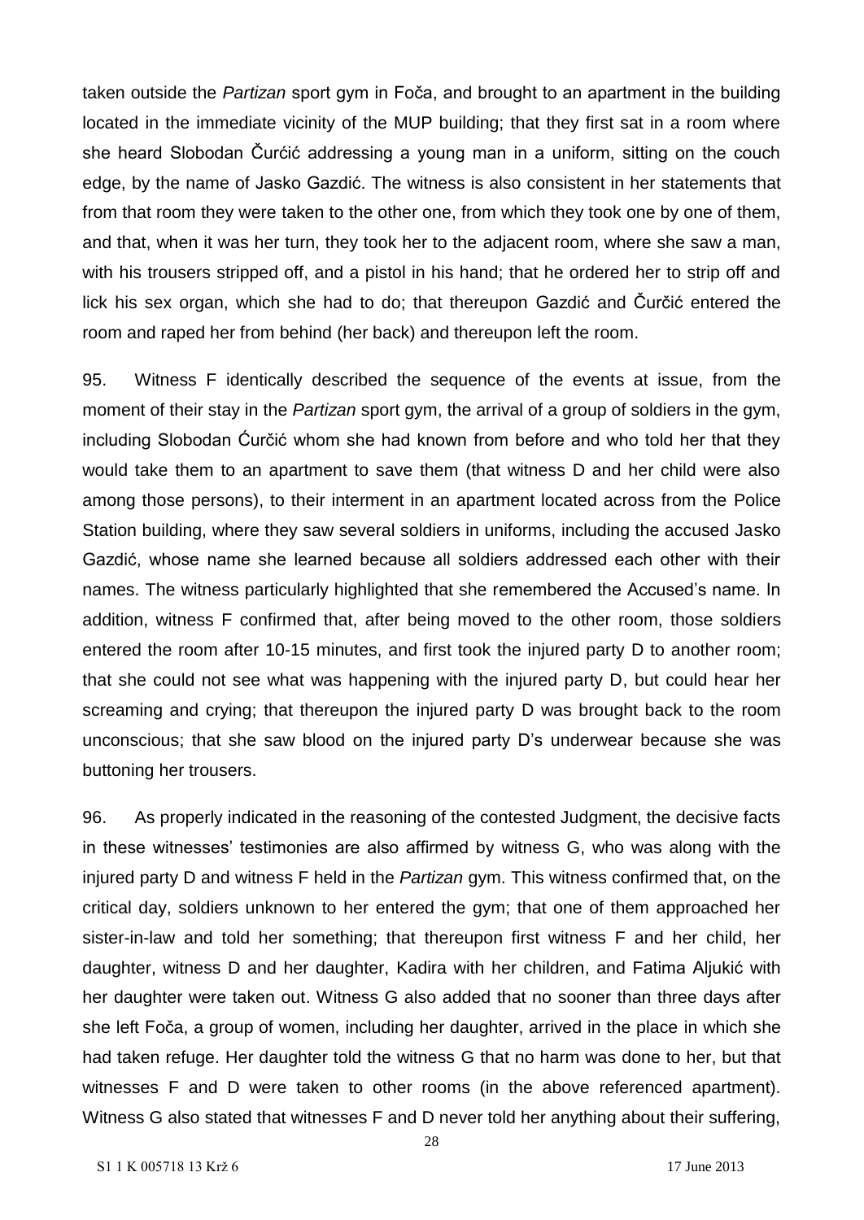taken outside the *Partizan* sport gym in Foča, and brought to an apartment in the building located in the immediate vicinity of the MUP building; that they first sat in a room where she heard Slobodan Čurćić addressing a young man in a uniform, sitting on the couch edge, by the name of Jasko Gazdić. The witness is also consistent in her statements that from that room they were taken to the other one, from which they took one by one of them, and that, when it was her turn, they took her to the adjacent room, where she saw a man, with his trousers stripped off, and a pistol in his hand; that he ordered her to strip off and lick his sex organ, which she had to do; that thereupon Gazdić and Čurčić entered the room and raped her from behind (her back) and thereupon left the room.

95. Witness F identically described the sequence of the events at issue, from the moment of their stay in the *Partizan* sport gym, the arrival of a group of soldiers in the gym, including Slobodan Ćurčić whom she had known from before and who told her that they would take them to an apartment to save them (that witness D and her child were also among those persons), to their interment in an apartment located across from the Police Station building, where they saw several soldiers in uniforms, including the accused Jasko Gazdić, whose name she learned because all soldiers addressed each other with their names. The witness particularly highlighted that she remembered the Accused's name. In addition, witness F confirmed that, after being moved to the other room, those soldiers entered the room after 10-15 minutes, and first took the injured party D to another room; that she could not see what was happening with the injured party D, but could hear her screaming and crying; that thereupon the injured party D was brought back to the room unconscious; that she saw blood on the injured party D's underwear because she was buttoning her trousers.

96. As properly indicated in the reasoning of the contested Judgment, the decisive facts in these witnesses' testimonies are also affirmed by witness G, who was along with the injured party D and witness F held in the *Partizan* gym. This witness confirmed that, on the critical day, soldiers unknown to her entered the gym; that one of them approached her sister-in-law and told her something; that thereupon first witness F and her child, her daughter, witness D and her daughter, Kadira with her children, and Fatima Aljukić with her daughter were taken out. Witness G also added that no sooner than three days after she left Foča, a group of women, including her daughter, arrived in the place in which she had taken refuge. Her daughter told the witness G that no harm was done to her, but that witnesses F and D were taken to other rooms (in the above referenced apartment). Witness G also stated that witnesses F and D never told her anything about their suffering,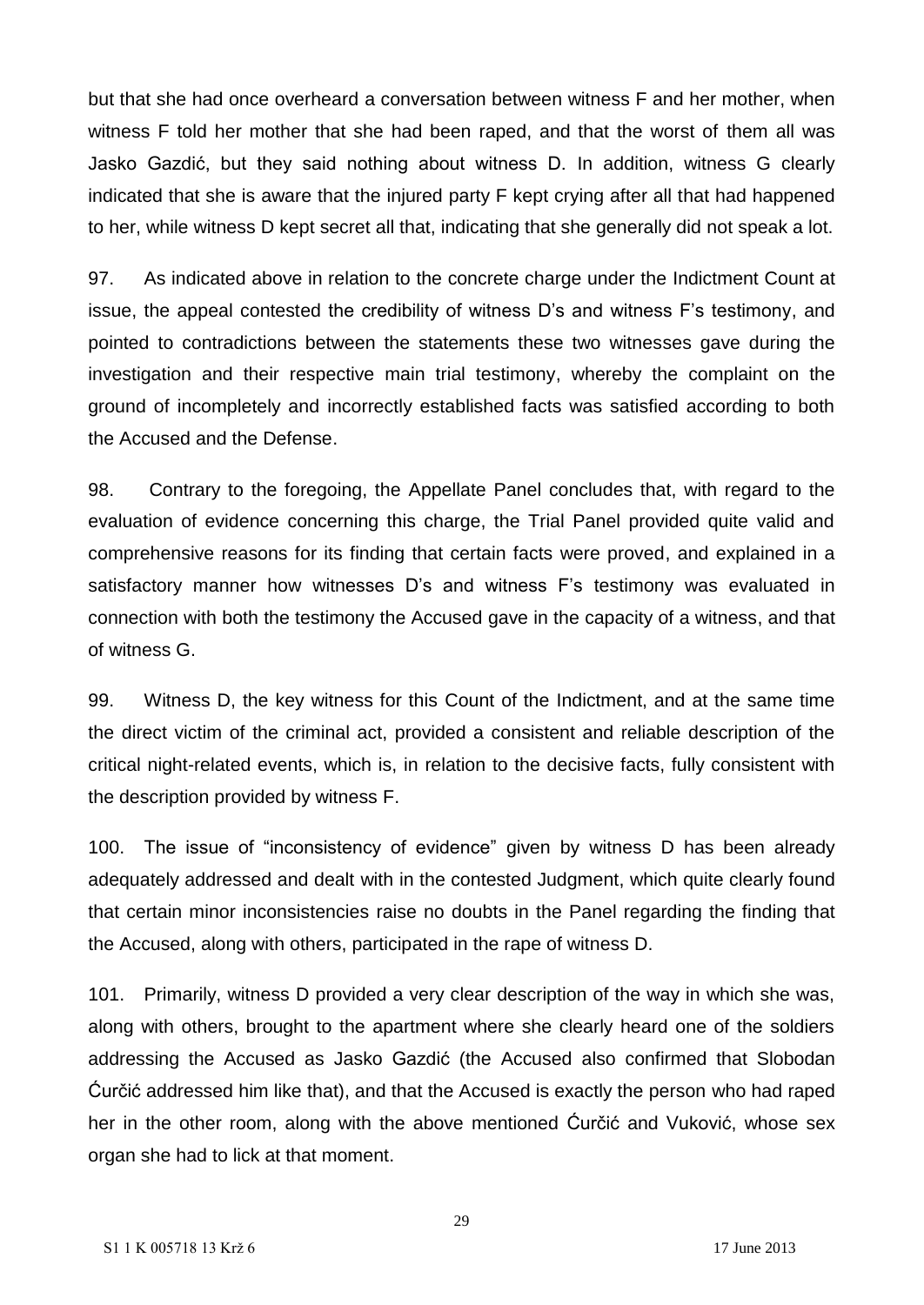but that she had once overheard a conversation between witness F and her mother, when witness F told her mother that she had been raped, and that the worst of them all was Jasko Gazdić, but they said nothing about witness D. In addition, witness G clearly indicated that she is aware that the injured party F kept crying after all that had happened to her, while witness D kept secret all that, indicating that she generally did not speak a lot.

97. As indicated above in relation to the concrete charge under the Indictment Count at issue, the appeal contested the credibility of witness D's and witness F's testimony, and pointed to contradictions between the statements these two witnesses gave during the investigation and their respective main trial testimony, whereby the complaint on the ground of incompletely and incorrectly established facts was satisfied according to both the Accused and the Defense.

98. Contrary to the foregoing, the Appellate Panel concludes that, with regard to the evaluation of evidence concerning this charge, the Trial Panel provided quite valid and comprehensive reasons for its finding that certain facts were proved, and explained in a satisfactory manner how witnesses D's and witness F's testimony was evaluated in connection with both the testimony the Accused gave in the capacity of a witness, and that of witness G.

99. Witness D, the key witness for this Count of the Indictment, and at the same time the direct victim of the criminal act, provided a consistent and reliable description of the critical night-related events, which is, in relation to the decisive facts, fully consistent with the description provided by witness F.

100. The issue of "inconsistency of evidence" given by witness D has been already adequately addressed and dealt with in the contested Judgment, which quite clearly found that certain minor inconsistencies raise no doubts in the Panel regarding the finding that the Accused, along with others, participated in the rape of witness D.

101. Primarily, witness D provided a very clear description of the way in which she was, along with others, brought to the apartment where she clearly heard one of the soldiers addressing the Accused as Jasko Gazdić (the Accused also confirmed that Slobodan Ćurčić addressed him like that), and that the Accused is exactly the person who had raped her in the other room, along with the above mentioned Ćurčić and Vuković, whose sex organ she had to lick at that moment.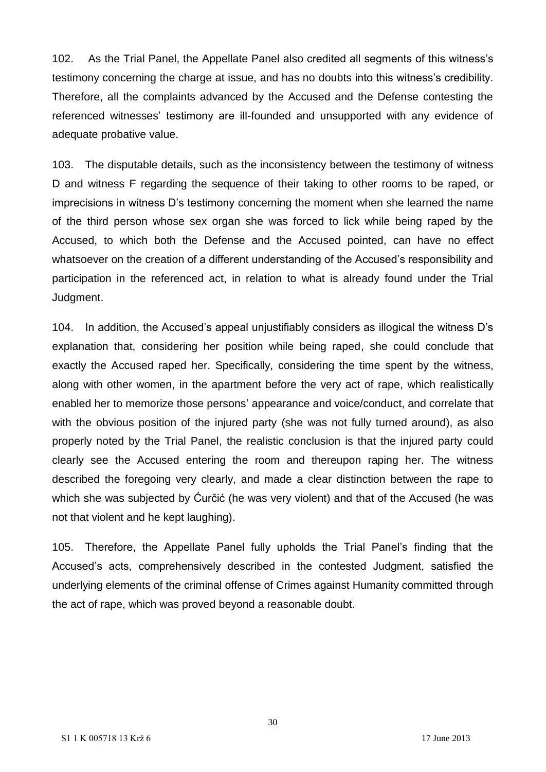102. As the Trial Panel, the Appellate Panel also credited all segments of this witness's testimony concerning the charge at issue, and has no doubts into this witness's credibility. Therefore, all the complaints advanced by the Accused and the Defense contesting the referenced witnesses' testimony are ill-founded and unsupported with any evidence of adequate probative value.

103. The disputable details, such as the inconsistency between the testimony of witness D and witness F regarding the sequence of their taking to other rooms to be raped, or imprecisions in witness D's testimony concerning the moment when she learned the name of the third person whose sex organ she was forced to lick while being raped by the Accused, to which both the Defense and the Accused pointed, can have no effect whatsoever on the creation of a different understanding of the Accused's responsibility and participation in the referenced act, in relation to what is already found under the Trial Judgment.

104. In addition, the Accused's appeal unjustifiably considers as illogical the witness D's explanation that, considering her position while being raped, she could conclude that exactly the Accused raped her. Specifically, considering the time spent by the witness, along with other women, in the apartment before the very act of rape, which realistically enabled her to memorize those persons' appearance and voice/conduct, and correlate that with the obvious position of the injured party (she was not fully turned around), as also properly noted by the Trial Panel, the realistic conclusion is that the injured party could clearly see the Accused entering the room and thereupon raping her. The witness described the foregoing very clearly, and made a clear distinction between the rape to which she was subjected by Ćurčić (he was very violent) and that of the Accused (he was not that violent and he kept laughing).

105. Therefore, the Appellate Panel fully upholds the Trial Panel's finding that the Accused's acts, comprehensively described in the contested Judgment, satisfied the underlying elements of the criminal offense of Crimes against Humanity committed through the act of rape, which was proved beyond a reasonable doubt.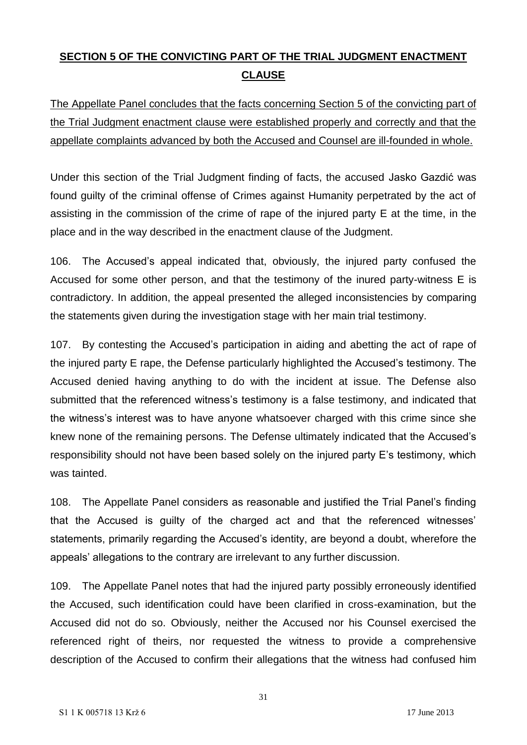## **SECTION 5 OF THE CONVICTING PART OF THE TRIAL JUDGMENT ENACTMENT CLAUSE**

<u>The Appellate Panel concludes that the facts concerning Section 5 of the convicting part of the Trial Judgment enactment clause were established properly and correctly and that the appellate complaints advanced by both the Accused and Counsel are ill-founded in whole.</u>

Under this section of the Trial Judgment finding of facts, the accused Jasko Gazdić was found guilty of the criminal offense of Crimes against Humanity perpetrated by the act of assisting in the commission of the crime of rape of the injured party E at the time, in the place and in the way described in the enactment clause of the Judgment.

106. The Accused's appeal indicated that, obviously, the injured party confused the Accused for some other person, and that the testimony of the inured party-witness E is contradictory. In addition, the appeal presented the alleged inconsistencies by comparing the statements given during the investigation stage with her main trial testimony.

107. By contesting the Accused's participation in aiding and abetting the act of rape of the injured party E rape, the Defense particularly highlighted the Accused's testimony. The Accused denied having anything to do with the incident at issue. The Defense also submitted that the referenced witness's testimony is a false testimony, and indicated that the witness's interest was to have anyone whatsoever charged with this crime since she knew none of the remaining persons. The Defense ultimately indicated that the Accused's responsibility should not have been based solely on the injured party E's testimony, which was tainted.

108. The Appellate Panel considers as reasonable and justified the Trial Panel's finding that the Accused is guilty of the charged act and that the referenced witnesses' statements, primarily regarding the Accused's identity, are beyond a doubt, wherefore the appeals' allegations to the contrary are irrelevant to any further discussion.

109. The Appellate Panel notes that had the injured party possibly erroneously identified the Accused, such identification could have been clarified in cross-examination, but the Accused did not do so. Obviously, neither the Accused nor his Counsel exercised the referenced right of theirs, nor requested the witness to provide a comprehensive description of the Accused to confirm their allegations that the witness had confused him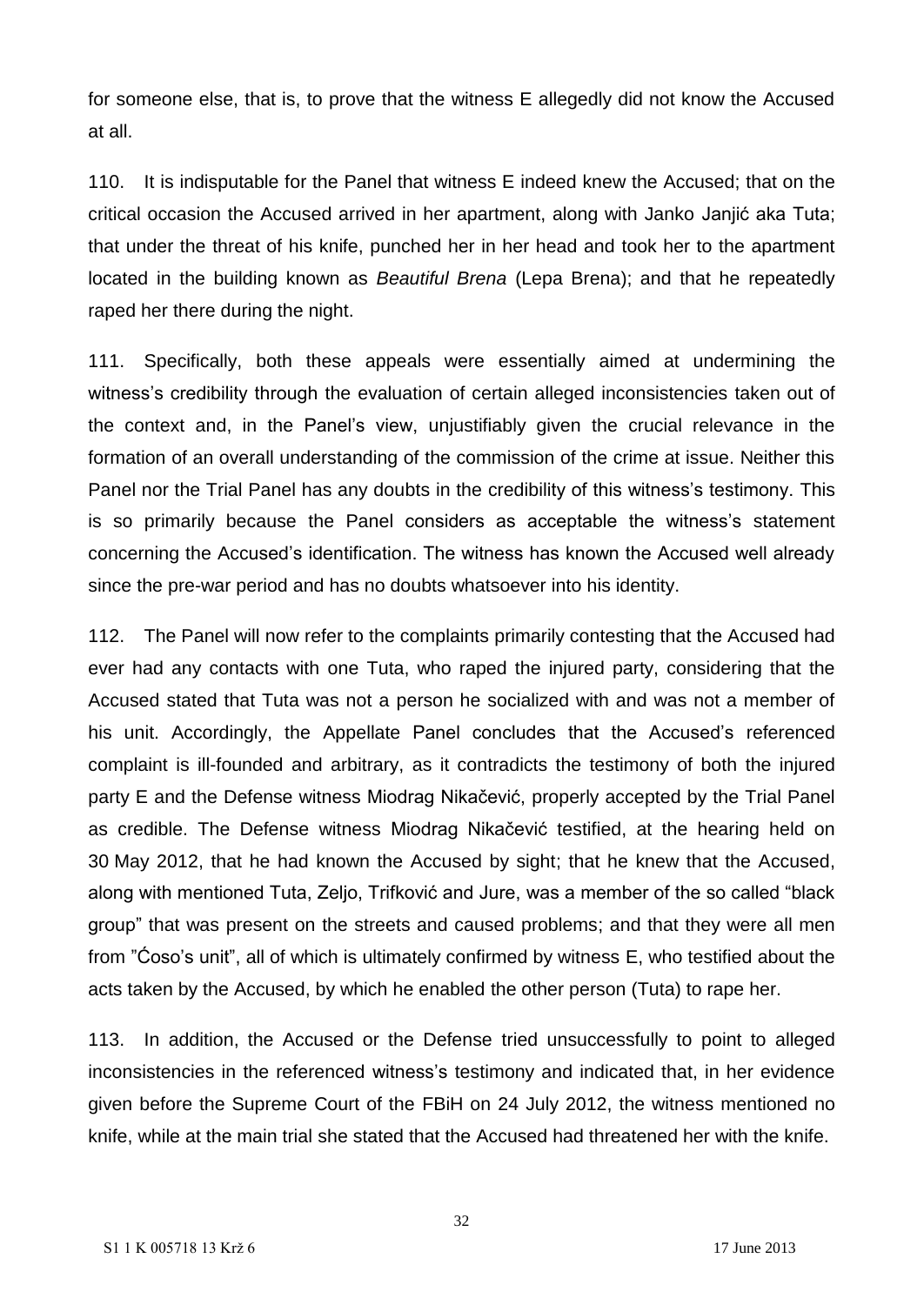for someone else, that is, to prove that the witness E allegedly did not know the Accused at all.

110. It is indisputable for the Panel that witness E indeed knew the Accused; that on the critical occasion the Accused arrived in her apartment, along with Janko Janjić aka Tuta; that under the threat of his knife, punched her in her head and took her to the apartment located in the building known as *Beautiful Brena* (Lepa Brena); and that he repeatedly raped her there during the night.

111. Specifically, both these appeals were essentially aimed at undermining the witness's credibility through the evaluation of certain alleged inconsistencies taken out of the context and, in the Panel's view, unjustifiably given the crucial relevance in the formation of an overall understanding of the commission of the crime at issue. Neither this Panel nor the Trial Panel has any doubts in the credibility of this witness's testimony. This is so primarily because the Panel considers as acceptable the witness's statement concerning the Accused's identification. The witness has known the Accused well already since the pre-war period and has no doubts whatsoever into his identity.

112. The Panel will now refer to the complaints primarily contesting that the Accused had ever had any contacts with one Tuta, who raped the injured party, considering that the Accused stated that Tuta was not a person he socialized with and was not a member of his unit. Accordingly, the Appellate Panel concludes that the Accused's referenced complaint is ill-founded and arbitrary, as it contradicts the testimony of both the injured party E and the Defense witness Miodrag Nikačević, properly accepted by the Trial Panel as credible. The Defense witness Miodrag Nikačević testified, at the hearing held on 30 May 2012, that he had known the Accused by sight; that he knew that the Accused, along with mentioned Tuta, Zeljo, Trifković and Jure, was a member of the so called "black group" that was present on the streets and caused problems; and that they were all men from "Ćoso's unit", all of which is ultimately confirmed by witness E, who testified about the acts taken by the Accused, by which he enabled the other person (Tuta) to rape her.

113. In addition, the Accused or the Defense tried unsuccessfully to point to alleged inconsistencies in the referenced witness's testimony and indicated that, in her evidence given before the Supreme Court of the FBiH on 24 July 2012, the witness mentioned no knife, while at the main trial she stated that the Accused had threatened her with the knife.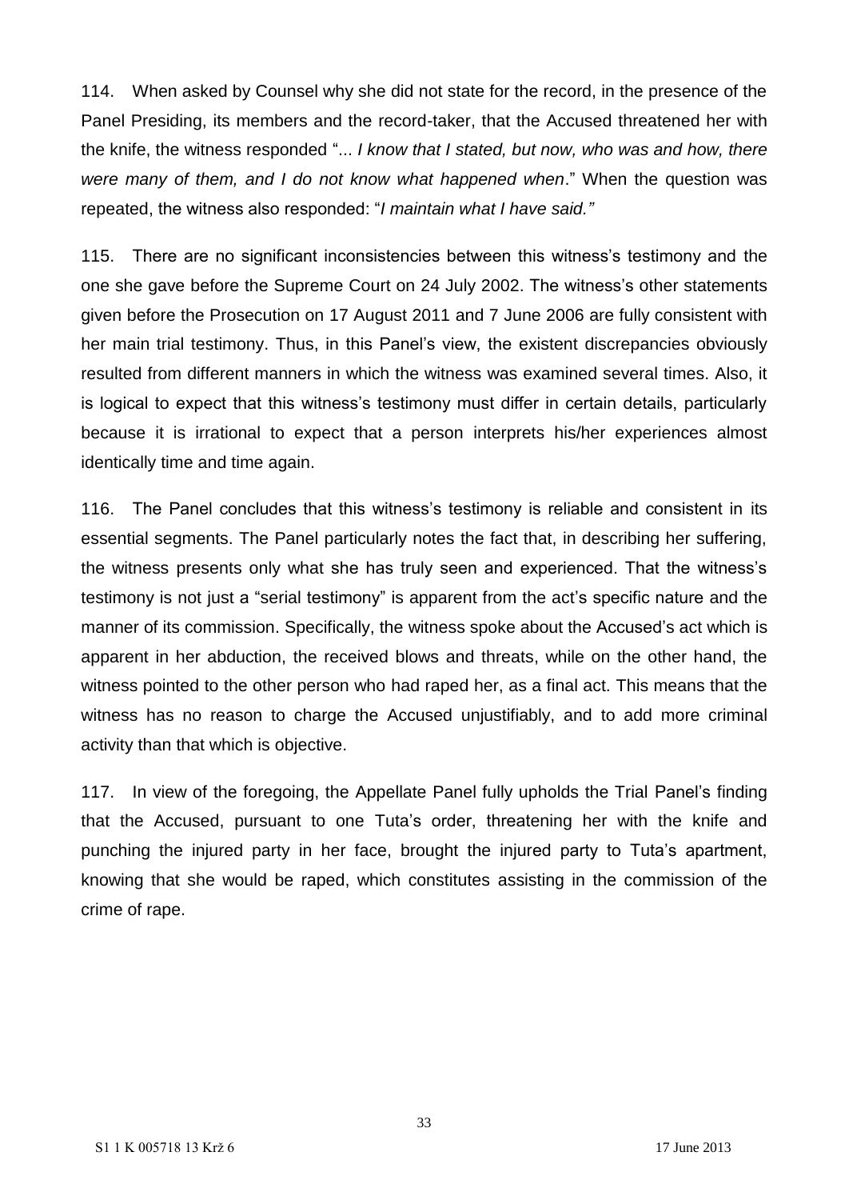114. When asked by Counsel why she did not state for the record, in the presence of the Panel Presiding, its members and the record-taker, that the Accused threatened her with the knife, the witness responded "... *I know that I stated, but now, who was and how, there were many of them, and I do not know what happened when*." When the question was repeated, the witness also responded: "*I maintain what I have said."*

115. There are no significant inconsistencies between this witness's testimony and the one she gave before the Supreme Court on 24 July 2002. The witness's other statements given before the Prosecution on 17 August 2011 and 7 June 2006 are fully consistent with her main trial testimony. Thus, in this Panel's view, the existent discrepancies obviously resulted from different manners in which the witness was examined several times. Also, it is logical to expect that this witness's testimony must differ in certain details, particularly because it is irrational to expect that a person interprets his/her experiences almost identically time and time again.

116. The Panel concludes that this witness's testimony is reliable and consistent in its essential segments. The Panel particularly notes the fact that, in describing her suffering, the witness presents only what she has truly seen and experienced. That the witness's testimony is not just a "serial testimony" is apparent from the act's specific nature and the manner of its commission. Specifically, the witness spoke about the Accused's act which is apparent in her abduction, the received blows and threats, while on the other hand, the witness pointed to the other person who had raped her, as a final act. This means that the witness has no reason to charge the Accused unjustifiably, and to add more criminal activity than that which is objective.

117. In view of the foregoing, the Appellate Panel fully upholds the Trial Panel's finding that the Accused, pursuant to one Tuta's order, threatening her with the knife and punching the injured party in her face, brought the injured party to Tuta's apartment, knowing that she would be raped, which constitutes assisting in the commission of the crime of rape.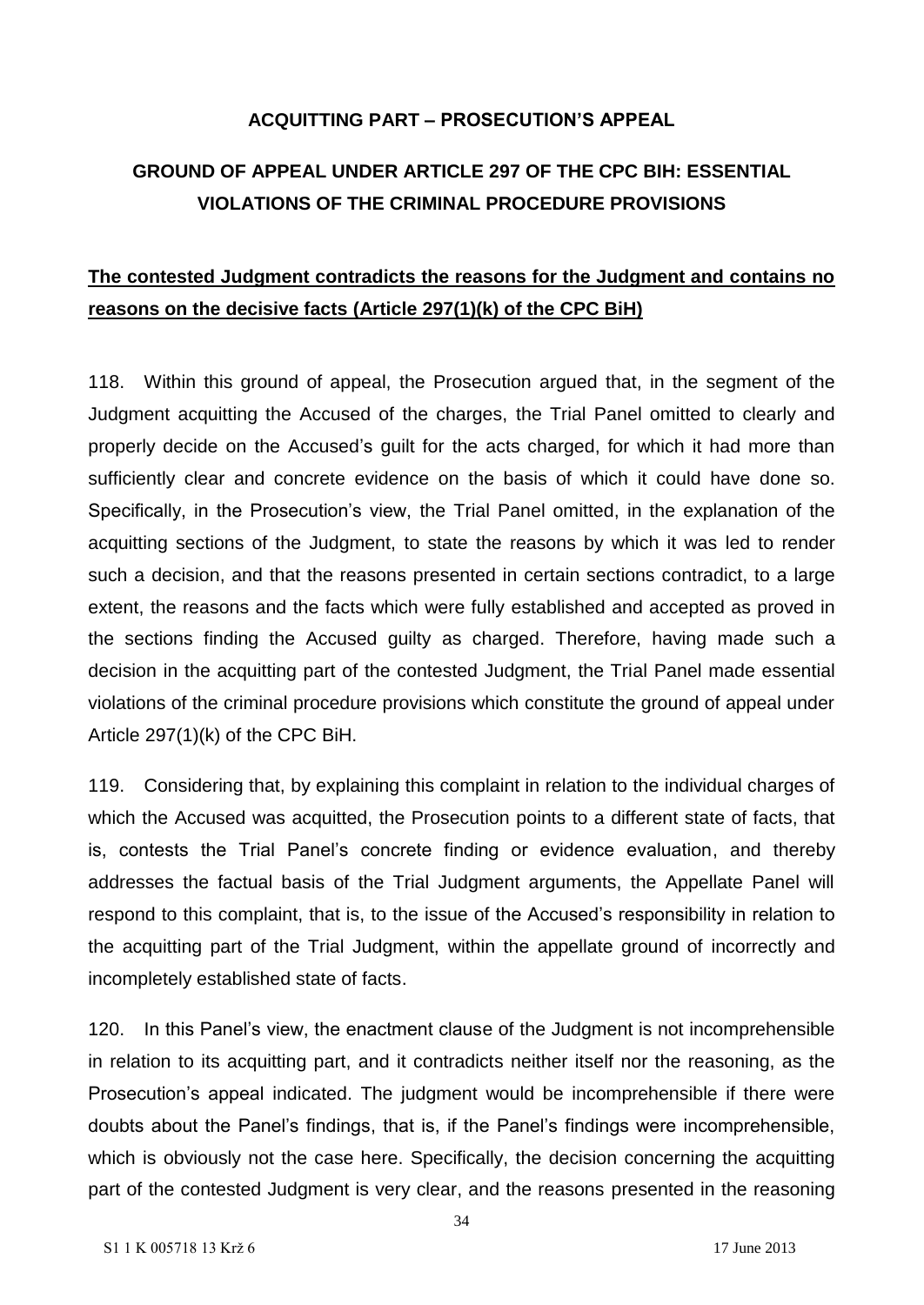**ACQUITTING PART – PROSECUTION'S APPEAL**

**GROUND OF APPEAL UNDER ARTICLE 297 OF THE CPC BIH: ESSENTIAL VIOLATIONS OF THE CRIMINAL PROCEDURE PROVISIONS**

**The contested Judgment contradicts the reasons for the Judgment and contains no reasons on the decisive facts (Article 297(1)(k) of the CPC BiH)**

118. Within this ground of appeal, the Prosecution argued that, in the segment of the Judgment acquitting the Accused of the charges, the Trial Panel omitted to clearly and properly decide on the Accused's guilt for the acts charged, for which it had more than sufficiently clear and concrete evidence on the basis of which it could have done so. Specifically, in the Prosecution's view, the Trial Panel omitted, in the explanation of the acquitting sections of the Judgment, to state the reasons by which it was led to render such a decision, and that the reasons presented in certain sections contradict, to a large extent, the reasons and the facts which were fully established and accepted as proved in the sections finding the Accused guilty as charged. Therefore, having made such a decision in the acquitting part of the contested Judgment, the Trial Panel made essential violations of the criminal procedure provisions which constitute the ground of appeal under Article 297(1)(k) of the CPC BiH.

119. Considering that, by explaining this complaint in relation to the individual charges of which the Accused was acquitted, the Prosecution points to a different state of facts, that is, contests the Trial Panel's concrete finding or evidence evaluation, and thereby addresses the factual basis of the Trial Judgment arguments, the Appellate Panel will respond to this complaint, that is, to the issue of the Accused's responsibility in relation to the acquitting part of the Trial Judgment, within the appellate ground of incorrectly and incompletely established state of facts.

120. In this Panel's view, the enactment clause of the Judgment is not incomprehensible in relation to its acquitting part, and it contradicts neither itself nor the reasoning, as the Prosecution's appeal indicated. The judgment would be incomprehensible if there were doubts about the Panel's findings, that is, if the Panel's findings were incomprehensible, which is obviously not the case here. Specifically, the decision concerning the acquitting part of the contested Judgment is very clear, and the reasons presented in the reasoning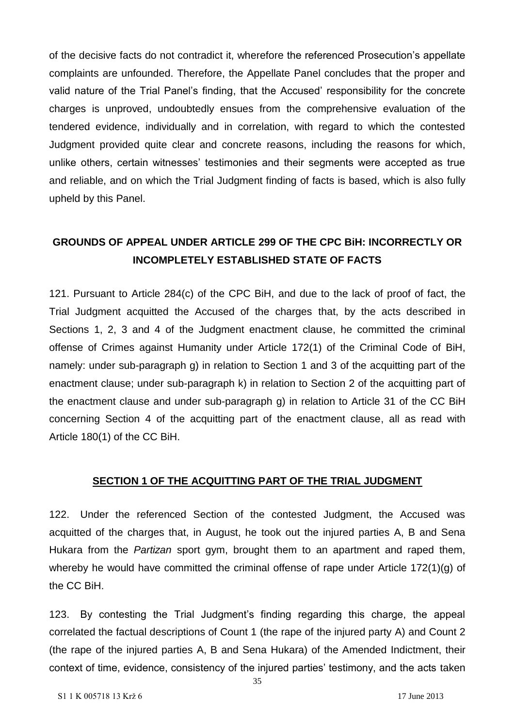of the decisive facts do not contradict it, wherefore the referenced Prosecution's appellate complaints are unfounded. Therefore, the Appellate Panel concludes that the proper and valid nature of the Trial Panel's finding, that the Accused' responsibility for the concrete charges is unproved, undoubtedly ensues from the comprehensive evaluation of the tendered evidence, individually and in correlation, with regard to which the contested Judgment provided quite clear and concrete reasons, including the reasons for which, unlike others, certain witnesses' testimonies and their segments were accepted as true and reliable, and on which the Trial Judgment finding of facts is based, which is also fully upheld by this Panel.

## GROUNDS OF APPEAL UNDER ARTICLE 299 OF THE CPC BiH: INCORRECTLY OR INCOMPLETELY ESTABLISHED STATE OF FACTS

121. Pursuant to Article 284(c) of the CPC BiH, and due to the lack of proof of fact, the Trial Judgment acquitted the Accused of the charges that, by the acts described in Sections 1, 2, 3 and 4 of the Judgment enactment clause, he committed the criminal offense of Crimes against Humanity under Article 172(1) of the Criminal Code of BiH, namely: under sub-paragraph g) in relation to Section 1 and 3 of the acquitting part of the enactment clause; under sub-paragraph k) in relation to Section 2 of the acquitting part of the enactment clause and under sub-paragraph g) in relation to Article 31 of the CC BiH concerning Section 4 of the acquitting part of the enactment clause, all as read with Article 180(1) of the CC BiH.

### SECTION 1 OF THE ACQUITTING PART OF THE TRIAL JUDGMENT

122. Under the referenced Section of the contested Judgment, the Accused was acquitted of the charges that, in August, he took out the injured parties A, B and Sena Hukara from the *Partizan* sport gym, brought them to an apartment and raped them, whereby he would have committed the criminal offense of rape under Article 172(1)(g) of the CC BiH.

123. By contesting the Trial Judgment's finding regarding this charge, the appeal correlated the factual descriptions of Count 1 (the rape of the injured party A) and Count 2 (the rape of the injured parties A, B and Sena Hukara) of the Amended Indictment, their context of time, evidence, consistency of the injured parties' testimony, and the acts taken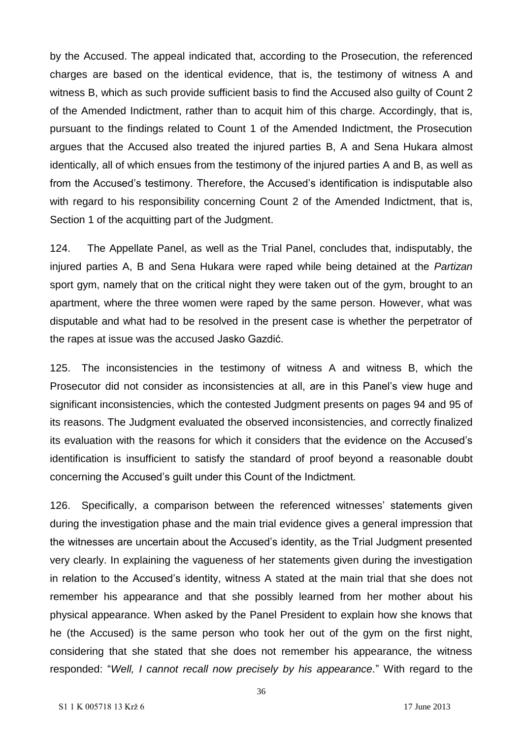by the Accused. The appeal indicated that, according to the Prosecution, the referenced charges are based on the identical evidence, that is, the testimony of witness A and witness B, which as such provide sufficient basis to find the Accused also guilty of Count 2 of the Amended Indictment, rather than to acquit him of this charge. Accordingly, that is, pursuant to the findings related to Count 1 of the Amended Indictment, the Prosecution argues that the Accused also treated the injured parties B, A and Sena Hukara almost identically, all of which ensues from the testimony of the injured parties A and B, as well as from the Accused's testimony. Therefore, the Accused's identification is indisputable also with regard to his responsibility concerning Count 2 of the Amended Indictment, that is, Section 1 of the acquitting part of the Judgment.

124. The Appellate Panel, as well as the Trial Panel, concludes that, indisputably, the injured parties A, B and Sena Hukara were raped while being detained at the *Partizan* sport gym, namely that on the critical night they were taken out of the gym, brought to an apartment, where the three women were raped by the same person. However, what was disputable and what had to be resolved in the present case is whether the perpetrator of the rapes at issue was the accused Jasko Gazdić.

125. The inconsistencies in the testimony of witness A and witness B, which the Prosecutor did not consider as inconsistencies at all, are in this Panel's view huge and significant inconsistencies, which the contested Judgment presents on pages 94 and 95 of its reasons. The Judgment evaluated the observed inconsistencies, and correctly finalized its evaluation with the reasons for which it considers that the evidence on the Accused's identification is insufficient to satisfy the standard of proof beyond a reasonable doubt concerning the Accused's guilt under this Count of the Indictment.

126. Specifically, a comparison between the referenced witnesses' statements given during the investigation phase and the main trial evidence gives a general impression that the witnesses are uncertain about the Accused's identity, as the Trial Judgment presented very clearly. In explaining the vagueness of her statements given during the investigation in relation to the Accused's identity, witness A stated at the main trial that she does not remember his appearance and that she possibly learned from her mother about his physical appearance. When asked by the Panel President to explain how she knows that he (the Accused) is the same person who took her out of the gym on the first night, considering that she stated that she does not remember his appearance, the witness responded: "*Well, I cannot recall now precisely by his appearance.*" With regard to the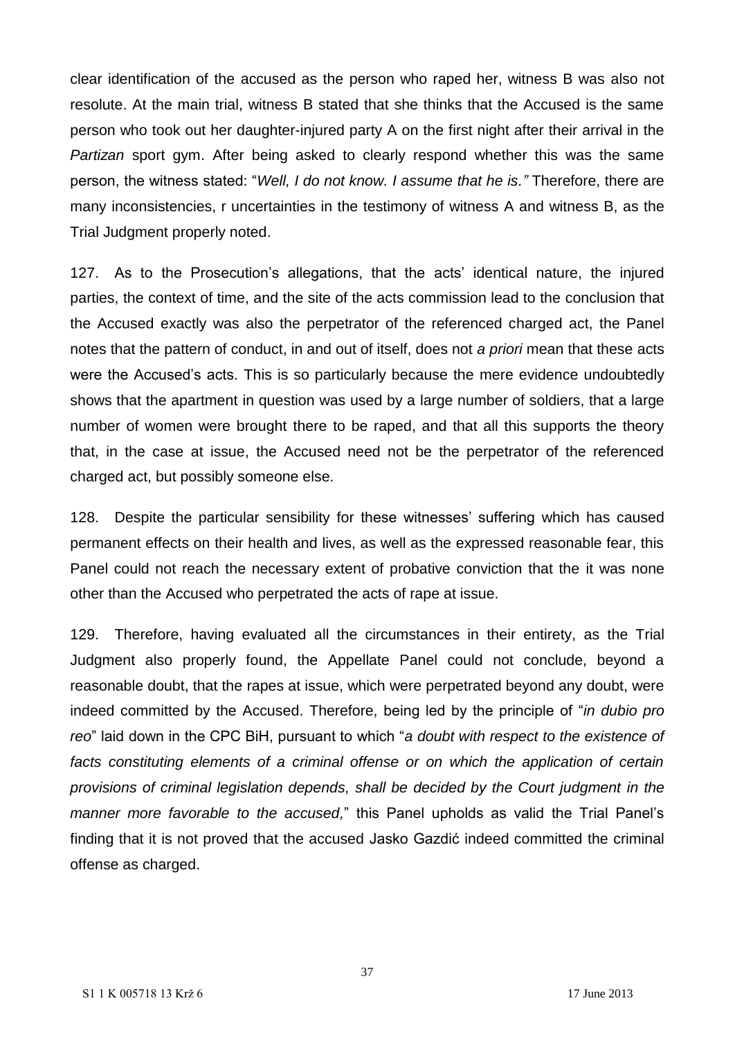clear identification of the accused as the person who raped her, witness B was also not resolute. At the main trial, witness B stated that she thinks that the Accused is the same person who took out her daughter-injured party A on the first night after their arrival in the *Partizan* sport gym. After being asked to clearly respond whether this was the same person, the witness stated: "*Well, I do not know. I assume that he is."* Therefore, there are many inconsistencies, r uncertainties in the testimony of witness A and witness B, as the Trial Judgment properly noted.

127. As to the Prosecution's allegations, that the acts' identical nature, the injured parties, the context of time, and the site of the acts commission lead to the conclusion that the Accused exactly was also the perpetrator of the referenced charged act, the Panel notes that the pattern of conduct, in and out of itself, does not *a priori* mean that these acts were the Accused's acts. This is so particularly because the mere evidence undoubtedly shows that the apartment in question was used by a large number of soldiers, that a large number of women were brought there to be raped, and that all this supports the theory that, in the case at issue, the Accused need not be the perpetrator of the referenced charged act, but possibly someone else.

128. Despite the particular sensibility for these witnesses' suffering which has caused permanent effects on their health and lives, as well as the expressed reasonable fear, this Panel could not reach the necessary extent of probative conviction that the it was none other than the Accused who perpetrated the acts of rape at issue.

129. Therefore, having evaluated all the circumstances in their entirety, as the Trial Judgment also properly found, the Appellate Panel could not conclude, beyond a reasonable doubt, that the rapes at issue, which were perpetrated beyond any doubt, were indeed committed by the Accused. Therefore, being led by the principle of "*in dubio pro reo*" laid down in the CPC BiH, pursuant to which "*a doubt with respect to the existence of facts constituting elements of a criminal offense or on which the application of certain provisions of criminal legislation depends, shall be decided by the Court judgment in the manner more favorable to the accused,*" this Panel upholds as valid the Trial Panel's finding that it is not proved that the accused Jasko Gazdić indeed committed the criminal offense as charged.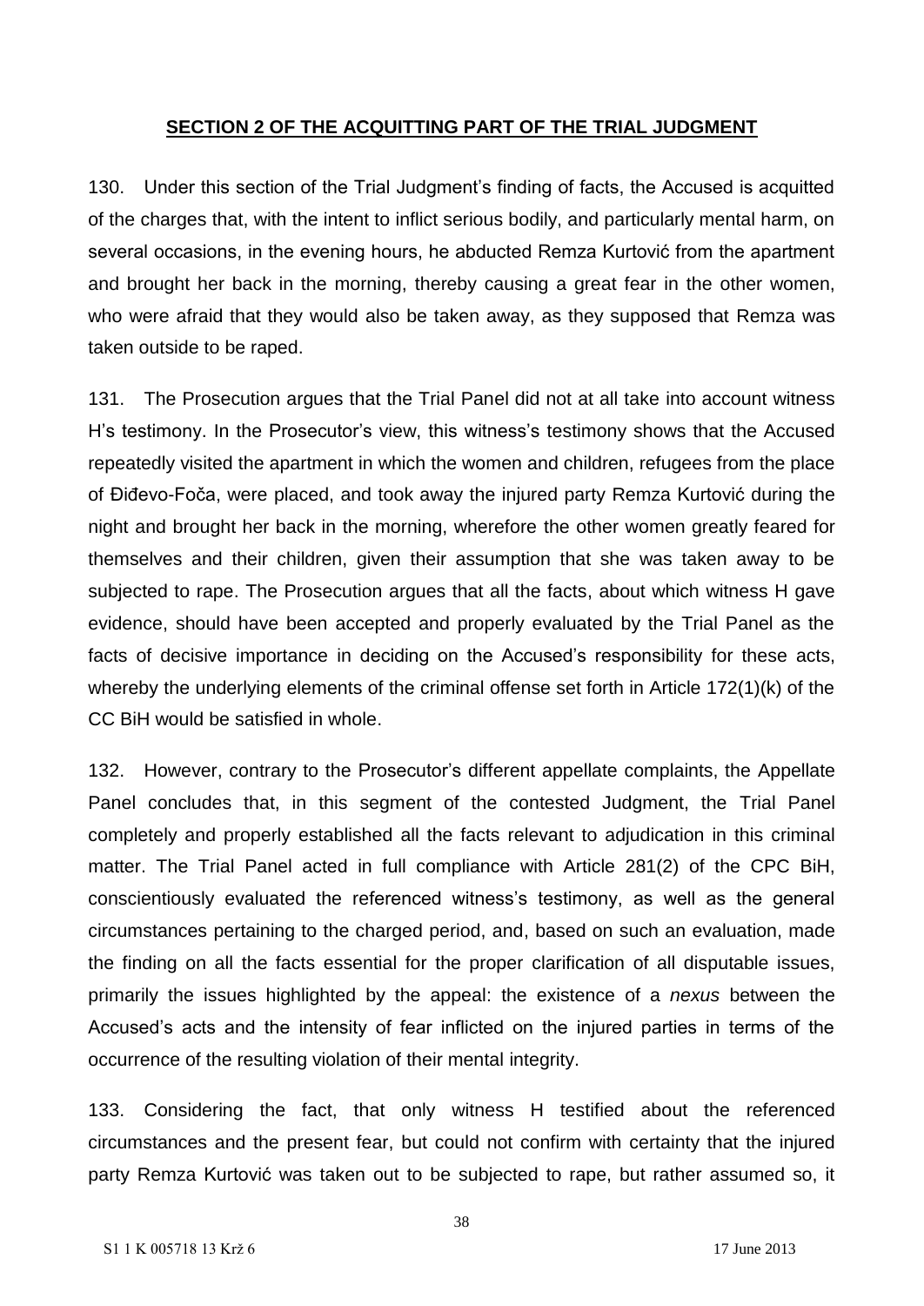## **SECTION 2 OF THE ACQUITTING PART OF THE TRIAL JUDGMENT**

130. Under this section of the Trial Judgment's finding of facts, the Accused is acquitted of the charges that, with the intent to inflict serious bodily, and particularly mental harm, on several occasions, in the evening hours, he abducted Remza Kurtović from the apartment and brought her back in the morning, thereby causing a great fear in the other women, who were afraid that they would also be taken away, as they supposed that Remza was taken outside to be raped.

131. The Prosecution argues that the Trial Panel did not at all take into account witness H's testimony. In the Prosecutor's view, this witness's testimony shows that the Accused repeatedly visited the apartment in which the women and children, refugees from the place of Điđevo-Foča, were placed, and took away the injured party Remza Kurtović during the night and brought her back in the morning, wherefore the other women greatly feared for themselves and their children, given their assumption that she was taken away to be subjected to rape. The Prosecution argues that all the facts, about which witness H gave evidence, should have been accepted and properly evaluated by the Trial Panel as the facts of decisive importance in deciding on the Accused's responsibility for these acts, whereby the underlying elements of the criminal offense set forth in Article 172(1)(k) of the CC BiH would be satisfied in whole.

132. However, contrary to the Prosecutor's different appellate complaints, the Appellate Panel concludes that, in this segment of the contested Judgment, the Trial Panel completely and properly established all the facts relevant to adjudication in this criminal matter. The Trial Panel acted in full compliance with Article 281(2) of the CPC BiH, conscientiously evaluated the referenced witness's testimony, as well as the general circumstances pertaining to the charged period, and, based on such an evaluation, made the finding on all the facts essential for the proper clarification of all disputable issues, primarily the issues highlighted by the appeal: the existence of a *nexus* between the Accused's acts and the intensity of fear inflicted on the injured parties in terms of the occurrence of the resulting violation of their mental integrity.

133. Considering the fact, that only witness H testified about the referenced circumstances and the present fear, but could not confirm with certainty that the injured party Remza Kurtović was taken out to be subjected to rape, but rather assumed so, it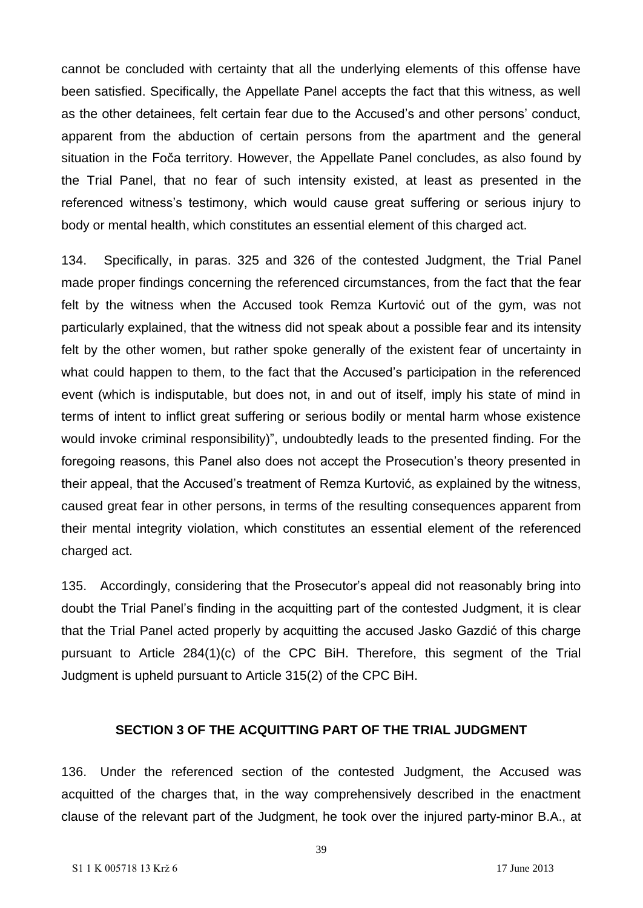cannot be concluded with certainty that all the underlying elements of this offense have been satisfied. Specifically, the Appellate Panel accepts the fact that this witness, as well as the other detainees, felt certain fear due to the Accused's and other persons' conduct, apparent from the abduction of certain persons from the apartment and the general situation in the Foča territory. However, the Appellate Panel concludes, as also found by the Trial Panel, that no fear of such intensity existed, at least as presented in the referenced witness's testimony, which would cause great suffering or serious injury to body or mental health, which constitutes an essential element of this charged act.

134. Specifically, in paras. 325 and 326 of the contested Judgment, the Trial Panel made proper findings concerning the referenced circumstances, from the fact that the fear felt by the witness when the Accused took Remza Kurtović out of the gym, was not particularly explained, that the witness did not speak about a possible fear and its intensity felt by the other women, but rather spoke generally of the existent fear of uncertainty in what could happen to them, to the fact that the Accused's participation in the referenced event (which is indisputable, but does not, in and out of itself, imply his state of mind in terms of intent to inflict great suffering or serious bodily or mental harm whose existence would invoke criminal responsibility)", undoubtedly leads to the presented finding. For the foregoing reasons, this Panel also does not accept the Prosecution's theory presented in their appeal, that the Accused's treatment of Remza Kurtović, as explained by the witness, caused great fear in other persons, in terms of the resulting consequences apparent from their mental integrity violation, which constitutes an essential element of the referenced charged act.

135. Accordingly, considering that the Prosecutor's appeal did not reasonably bring into doubt the Trial Panel's finding in the acquitting part of the contested Judgment, it is clear that the Trial Panel acted properly by acquitting the accused Jasko Gazdić of this charge pursuant to Article 284(1)(c) of the CPC BiH. Therefore, this segment of the Trial Judgment is upheld pursuant to Article 315(2) of the CPC BiH.

## SECTION 3 OF THE ACQUITTING PART OF THE TRIAL JUDGMENT

136. Under the referenced section of the contested Judgment, the Accused was acquitted of the charges that, in the way comprehensively described in the enactment clause of the relevant part of the Judgment, he took over the injured party-minor B.A., at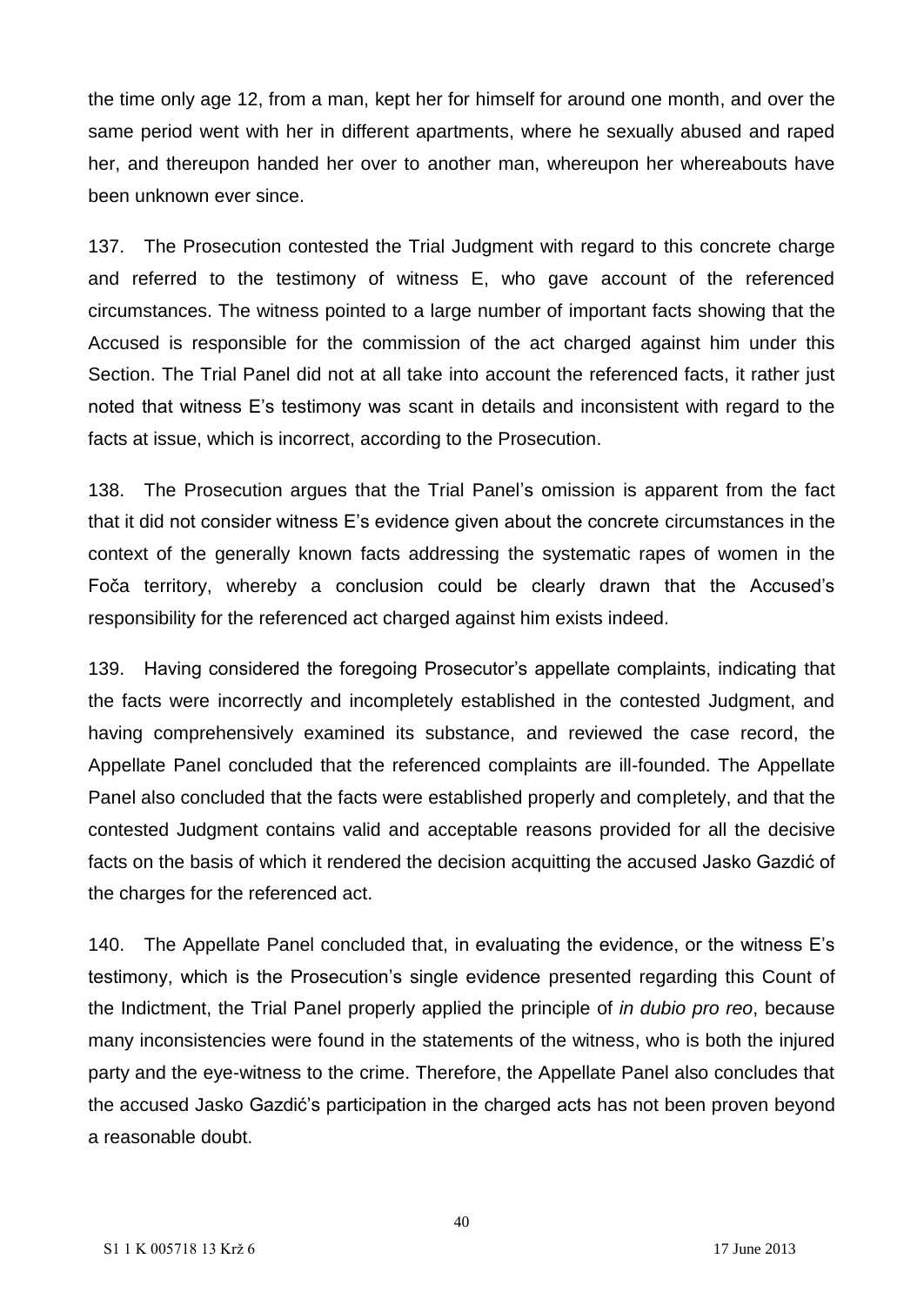the time only age 12, from a man, kept her for himself for around one month, and over the same period went with her in different apartments, where he sexually abused and raped her, and thereupon handed her over to another man, whereupon her whereabouts have been unknown ever since.

137. The Prosecution contested the Trial Judgment with regard to this concrete charge and referred to the testimony of witness E, who gave account of the referenced circumstances. The witness pointed to a large number of important facts showing that the Accused is responsible for the commission of the act charged against him under this Section. The Trial Panel did not at all take into account the referenced facts, it rather just noted that witness E's testimony was scant in details and inconsistent with regard to the facts at issue, which is incorrect, according to the Prosecution.

138. The Prosecution argues that the Trial Panel's omission is apparent from the fact that it did not consider witness E's evidence given about the concrete circumstances in the context of the generally known facts addressing the systematic rapes of women in the Foča territory, whereby a conclusion could be clearly drawn that the Accused's responsibility for the referenced act charged against him exists indeed.

139. Having considered the foregoing Prosecutor's appellate complaints, indicating that the facts were incorrectly and incompletely established in the contested Judgment, and having comprehensively examined its substance, and reviewed the case record, the Appellate Panel concluded that the referenced complaints are ill-founded. The Appellate Panel also concluded that the facts were established properly and completely, and that the contested Judgment contains valid and acceptable reasons provided for all the decisive facts on the basis of which it rendered the decision acquitting the accused Jasko Gazdić of the charges for the referenced act.

140. The Appellate Panel concluded that, in evaluating the evidence, or the witness E's testimony, which is the Prosecution's single evidence presented regarding this Count of the Indictment, the Trial Panel properly applied the principle of *in dubio pro reo*, because many inconsistencies were found in the statements of the witness, who is both the injured party and the eye-witness to the crime. Therefore, the Appellate Panel also concludes that the accused Jasko Gazdić's participation in the charged acts has not been proven beyond a reasonable doubt.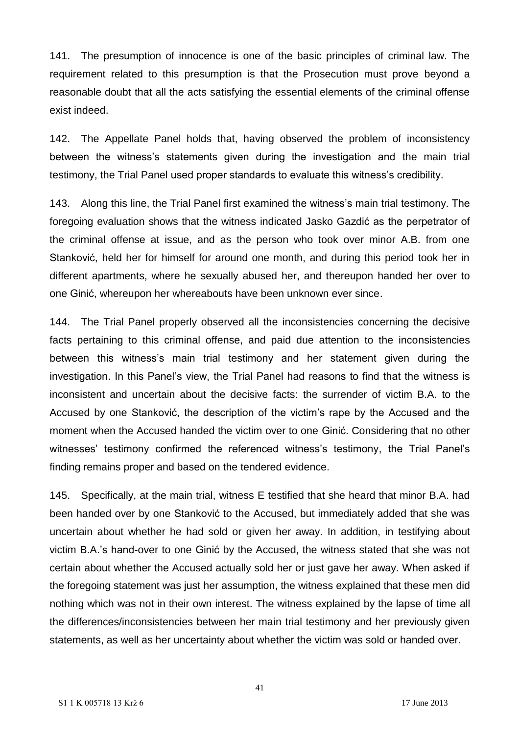141. The presumption of innocence is one of the basic principles of criminal law. The requirement related to this presumption is that the Prosecution must prove beyond a reasonable doubt that all the acts satisfying the essential elements of the criminal offense exist indeed.

142. The Appellate Panel holds that, having observed the problem of inconsistency between the witness's statements given during the investigation and the main trial testimony, the Trial Panel used proper standards to evaluate this witness's credibility.

143. Along this line, the Trial Panel first examined the witness's main trial testimony. The foregoing evaluation shows that the witness indicated Jasko Gazdić as the perpetrator of the criminal offense at issue, and as the person who took over minor A.B. from one Stanković, held her for himself for around one month, and during this period took her in different apartments, where he sexually abused her, and thereupon handed her over to one Ginić, whereupon her whereabouts have been unknown ever since.

144. The Trial Panel properly observed all the inconsistencies concerning the decisive facts pertaining to this criminal offense, and paid due attention to the inconsistencies between this witness's main trial testimony and her statement given during the investigation. In this Panel's view, the Trial Panel had reasons to find that the witness is inconsistent and uncertain about the decisive facts: the surrender of victim B.A. to the Accused by one Stanković, the description of the victim's rape by the Accused and the moment when the Accused handed the victim over to one Ginić. Considering that no other witnesses' testimony confirmed the referenced witness's testimony, the Trial Panel's finding remains proper and based on the tendered evidence.

145. Specifically, at the main trial, witness E testified that she heard that minor B.A. had been handed over by one Stanković to the Accused, but immediately added that she was uncertain about whether he had sold or given her away. In addition, in testifying about victim B.A.'s hand-over to one Ginić by the Accused, the witness stated that she was not certain about whether the Accused actually sold her or just gave her away. When asked if the foregoing statement was just her assumption, the witness explained that these men did nothing which was not in their own interest. The witness explained by the lapse of time all the differences/inconsistencies between her main trial testimony and her previously given statements, as well as her uncertainty about whether the victim was sold or handed over.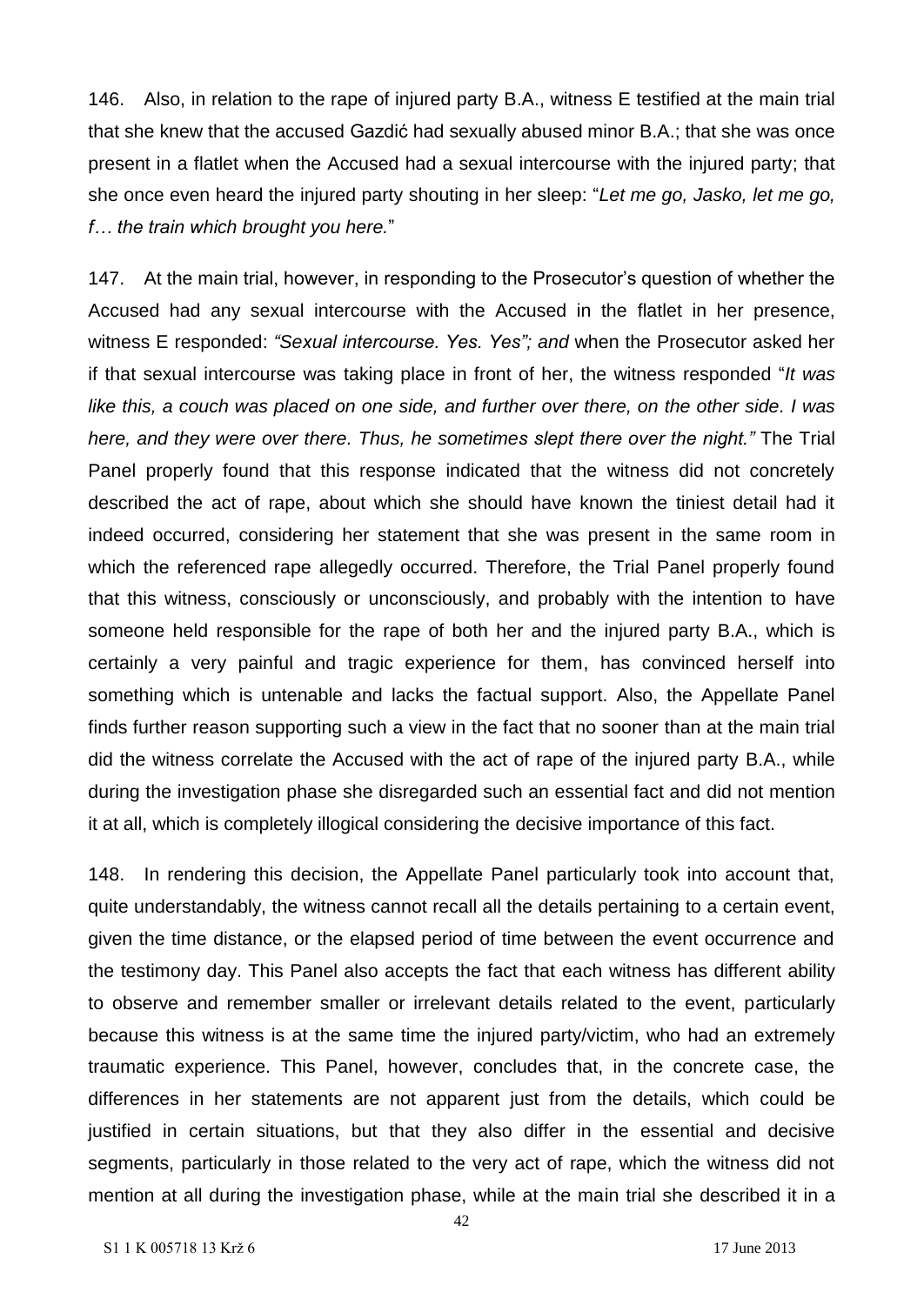146. Also, in relation to the rape of injured party B.A., witness E testified at the main trial that she knew that the accused Gazdić had sexually abused minor B.A.; that she was once present in a flatlet when the Accused had a sexual intercourse with the injured party; that she once even heard the injured party shouting in her sleep: "*Let me go, Jasko, let me go, f… the train which brought you here.*"

147. At the main trial, however, in responding to the Prosecutor's question of whether the Accused had any sexual intercourse with the Accused in the flatlet in her presence, witness E responded: *"Sexual intercourse. Yes. Yes"; and* when the Prosecutor asked her if that sexual intercourse was taking place in front of her, the witness responded "*It was like this, a couch was placed on one side, and further over there, on the other side. I was here, and they were over there. Thus, he sometimes slept there over the night."* The Trial Panel properly found that this response indicated that the witness did not concretely described the act of rape, about which she should have known the tiniest detail had it indeed occurred, considering her statement that she was present in the same room in which the referenced rape allegedly occurred. Therefore, the Trial Panel properly found that this witness, consciously or unconsciously, and probably with the intention to have someone held responsible for the rape of both her and the injured party B.A., which is certainly a very painful and tragic experience for them, has convinced herself into something which is untenable and lacks the factual support. Also, the Appellate Panel finds further reason supporting such a view in the fact that no sooner than at the main trial did the witness correlate the Accused with the act of rape of the injured party B.A., while during the investigation phase she disregarded such an essential fact and did not mention it at all, which is completely illogical considering the decisive importance of this fact.

148. In rendering this decision, the Appellate Panel particularly took into account that, quite understandably, the witness cannot recall all the details pertaining to a certain event, given the time distance, or the elapsed period of time between the event occurrence and the testimony day. This Panel also accepts the fact that each witness has different ability to observe and remember smaller or irrelevant details related to the event, particularly because this witness is at the same time the injured party/victim, who had an extremely traumatic experience. This Panel, however, concludes that, in the concrete case, the differences in her statements are not apparent just from the details, which could be justified in certain situations, but that they also differ in the essential and decisive segments, particularly in those related to the very act of rape, which the witness did not mention at all during the investigation phase, while at the main trial she described it in a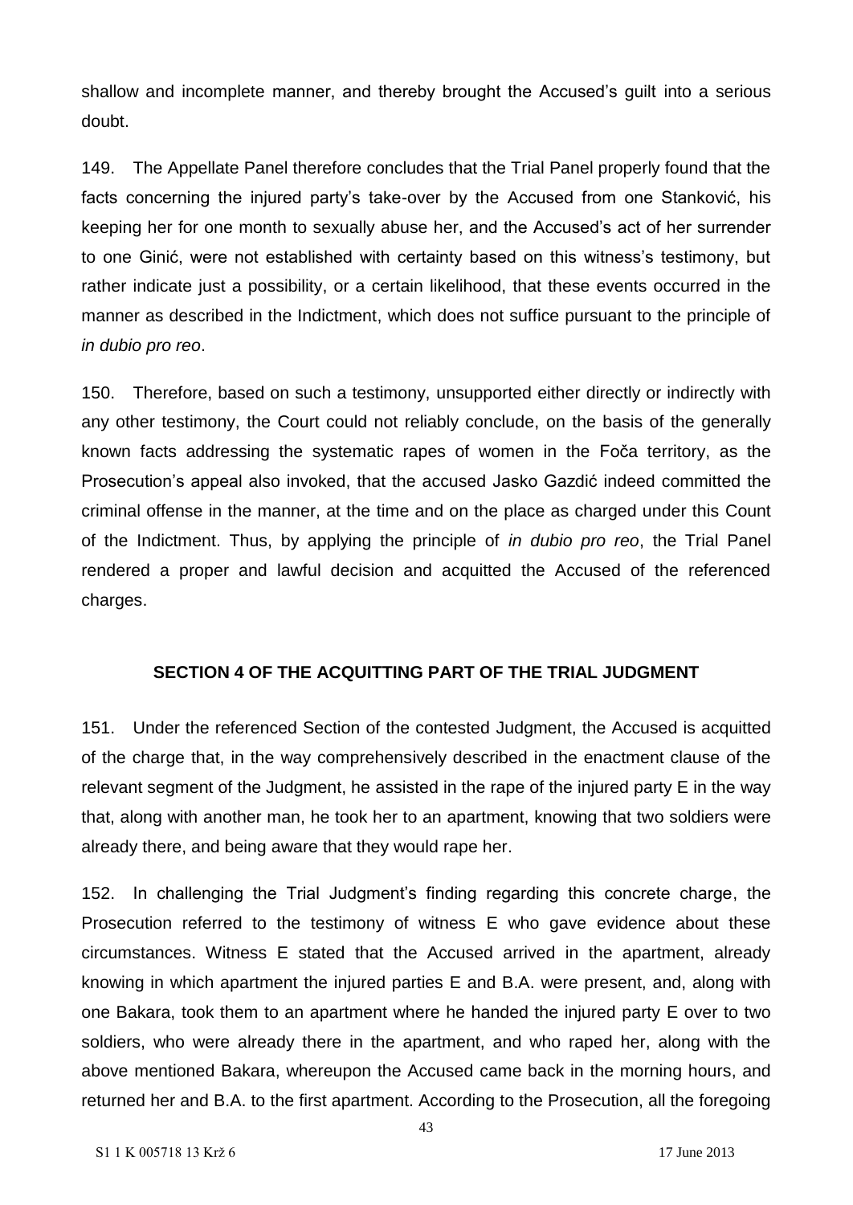shallow and incomplete manner, and thereby brought the Accused's guilt into a serious doubt.

149. The Appellate Panel therefore concludes that the Trial Panel properly found that the facts concerning the injured party's take-over by the Accused from one Stanković, his keeping her for one month to sexually abuse her, and the Accused's act of her surrender to one Ginić, were not established with certainty based on this witness's testimony, but rather indicate just a possibility, or a certain likelihood, that these events occurred in the manner as described in the Indictment, which does not suffice pursuant to the principle of *in dubio pro reo*.

150. Therefore, based on such a testimony, unsupported either directly or indirectly with any other testimony, the Court could not reliably conclude, on the basis of the generally known facts addressing the systematic rapes of women in the Foča territory, as the Prosecution's appeal also invoked, that the accused Jasko Gazdić indeed committed the criminal offense in the manner, at the time and on the place as charged under this Count of the Indictment. Thus, by applying the principle of *in dubio pro reo*, the Trial Panel rendered a proper and lawful decision and acquitted the Accused of the referenced charges.

## SECTION 4 OF THE ACQUITTING PART OF THE TRIAL JUDGMENT

151. Under the referenced Section of the contested Judgment, the Accused is acquitted of the charge that, in the way comprehensively described in the enactment clause of the relevant segment of the Judgment, he assisted in the rape of the injured party E in the way that, along with another man, he took her to an apartment, knowing that two soldiers were already there, and being aware that they would rape her.

152. In challenging the Trial Judgment's finding regarding this concrete charge, the Prosecution referred to the testimony of witness E who gave evidence about these circumstances. Witness E stated that the Accused arrived in the apartment, already knowing in which apartment the injured parties E and B.A. were present, and, along with one Bakara, took them to an apartment where he handed the injured party E over to two soldiers, who were already there in the apartment, and who raped her, along with the above mentioned Bakara, whereupon the Accused came back in the morning hours, and returned her and B.A. to the first apartment. According to the Prosecution, all the foregoing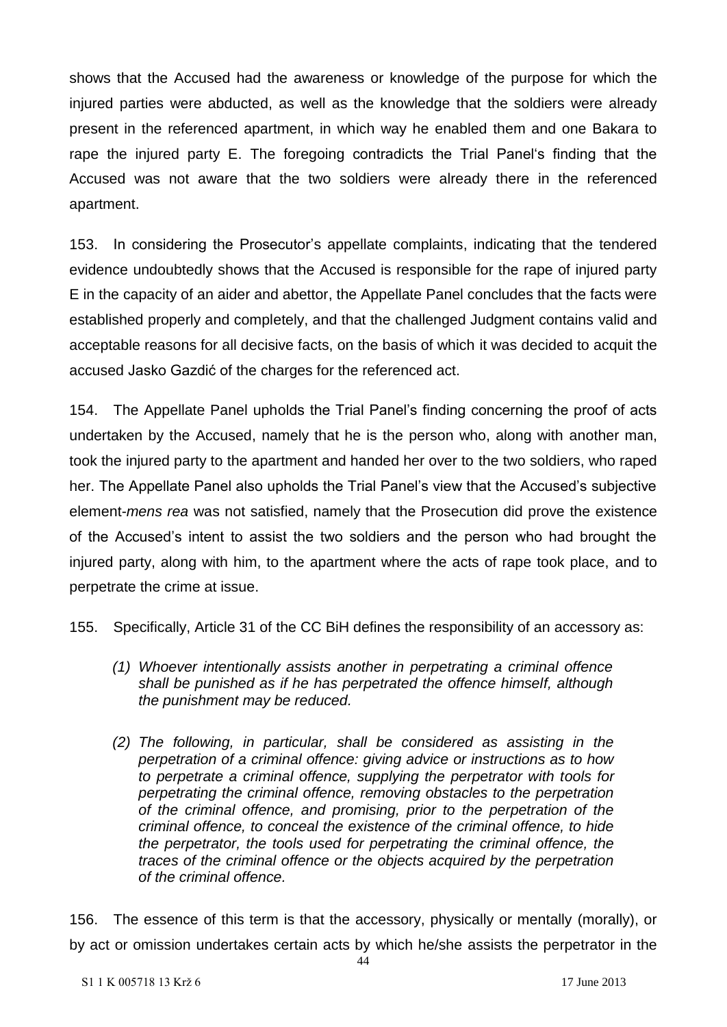shows that the Accused had the awareness or knowledge of the purpose for which the injured parties were abducted, as well as the knowledge that the soldiers were already present in the referenced apartment, in which way he enabled them and one Bakara to rape the injured party E. The foregoing contradicts the Trial Panel's finding that the Accused was not aware that the two soldiers were already there in the referenced apartment.

153. In considering the Prosecutor's appellate complaints, indicating that the tendered evidence undoubtedly shows that the Accused is responsible for the rape of injured party E in the capacity of an aider and abettor, the Appellate Panel concludes that the facts were established properly and completely, and that the challenged Judgment contains valid and acceptable reasons for all decisive facts, on the basis of which it was decided to acquit the accused Jasko Gazdić of the charges for the referenced act.

154. The Appellate Panel upholds the Trial Panel's finding concerning the proof of acts undertaken by the Accused, namely that he is the person who, along with another man, took the injured party to the apartment and handed her over to the two soldiers, who raped her. The Appellate Panel also upholds the Trial Panel's view that the Accused's subjective element-*mens rea* was not satisfied, namely that the Prosecution did prove the existence of the Accused's intent to assist the two soldiers and the person who had brought the injured party, along with him, to the apartment where the acts of rape took place, and to perpetrate the crime at issue.

155. Specifically, Article 31 of the CC BiH defines the responsibility of an accessory as:

> *(1) Whoever intentionally assists another in perpetrating a criminal offence shall be punished as if he has perpetrated the offence himself, although the punishment may be reduced.*
>
> *(2) The following, in particular, shall be considered as assisting in the perpetration of a criminal offence: giving advice or instructions as to how to perpetrate a criminal offence, supplying the perpetrator with tools for perpetrating the criminal offence, removing obstacles to the perpetration of the criminal offence, and promising, prior to the perpetration of the criminal offence, to conceal the existence of the criminal offence, to hide the perpetrator, the tools used for perpetrating the criminal offence, the traces of the criminal offence or the objects acquired by the perpetration of the criminal offence.*

156. The essence of this term is that the accessory, physically or mentally (morally), or by act or omission undertakes certain acts by which he/she assists the perpetrator in the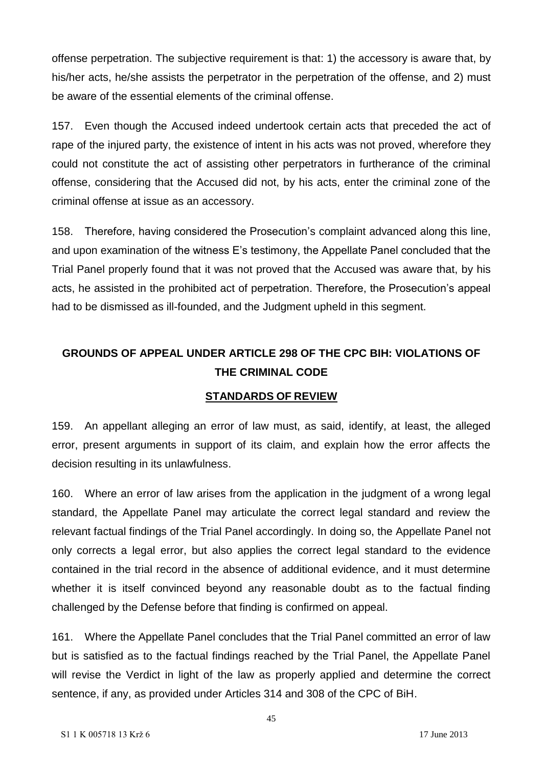offense perpetration. The subjective requirement is that: 1) the accessory is aware that, by his/her acts, he/she assists the perpetrator in the perpetration of the offense, and 2) must be aware of the essential elements of the criminal offense.

157. Even though the Accused indeed undertook certain acts that preceded the act of rape of the injured party, the existence of intent in his acts was not proved, wherefore they could not constitute the act of assisting other perpetrators in furtherance of the criminal offense, considering that the Accused did not, by his acts, enter the criminal zone of the criminal offense at issue as an accessory.

158. Therefore, having considered the Prosecution's complaint advanced along this line, and upon examination of the witness E's testimony, the Appellate Panel concluded that the Trial Panel properly found that it was not proved that the Accused was aware that, by his acts, he assisted in the prohibited act of perpetration. Therefore, the Prosecution's appeal had to be dismissed as ill-founded, and the Judgment upheld in this segment.

## GROUNDS OF APPEAL UNDER ARTICLE 298 OF THE CPC BIH: VIOLATIONS OF THE CRIMINAL CODE

### STANDARDS OF REVIEW

159. An appellant alleging an error of law must, as said, identify, at least, the alleged error, present arguments in support of its claim, and explain how the error affects the decision resulting in its unlawfulness.

160. Where an error of law arises from the application in the judgment of a wrong legal standard, the Appellate Panel may articulate the correct legal standard and review the relevant factual findings of the Trial Panel accordingly. In doing so, the Appellate Panel not only corrects a legal error, but also applies the correct legal standard to the evidence contained in the trial record in the absence of additional evidence, and it must determine whether it is itself convinced beyond any reasonable doubt as to the factual finding challenged by the Defense before that finding is confirmed on appeal.

161. Where the Appellate Panel concludes that the Trial Panel committed an error of law but is satisfied as to the factual findings reached by the Trial Panel, the Appellate Panel will revise the Verdict in light of the law as properly applied and determine the correct sentence, if any, as provided under Articles 314 and 308 of the CPC of BiH.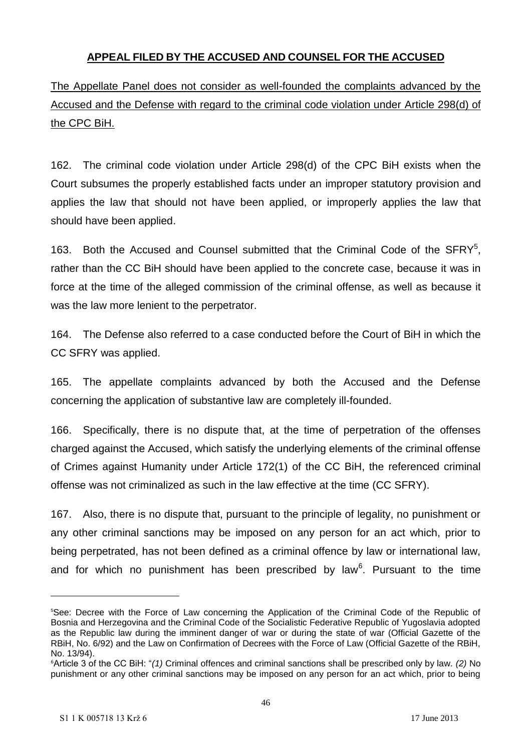## **APPEAL FILED BY THE ACCUSED AND COUNSEL FOR THE ACCUSED**

The Appellate Panel does not consider as well-founded the complaints advanced by the Accused and the Defense with regard to the criminal code violation under Article 298(d) of the CPC BiH.

162. The criminal code violation under Article 298(d) of the CPC BiH exists when the Court subsumes the properly established facts under an improper statutory provision and applies the law that should not have been applied, or improperly applies the law that should have been applied.

163. Both the Accused and Counsel submitted that the Criminal Code of the SFRY[5], rather than the CC BiH should have been applied to the concrete case, because it was in force at the time of the alleged commission of the criminal offense, as well as because it was the law more lenient to the perpetrator.

164. The Defense also referred to a case conducted before the Court of BiH in which the CC SFRY was applied.

165. The appellate complaints advanced by both the Accused and the Defense concerning the application of substantive law are completely ill-founded.

166. Specifically, there is no dispute that, at the time of perpetration of the offenses charged against the Accused, which satisfy the underlying elements of the criminal offense of Crimes against Humanity under Article 172(1) of the CC BiH, the referenced criminal offense was not criminalized as such in the law effective at the time (CC SFRY).

167. Also, there is no dispute that, pursuant to the principle of legality, no punishment or any other criminal sanctions may be imposed on any person for an act which, prior to being perpetrated, has not been defined as a criminal offence by law or international law, and for which no punishment has been prescribed by law[6]. Pursuant to the time

---

[5] See: Decree with the Force of Law concerning the Application of the Criminal Code of the Republic of Bosnia and Herzegovina and the Criminal Code of the Socialistic Federative Republic of Yugoslavia adopted as the Republic law during the imminent danger of war or during the state of war (Official Gazette of the RBiH, No. 6/92) and the Law on Confirmation of Decrees with the Force of Law (Official Gazette of the RBiH, No. 13/94).

[6] Article 3 of the CC BiH: "*(1)* Criminal offences and criminal sanctions shall be prescribed only by law. *(2)* No punishment or any other criminal sanctions may be imposed on any person for an act which, prior to being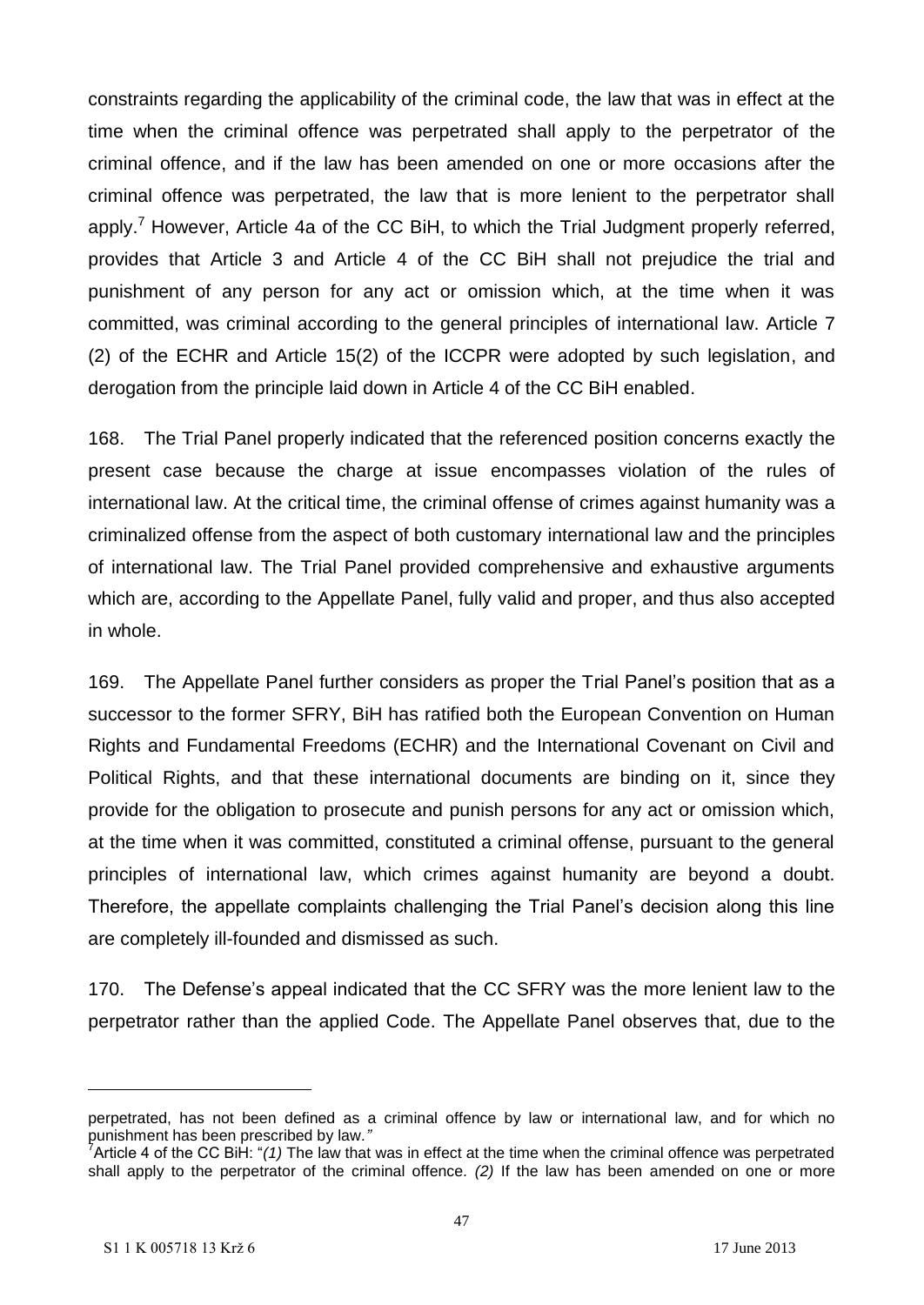constraints regarding the applicability of the criminal code, the law that was in effect at the time when the criminal offence was perpetrated shall apply to the perpetrator of the criminal offence, and if the law has been amended on one or more occasions after the criminal offence was perpetrated, the law that is more lenient to the perpetrator shall apply.[7] However, Article 4a of the CC BiH, to which the Trial Judgment properly referred, provides that Article 3 and Article 4 of the CC BiH shall not prejudice the trial and punishment of any person for any act or omission which, at the time when it was committed, was criminal according to the general principles of international law. Article 7 (2) of the ECHR and Article 15(2) of the ICCPR were adopted by such legislation, and derogation from the principle laid down in Article 4 of the CC BiH enabled.

168. The Trial Panel properly indicated that the referenced position concerns exactly the present case because the charge at issue encompasses violation of the rules of international law. At the critical time, the criminal offense of crimes against humanity was a criminalized offense from the aspect of both customary international law and the principles of international law. The Trial Panel provided comprehensive and exhaustive arguments which are, according to the Appellate Panel, fully valid and proper, and thus also accepted in whole.

169. The Appellate Panel further considers as proper the Trial Panel's position that as a successor to the former SFRY, BiH has ratified both the European Convention on Human Rights and Fundamental Freedoms (ECHR) and the International Covenant on Civil and Political Rights, and that these international documents are binding on it, since they provide for the obligation to prosecute and punish persons for any act or omission which, at the time when it was committed, constituted a criminal offense, pursuant to the general principles of international law, which crimes against humanity are beyond a doubt. Therefore, the appellate complaints challenging the Trial Panel's decision along this line are completely ill-founded and dismissed as such.

170. The Defense's appeal indicated that the CC SFRY was the more lenient law to the perpetrator rather than the applied Code. The Appellate Panel observes that, due to the

---

perpetrated, has not been defined as a criminal offence by law or international law, and for which no punishment has been prescribed by law.*"*

[7] Article 4 of the CC BiH: "*(1)* The law that was in effect at the time when the criminal offence was perpetrated shall apply to the perpetrator of the criminal offence. *(2)* If the law has been amended on one or more

S1 1 K 005718 13 Krž 6 — 17 June 2013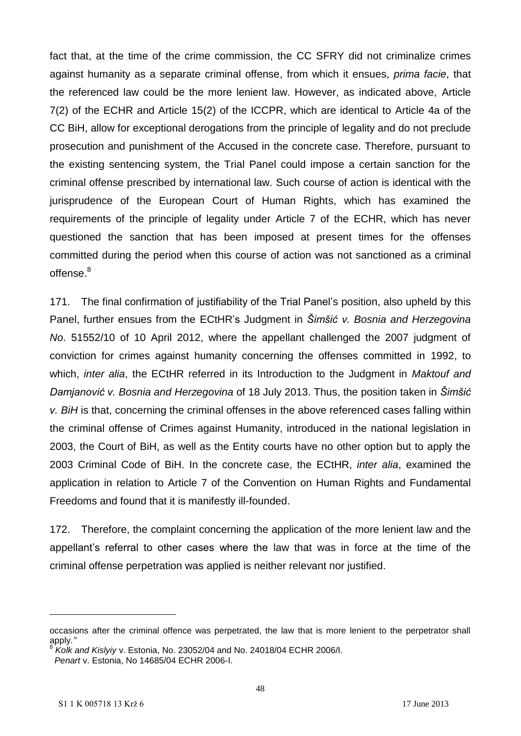fact that, at the time of the crime commission, the CC SFRY did not criminalize crimes against humanity as a separate criminal offense, from which it ensues, *prima facie*, that the referenced law could be the more lenient law. However, as indicated above, Article 7(2) of the ECHR and Article 15(2) of the ICCPR, which are identical to Article 4a of the CC BiH, allow for exceptional derogations from the principle of legality and do not preclude prosecution and punishment of the Accused in the concrete case. Therefore, pursuant to the existing sentencing system, the Trial Panel could impose a certain sanction for the criminal offense prescribed by international law. Such course of action is identical with the jurisprudence of the European Court of Human Rights, which has examined the requirements of the principle of legality under Article 7 of the ECHR, which has never questioned the sanction that has been imposed at present times for the offenses committed during the period when this course of action was not sanctioned as a criminal offense.[8]

171. The final confirmation of justifiability of the Trial Panel's position, also upheld by this Panel, further ensues from the ECtHR's Judgment in *Šimšić v. Bosnia and Herzegovina No*. 51552/10 of 10 April 2012, where the appellant challenged the 2007 judgment of conviction for crimes against humanity concerning the offenses committed in 1992, to which, *inter alia*, the ECtHR referred in its Introduction to the Judgment in *Maktouf and Damjanović v. Bosnia and Herzegovina* of 18 July 2013. Thus, the position taken in *Šimšić v. BiH* is that, concerning the criminal offenses in the above referenced cases falling within the criminal offense of Crimes against Humanity, introduced in the national legislation in 2003, the Court of BiH, as well as the Entity courts have no other option but to apply the 2003 Criminal Code of BiH. In the concrete case, the ECtHR, *inter alia*, examined the application in relation to Article 7 of the Convention on Human Rights and Fundamental Freedoms and found that it is manifestly ill-founded.

172. Therefore, the complaint concerning the application of the more lenient law and the appellant's referral to other cases where the law that was in force at the time of the criminal offense perpetration was applied is neither relevant nor justified.

---

occasions after the criminal offence was perpetrated, the law that is more lenient to the perpetrator shall apply.*"*

[8] *Kolk and Kislyiy* v. Estonia, No. 23052/04 and No. 24018/04 ECHR 2006/I.
*Penart* v. Estonia, No 14685/04 ECHR 2006-I.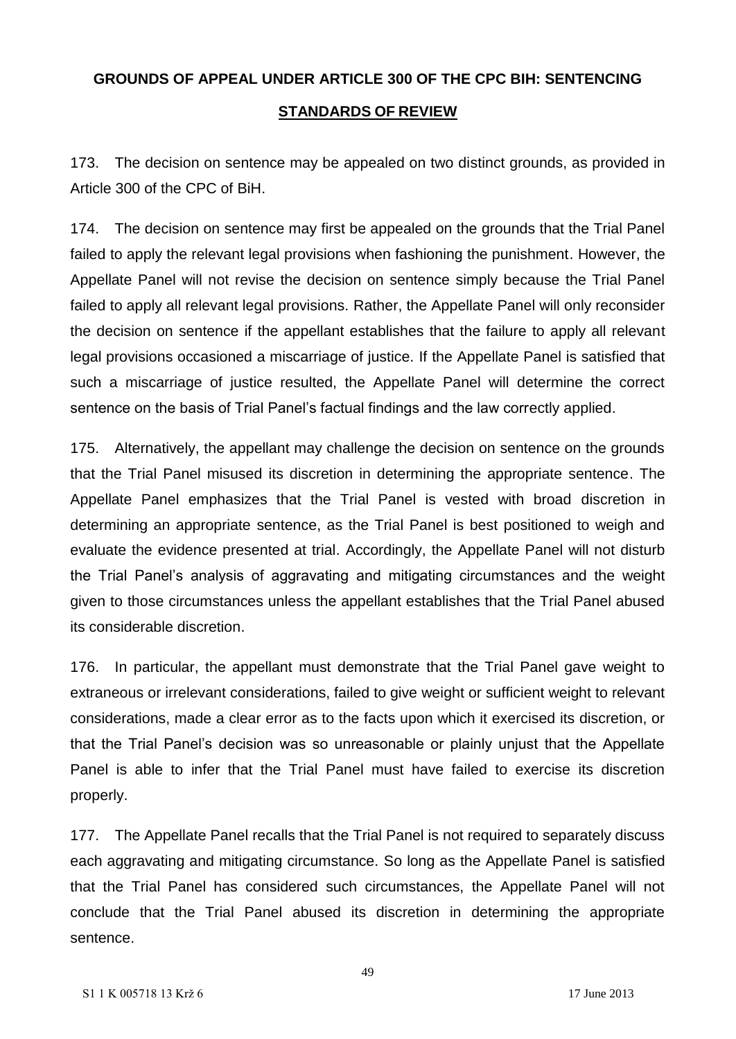## GROUNDS OF APPEAL UNDER ARTICLE 300 OF THE CPC BIH: SENTENCING

### STANDARDS OF REVIEW

173. The decision on sentence may be appealed on two distinct grounds, as provided in Article 300 of the CPC of BiH.

174. The decision on sentence may first be appealed on the grounds that the Trial Panel failed to apply the relevant legal provisions when fashioning the punishment. However, the Appellate Panel will not revise the decision on sentence simply because the Trial Panel failed to apply all relevant legal provisions. Rather, the Appellate Panel will only reconsider the decision on sentence if the appellant establishes that the failure to apply all relevant legal provisions occasioned a miscarriage of justice. If the Appellate Panel is satisfied that such a miscarriage of justice resulted, the Appellate Panel will determine the correct sentence on the basis of Trial Panel's factual findings and the law correctly applied.

175. Alternatively, the appellant may challenge the decision on sentence on the grounds that the Trial Panel misused its discretion in determining the appropriate sentence. The Appellate Panel emphasizes that the Trial Panel is vested with broad discretion in determining an appropriate sentence, as the Trial Panel is best positioned to weigh and evaluate the evidence presented at trial. Accordingly, the Appellate Panel will not disturb the Trial Panel's analysis of aggravating and mitigating circumstances and the weight given to those circumstances unless the appellant establishes that the Trial Panel abused its considerable discretion.

176. In particular, the appellant must demonstrate that the Trial Panel gave weight to extraneous or irrelevant considerations, failed to give weight or sufficient weight to relevant considerations, made a clear error as to the facts upon which it exercised its discretion, or that the Trial Panel's decision was so unreasonable or plainly unjust that the Appellate Panel is able to infer that the Trial Panel must have failed to exercise its discretion properly.

177. The Appellate Panel recalls that the Trial Panel is not required to separately discuss each aggravating and mitigating circumstance. So long as the Appellate Panel is satisfied that the Trial Panel has considered such circumstances, the Appellate Panel will not conclude that the Trial Panel abused its discretion in determining the appropriate sentence.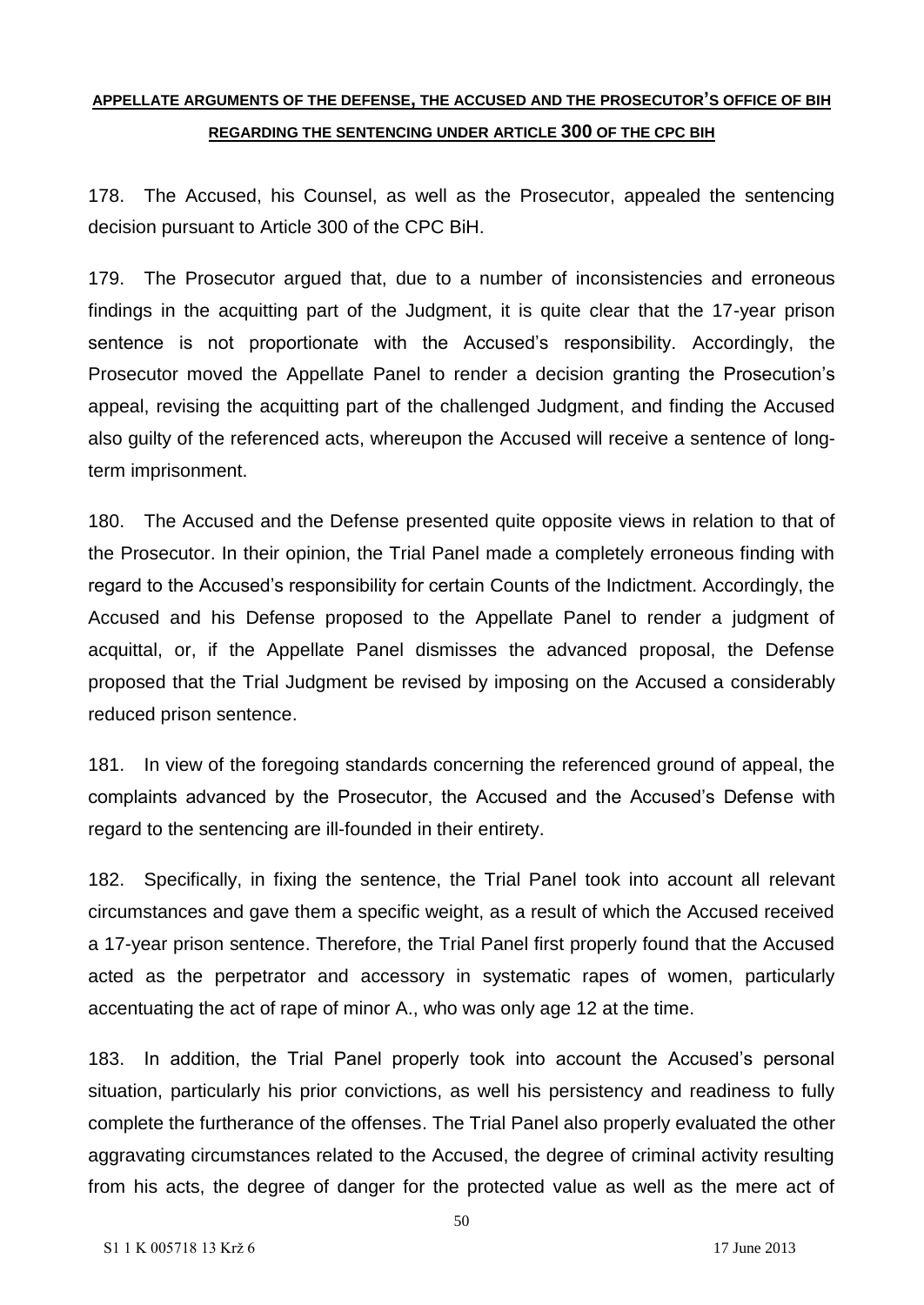**APPELLATE ARGUMENTS OF THE DEFENSE, THE ACCUSED AND THE PROSECUTOR'S OFFICE OF BIH REGARDING THE SENTENCING UNDER ARTICLE 300 OF THE CPC BIH**

178. The Accused, his Counsel, as well as the Prosecutor, appealed the sentencing decision pursuant to Article 300 of the CPC BiH.

179. The Prosecutor argued that, due to a number of inconsistencies and erroneous findings in the acquitting part of the Judgment, it is quite clear that the 17-year prison sentence is not proportionate with the Accused's responsibility. Accordingly, the Prosecutor moved the Appellate Panel to render a decision granting the Prosecution's appeal, revising the acquitting part of the challenged Judgment, and finding the Accused also guilty of the referenced acts, whereupon the Accused will receive a sentence of long-term imprisonment.

180. The Accused and the Defense presented quite opposite views in relation to that of the Prosecutor. In their opinion, the Trial Panel made a completely erroneous finding with regard to the Accused's responsibility for certain Counts of the Indictment. Accordingly, the Accused and his Defense proposed to the Appellate Panel to render a judgment of acquittal, or, if the Appellate Panel dismisses the advanced proposal, the Defense proposed that the Trial Judgment be revised by imposing on the Accused a considerably reduced prison sentence.

181. In view of the foregoing standards concerning the referenced ground of appeal, the complaints advanced by the Prosecutor, the Accused and the Accused's Defense with regard to the sentencing are ill-founded in their entirety.

182. Specifically, in fixing the sentence, the Trial Panel took into account all relevant circumstances and gave them a specific weight, as a result of which the Accused received a 17-year prison sentence. Therefore, the Trial Panel first properly found that the Accused acted as the perpetrator and accessory in systematic rapes of women, particularly accentuating the act of rape of minor A., who was only age 12 at the time.

183. In addition, the Trial Panel properly took into account the Accused's personal situation, particularly his prior convictions, as well his persistency and readiness to fully complete the furtherance of the offenses. The Trial Panel also properly evaluated the other aggravating circumstances related to the Accused, the degree of criminal activity resulting from his acts, the degree of danger for the protected value as well as the mere act of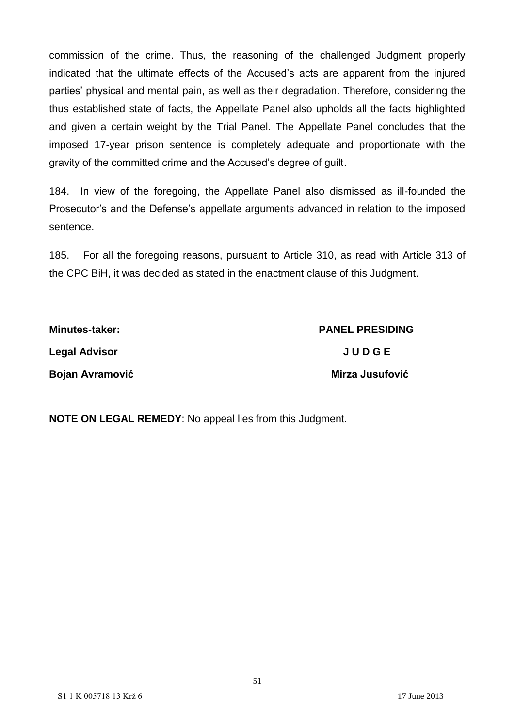commission of the crime. Thus, the reasoning of the challenged Judgment properly indicated that the ultimate effects of the Accused's acts are apparent from the injured parties' physical and mental pain, as well as their degradation. Therefore, considering the thus established state of facts, the Appellate Panel also upholds all the facts highlighted and given a certain weight by the Trial Panel. The Appellate Panel concludes that the imposed 17-year prison sentence is completely adequate and proportionate with the gravity of the committed crime and the Accused's degree of guilt.

184. In view of the foregoing, the Appellate Panel also dismissed as ill-founded the Prosecutor's and the Defense's appellate arguments advanced in relation to the imposed sentence.

185. For all the foregoing reasons, pursuant to Article 310, as read with Article 313 of the CPC BiH, it was decided as stated in the enactment clause of this Judgment.

| | |
|---|---|
| **Minutes-taker:** | **PANEL PRESIDING** |
| **Legal Advisor** | **J U D G E** |
| **Bojan Avramović** | **Mirza Jusufović** |

**NOTE ON LEGAL REMEDY**: No appeal lies from this Judgment.